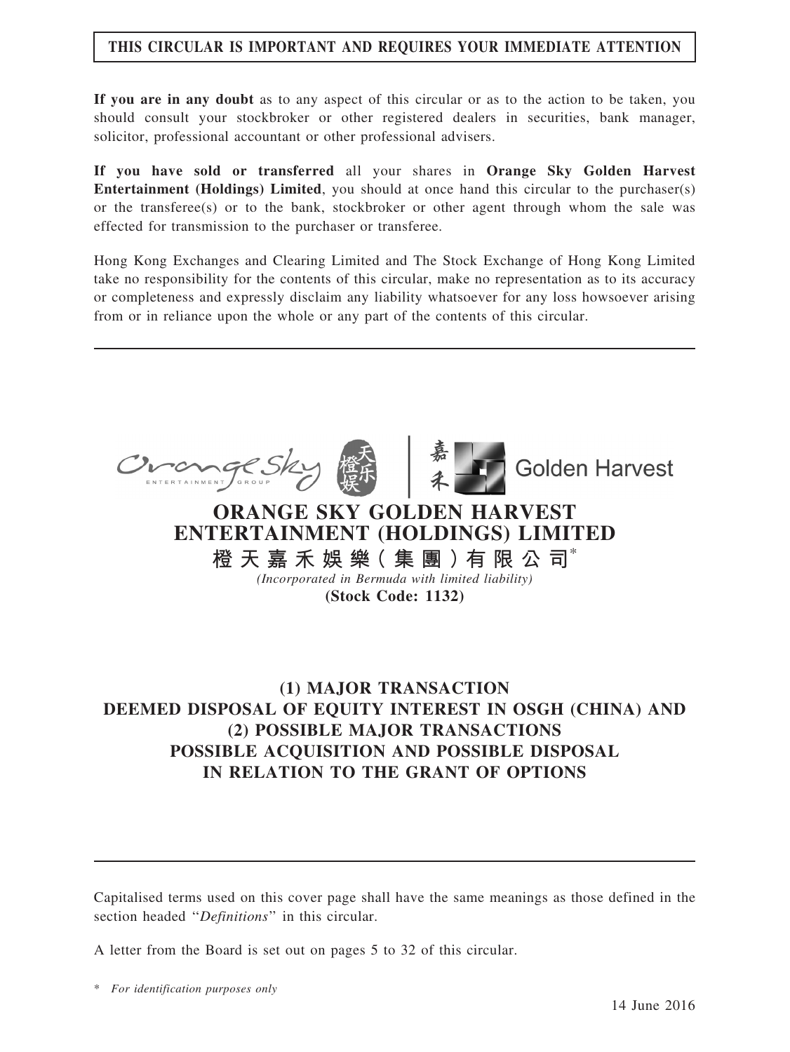**THIS CIRCULAR IS IMPORTANT AND REQUIRES YOUR IMMEDIATE ATTENTION**

**If you are in any doubt** as to any aspect of this circular or as to the action to be taken, you should consult your stockbroker or other registered dealers in securities, bank manager, solicitor, professional accountant or other professional advisers.

**If you have sold or transferred** all your shares in **Orange Sky Golden Harvest Entertainment (Holdings) Limited**, you should at once hand this circular to the purchaser(s) or the transferee(s) or to the bank, stockbroker or other agent through whom the sale was effected for transmission to the purchaser or transferee.

Hong Kong Exchanges and Clearing Limited and The Stock Exchange of Hong Kong Limited take no responsibility for the contents of this circular, make no representation as to its accuracy or completeness and expressly disclaim any liability whatsoever for any loss howsoever arising from or in reliance upon the whole or any part of the contents of this circular.

# ORANGE SKY GOLDEN HARVEST ENTERTAINMENT (HOLDINGS) LIMITED

## 橙天嘉禾娛樂(集團)有限公司*

*(Incorporated in Bermuda with limited liability)*

**(Stock Code: 1132)**

## (1) MAJOR TRANSACTION DEEMED DISPOSAL OF EQUITY INTEREST IN OSGH (CHINA) AND (2) POSSIBLE MAJOR TRANSACTIONS POSSIBLE ACQUISITION AND POSSIBLE DISPOSAL IN RELATION TO THE GRANT OF OPTIONS

Capitalised terms used on this cover page shall have the same meanings as those defined in the section headed "*Definitions*" in this circular.

A letter from the Board is set out on pages 5 to 32 of this circular.

\* *For identification purposes only*

14 June 2016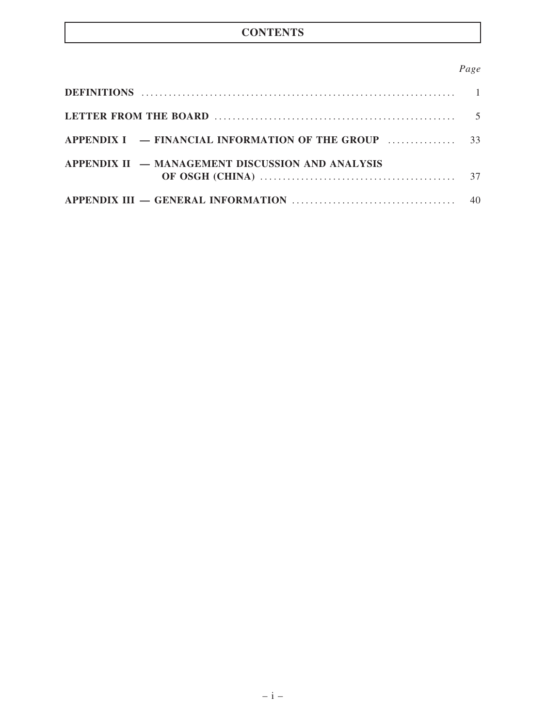# CONTENTS

| | *Page* |
|---|---|
| **DEFINITIONS** | 1 |
| **LETTER FROM THE BOARD** | 5 |
| **APPENDIX I — FINANCIAL INFORMATION OF THE GROUP** | 33 |
| **APPENDIX II — MANAGEMENT DISCUSSION AND ANALYSIS OF OSGH (CHINA)** | 37 |
| **APPENDIX III — GENERAL INFORMATION** | 40 |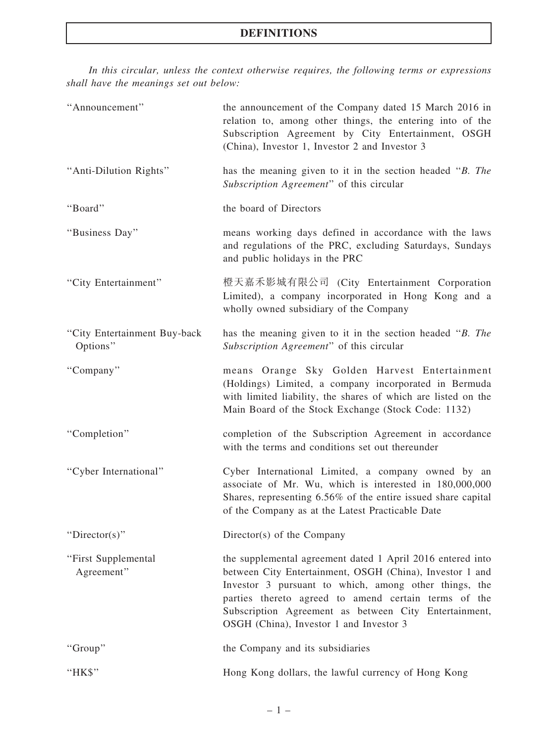# DEFINITIONS

*In this circular, unless the context otherwise requires, the following terms or expressions shall have the meanings set out below:*

| | |
|---|---|
| "Announcement" | the announcement of the Company dated 15 March 2016 in relation to, among other things, the entering into of the Subscription Agreement by City Entertainment, OSGH (China), Investor 1, Investor 2 and Investor 3 |
| "Anti-Dilution Rights" | has the meaning given to it in the section headed "*B. The Subscription Agreement*" of this circular |
| "Board" | the board of Directors |
| "Business Day" | means working days defined in accordance with the laws and regulations of the PRC, excluding Saturdays, Sundays and public holidays in the PRC |
| "City Entertainment" | 橙天嘉禾影城有限公司 (City Entertainment Corporation Limited), a company incorporated in Hong Kong and a wholly owned subsidiary of the Company |
| "City Entertainment Buy-back Options" | has the meaning given to it in the section headed "*B. The Subscription Agreement*" of this circular |
| "Company" | means Orange Sky Golden Harvest Entertainment (Holdings) Limited, a company incorporated in Bermuda with limited liability, the shares of which are listed on the Main Board of the Stock Exchange (Stock Code: 1132) |
| "Completion" | completion of the Subscription Agreement in accordance with the terms and conditions set out thereunder |
| "Cyber International" | Cyber International Limited, a company owned by an associate of Mr. Wu, which is interested in 180,000,000 Shares, representing 6.56% of the entire issued share capital of the Company as at the Latest Practicable Date |
| "Director(s)" | Director(s) of the Company |
| "First Supplemental Agreement" | the supplemental agreement dated 1 April 2016 entered into between City Entertainment, OSGH (China), Investor 1 and Investor 3 pursuant to which, among other things, the parties thereto agreed to amend certain terms of the Subscription Agreement as between City Entertainment, OSGH (China), Investor 1 and Investor 3 |
| "Group" | the Company and its subsidiaries |
| "HK$" | Hong Kong dollars, the lawful currency of Hong Kong |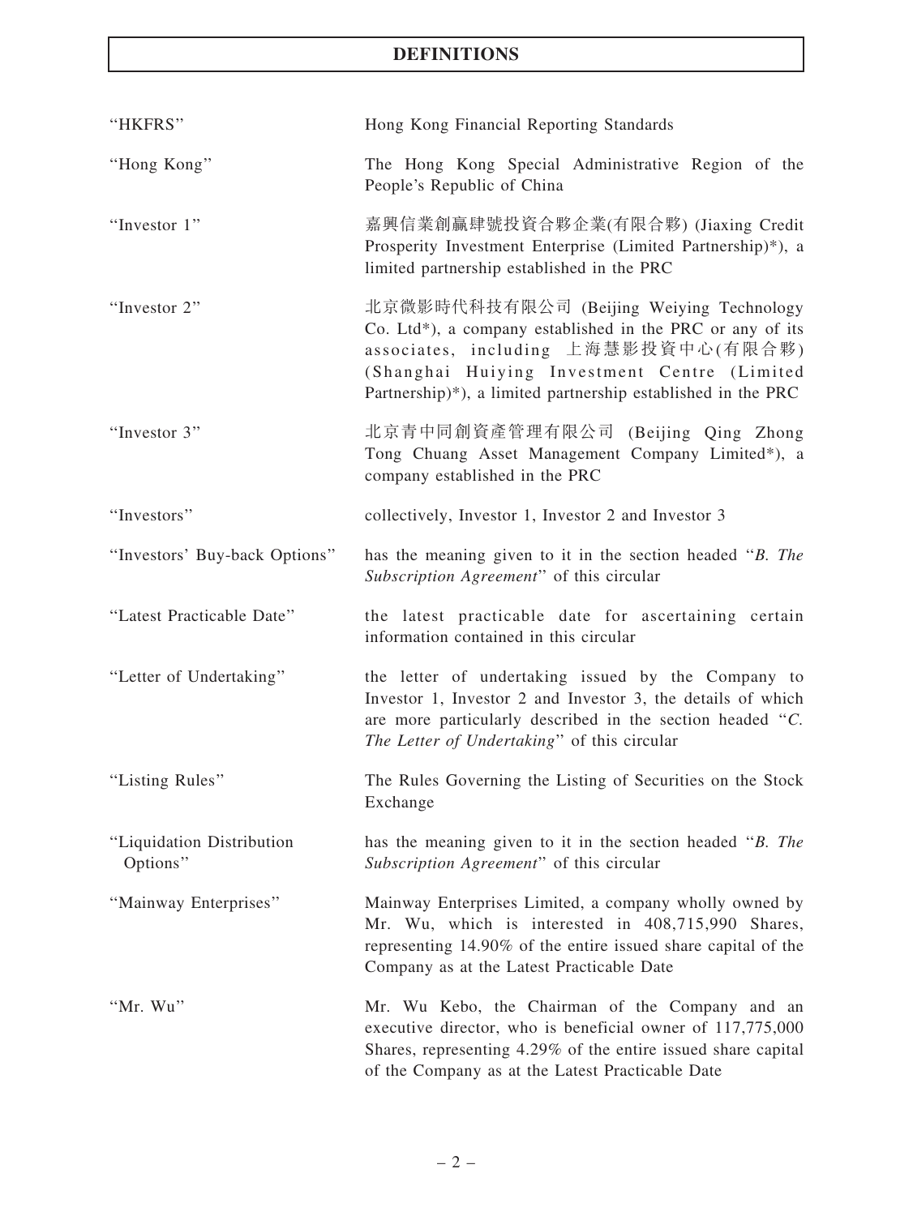## DEFINITIONS

| | |
|---|---|
| "HKFRS" | Hong Kong Financial Reporting Standards |
| "Hong Kong" | The Hong Kong Special Administrative Region of the People's Republic of China |
| "Investor 1" | 嘉興信業創贏肆號投資合夥企業(有限合夥) (Jiaxing Credit Prosperity Investment Enterprise (Limited Partnership)*), a limited partnership established in the PRC |
| "Investor 2" | 北京微影時代科技有限公司 (Beijing Weiying Technology Co. Ltd*), a company established in the PRC or any of its associates, including 上海慧影投資中心(有限合夥) (Shanghai Huiying Investment Centre (Limited Partnership)*), a limited partnership established in the PRC |
| "Investor 3" | 北京青中同創資產管理有限公司 (Beijing Qing Zhong Tong Chuang Asset Management Company Limited*), a company established in the PRC |
| "Investors" | collectively, Investor 1, Investor 2 and Investor 3 |
| "Investors' Buy-back Options" | has the meaning given to it in the section headed "*B. The Subscription Agreement*" of this circular |
| "Latest Practicable Date" | the latest practicable date for ascertaining certain information contained in this circular |
| "Letter of Undertaking" | the letter of undertaking issued by the Company to Investor 1, Investor 2 and Investor 3, the details of which are more particularly described in the section headed "*C. The Letter of Undertaking*" of this circular |
| "Listing Rules" | The Rules Governing the Listing of Securities on the Stock Exchange |
| "Liquidation Distribution Options" | has the meaning given to it in the section headed "*B. The Subscription Agreement*" of this circular |
| "Mainway Enterprises" | Mainway Enterprises Limited, a company wholly owned by Mr. Wu, which is interested in 408,715,990 Shares, representing 14.90% of the entire issued share capital of the Company as at the Latest Practicable Date |
| "Mr. Wu" | Mr. Wu Kebo, the Chairman of the Company and an executive director, who is beneficial owner of 117,775,000 Shares, representing 4.29% of the entire issued share capital of the Company as at the Latest Practicable Date |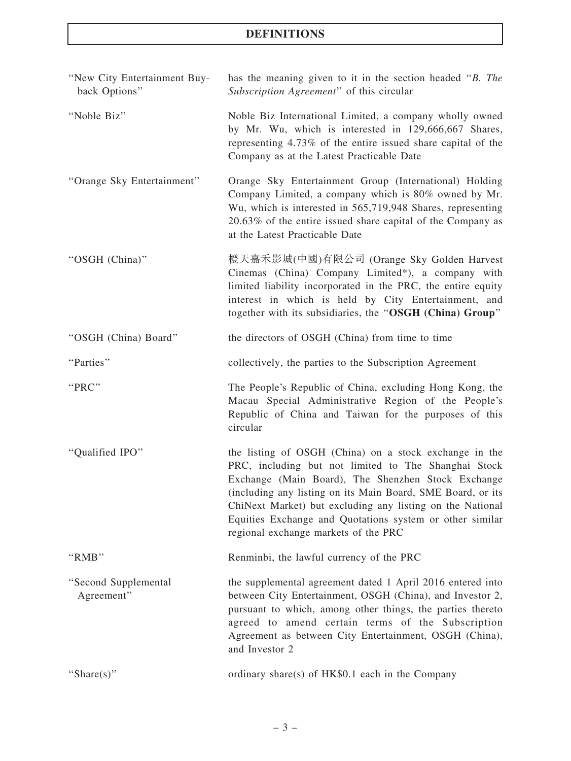# DEFINITIONS

| | |
|---|---|
| "New City Entertainment Buy-back Options" | has the meaning given to it in the section headed "*B. The Subscription Agreement*" of this circular |
| "Noble Biz" | Noble Biz International Limited, a company wholly owned by Mr. Wu, which is interested in 129,666,667 Shares, representing 4.73% of the entire issued share capital of the Company as at the Latest Practicable Date |
| "Orange Sky Entertainment" | Orange Sky Entertainment Group (International) Holding Company Limited, a company which is 80% owned by Mr. Wu, which is interested in 565,719,948 Shares, representing 20.63% of the entire issued share capital of the Company as at the Latest Practicable Date |
| "OSGH (China)" | 橙天嘉禾影城(中國)有限公司 (Orange Sky Golden Harvest Cinemas (China) Company Limited*), a company with limited liability incorporated in the PRC, the entire equity interest in which is held by City Entertainment, and together with its subsidiaries, the "**OSGH (China) Group**" |
| "OSGH (China) Board" | the directors of OSGH (China) from time to time |
| "Parties" | collectively, the parties to the Subscription Agreement |
| "PRC" | The People's Republic of China, excluding Hong Kong, the Macau Special Administrative Region of the People's Republic of China and Taiwan for the purposes of this circular |
| "Qualified IPO" | the listing of OSGH (China) on a stock exchange in the PRC, including but not limited to The Shanghai Stock Exchange (Main Board), The Shenzhen Stock Exchange (including any listing on its Main Board, SME Board, or its ChiNext Market) but excluding any listing on the National Equities Exchange and Quotations system or other similar regional exchange markets of the PRC |
| "RMB" | Renminbi, the lawful currency of the PRC |
| "Second Supplemental Agreement" | the supplemental agreement dated 1 April 2016 entered into between City Entertainment, OSGH (China), and Investor 2, pursuant to which, among other things, the parties thereto agreed to amend certain terms of the Subscription Agreement as between City Entertainment, OSGH (China), and Investor 2 |
| "Share(s)" | ordinary share(s) of HK$0.1 each in the Company |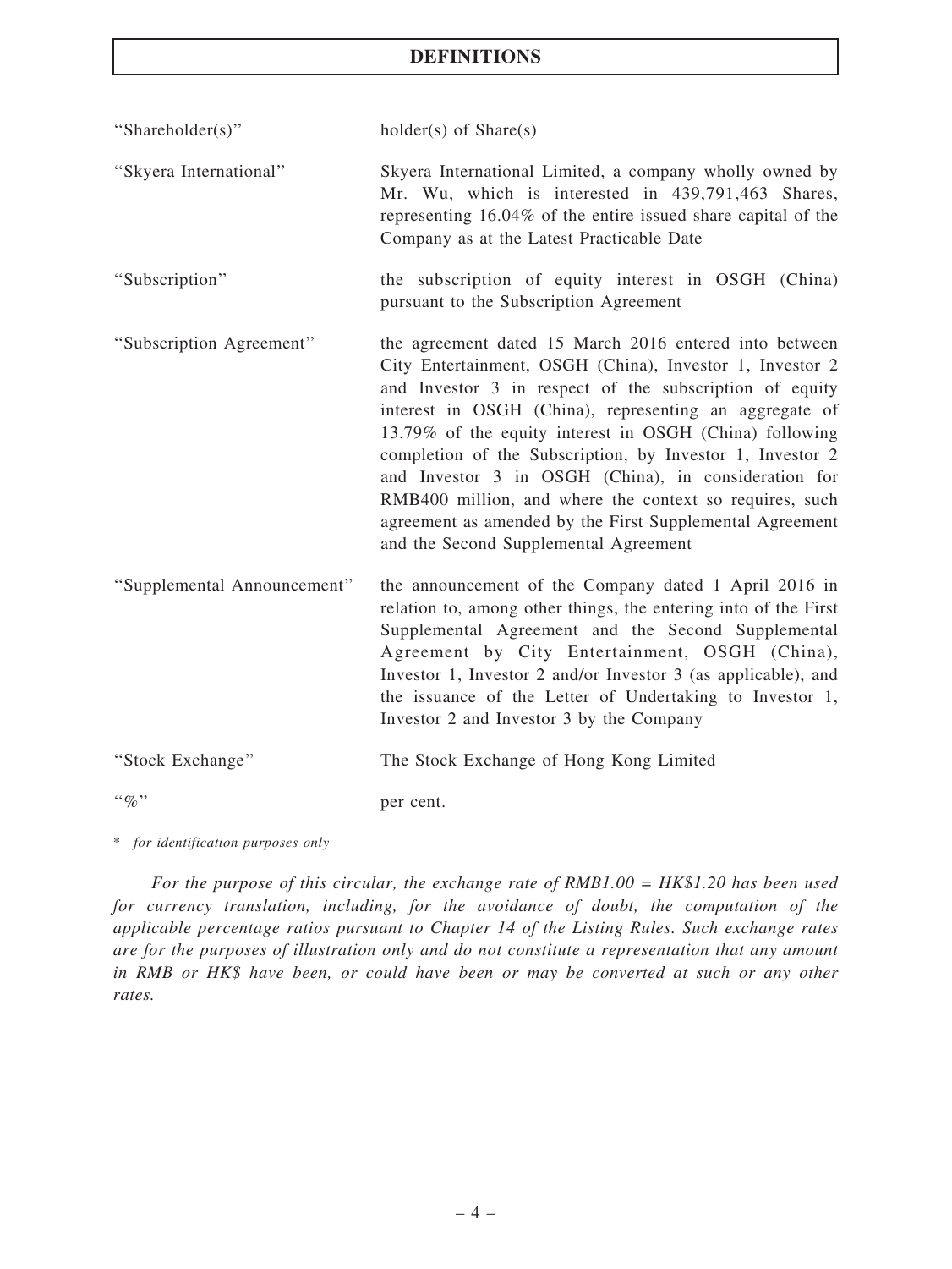| | |
|---|---|
| "Shareholder(s)" | holder(s) of Share(s) |
| "Skyera International" | Skyera International Limited, a company wholly owned by Mr. Wu, which is interested in 439,791,463 Shares, representing 16.04% of the entire issued share capital of the Company as at the Latest Practicable Date |
| "Subscription" | the subscription of equity interest in OSGH (China) pursuant to the Subscription Agreement |
| "Subscription Agreement" | the agreement dated 15 March 2016 entered into between City Entertainment, OSGH (China), Investor 1, Investor 2 and Investor 3 in respect of the subscription of equity interest in OSGH (China), representing an aggregate of 13.79% of the equity interest in OSGH (China) following completion of the Subscription, by Investor 1, Investor 2 and Investor 3 in OSGH (China), in consideration for RMB400 million, and where the context so requires, such agreement as amended by the First Supplemental Agreement and the Second Supplemental Agreement |
| "Supplemental Announcement" | the announcement of the Company dated 1 April 2016 in relation to, among other things, the entering into of the First Supplemental Agreement and the Second Supplemental Agreement by City Entertainment, OSGH (China), Investor 1, Investor 2 and/or Investor 3 (as applicable), and the issuance of the Letter of Undertaking to Investor 1, Investor 2 and Investor 3 by the Company |
| "Stock Exchange" | The Stock Exchange of Hong Kong Limited |
| "%" | per cent. |

\* *for identification purposes only*

*For the purpose of this circular, the exchange rate of RMB1.00 = HK$1.20 has been used for currency translation, including, for the avoidance of doubt, the computation of the applicable percentage ratios pursuant to Chapter 14 of the Listing Rules. Such exchange rates are for the purposes of illustration only and do not constitute a representation that any amount in RMB or HK$ have been, or could have been or may be converted at such or any other rates.*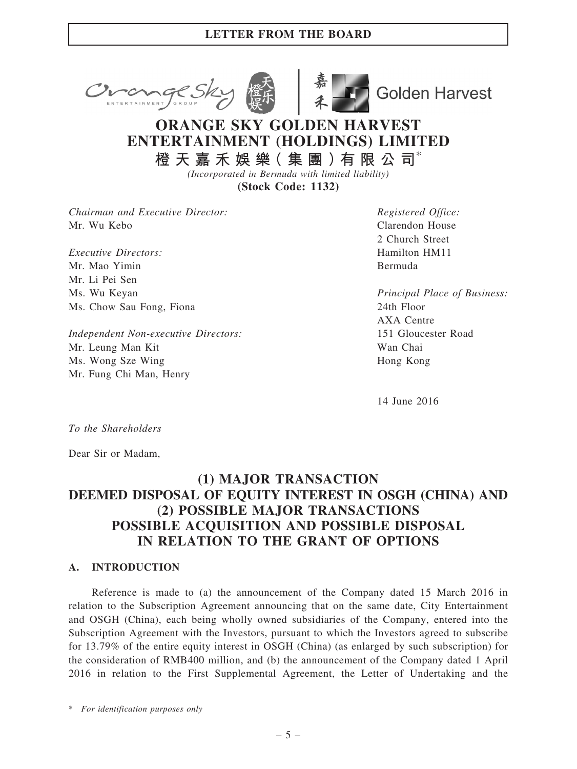## LETTER FROM THE BOARD

# ORANGE SKY GOLDEN HARVEST ENTERTAINMENT (HOLDINGS) LIMITED

**橙天嘉禾娛樂(集團)有限公司***

*(Incorporated in Bermuda with limited liability)*

**(Stock Code: 1132)**

*Chairman and Executive Director:*
Mr. Wu Kebo

*Executive Directors:*
Mr. Mao Yimin
Mr. Li Pei Sen
Ms. Wu Keyan
Ms. Chow Sau Fong, Fiona

*Independent Non-executive Directors:*
Mr. Leung Man Kit
Ms. Wong Sze Wing
Mr. Fung Chi Man, Henry

*Registered Office:*
Clarendon House
2 Church Street
Hamilton HM11
Bermuda

*Principal Place of Business:*
24th Floor
AXA Centre
151 Gloucester Road
Wan Chai
Hong Kong

14 June 2016

*To the Shareholders*

Dear Sir or Madam,

## (1) MAJOR TRANSACTION DEEMED DISPOSAL OF EQUITY INTEREST IN OSGH (CHINA) AND (2) POSSIBLE MAJOR TRANSACTIONS POSSIBLE ACQUISITION AND POSSIBLE DISPOSAL IN RELATION TO THE GRANT OF OPTIONS

### A. INTRODUCTION

Reference is made to (a) the announcement of the Company dated 15 March 2016 in relation to the Subscription Agreement announcing that on the same date, City Entertainment and OSGH (China), each being wholly owned subsidiaries of the Company, entered into the Subscription Agreement with the Investors, pursuant to which the Investors agreed to subscribe for 13.79% of the entire equity interest in OSGH (China) (as enlarged by such subscription) for the consideration of RMB400 million, and (b) the announcement of the Company dated 1 April 2016 in relation to the First Supplemental Agreement, the Letter of Undertaking and the

\* *For identification purposes only*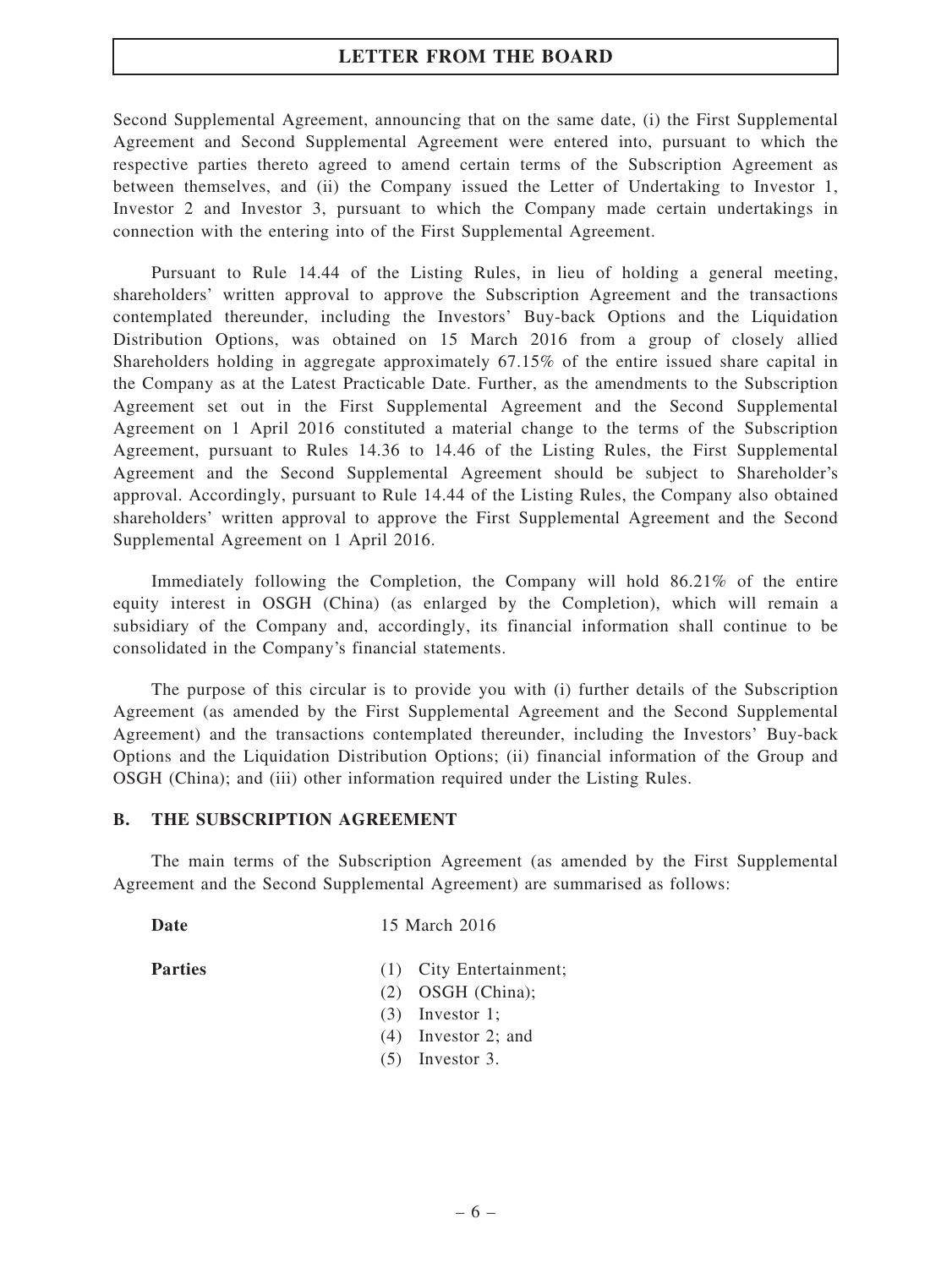Second Supplemental Agreement, announcing that on the same date, (i) the First Supplemental Agreement and Second Supplemental Agreement were entered into, pursuant to which the respective parties thereto agreed to amend certain terms of the Subscription Agreement as between themselves, and (ii) the Company issued the Letter of Undertaking to Investor 1, Investor 2 and Investor 3, pursuant to which the Company made certain undertakings in connection with the entering into of the First Supplemental Agreement.

Pursuant to Rule 14.44 of the Listing Rules, in lieu of holding a general meeting, shareholders' written approval to approve the Subscription Agreement and the transactions contemplated thereunder, including the Investors' Buy-back Options and the Liquidation Distribution Options, was obtained on 15 March 2016 from a group of closely allied Shareholders holding in aggregate approximately 67.15% of the entire issued share capital in the Company as at the Latest Practicable Date. Further, as the amendments to the Subscription Agreement set out in the First Supplemental Agreement and the Second Supplemental Agreement on 1 April 2016 constituted a material change to the terms of the Subscription Agreement, pursuant to Rules 14.36 to 14.46 of the Listing Rules, the First Supplemental Agreement and the Second Supplemental Agreement should be subject to Shareholder's approval. Accordingly, pursuant to Rule 14.44 of the Listing Rules, the Company also obtained shareholders' written approval to approve the First Supplemental Agreement and the Second Supplemental Agreement on 1 April 2016.

Immediately following the Completion, the Company will hold 86.21% of the entire equity interest in OSGH (China) (as enlarged by the Completion), which will remain a subsidiary of the Company and, accordingly, its financial information shall continue to be consolidated in the Company's financial statements.

The purpose of this circular is to provide you with (i) further details of the Subscription Agreement (as amended by the First Supplemental Agreement and the Second Supplemental Agreement) and the transactions contemplated thereunder, including the Investors' Buy-back Options and the Liquidation Distribution Options; (ii) financial information of the Group and OSGH (China); and (iii) other information required under the Listing Rules.

## B. THE SUBSCRIPTION AGREEMENT

The main terms of the Subscription Agreement (as amended by the First Supplemental Agreement and the Second Supplemental Agreement) are summarised as follows:

**Date** 15 March 2016

**Parties**

(1) City Entertainment;
(2) OSGH (China);
(3) Investor 1;
(4) Investor 2; and
(5) Investor 3.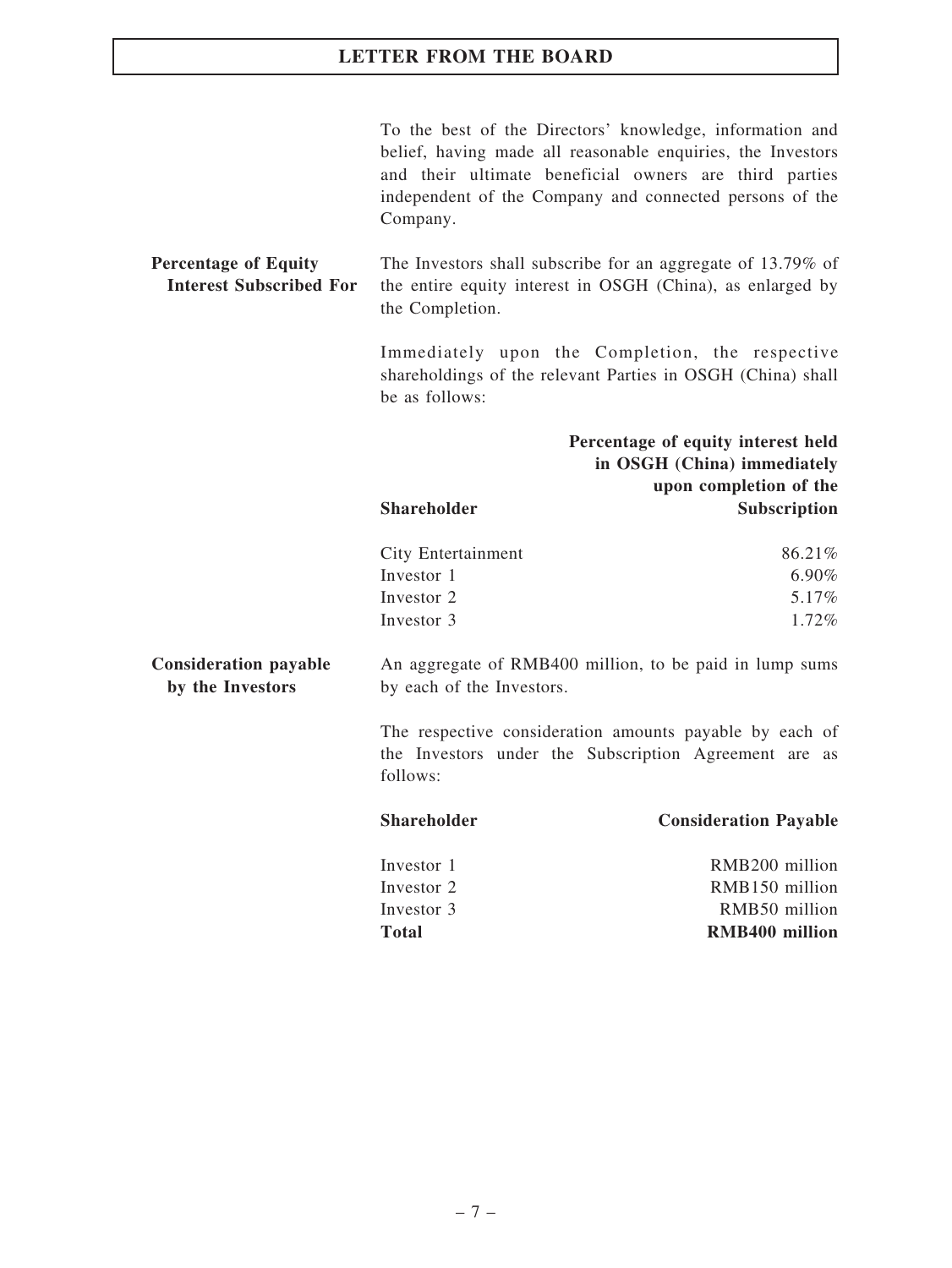To the best of the Directors' knowledge, information and belief, having made all reasonable enquiries, the Investors and their ultimate beneficial owners are third parties independent of the Company and connected persons of the Company.

**Percentage of Equity Interest Subscribed For**

The Investors shall subscribe for an aggregate of 13.79% of the entire equity interest in OSGH (China), as enlarged by the Completion.

Immediately upon the Completion, the respective shareholdings of the relevant Parties in OSGH (China) shall be as follows:

| Shareholder | Percentage of equity interest held in OSGH (China) immediately upon completion of the Subscription |
|---|---|
| City Entertainment | 86.21% |
| Investor 1 | 6.90% |
| Investor 2 | 5.17% |
| Investor 3 | 1.72% |

**Consideration payable by the Investors**

An aggregate of RMB400 million, to be paid in lump sums by each of the Investors.

The respective consideration amounts payable by each of the Investors under the Subscription Agreement are as follows:

| Shareholder | Consideration Payable |
|---|---|
| Investor 1 | RMB200 million |
| Investor 2 | RMB150 million |
| Investor 3 | RMB50 million |
| **Total** | **RMB400 million** |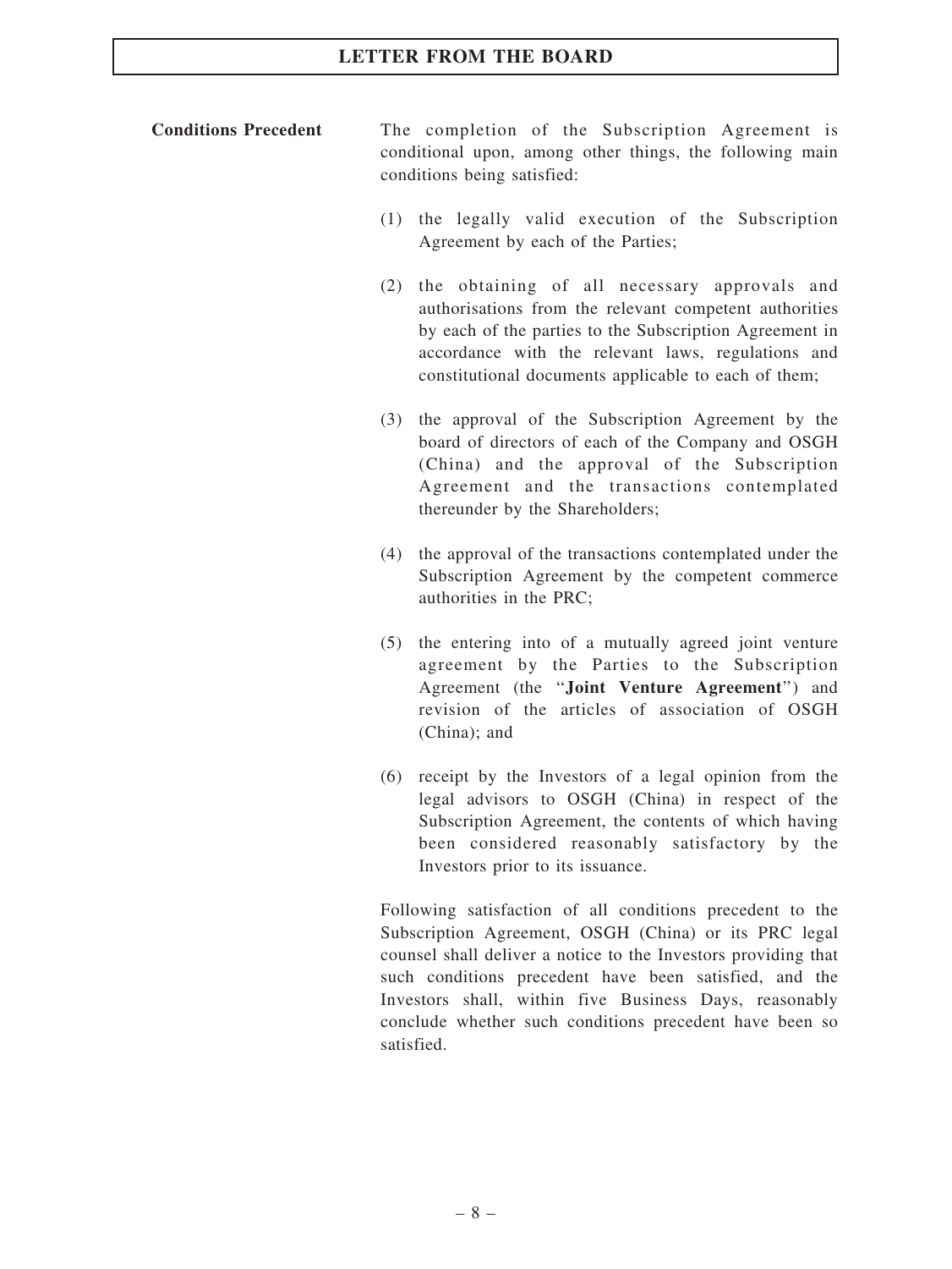**Conditions Precedent**

The completion of the Subscription Agreement is conditional upon, among other things, the following main conditions being satisfied:

(1) the legally valid execution of the Subscription Agreement by each of the Parties;

(2) the obtaining of all necessary approvals and authorisations from the relevant competent authorities by each of the parties to the Subscription Agreement in accordance with the relevant laws, regulations and constitutional documents applicable to each of them;

(3) the approval of the Subscription Agreement by the board of directors of each of the Company and OSGH (China) and the approval of the Subscription Agreement and the transactions contemplated thereunder by the Shareholders;

(4) the approval of the transactions contemplated under the Subscription Agreement by the competent commerce authorities in the PRC;

(5) the entering into of a mutually agreed joint venture agreement by the Parties to the Subscription Agreement (the "**Joint Venture Agreement**") and revision of the articles of association of OSGH (China); and

(6) receipt by the Investors of a legal opinion from the legal advisors to OSGH (China) in respect of the Subscription Agreement, the contents of which having been considered reasonably satisfactory by the Investors prior to its issuance.

Following satisfaction of all conditions precedent to the Subscription Agreement, OSGH (China) or its PRC legal counsel shall deliver a notice to the Investors providing that such conditions precedent have been satisfied, and the Investors shall, within five Business Days, reasonably conclude whether such conditions precedent have been so satisfied.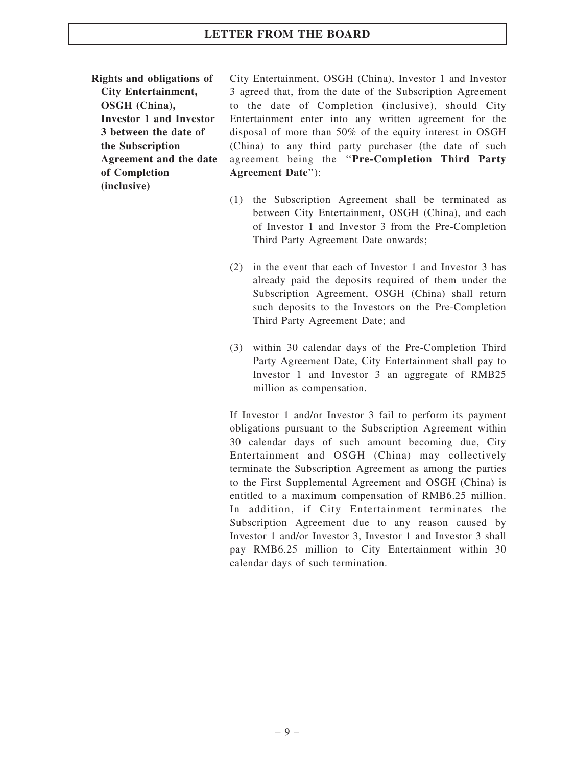**Rights and obligations of City Entertainment, OSGH (China), Investor 1 and Investor 3 between the date of the Subscription Agreement and the date of Completion (inclusive)**

City Entertainment, OSGH (China), Investor 1 and Investor 3 agreed that, from the date of the Subscription Agreement to the date of Completion (inclusive), should City Entertainment enter into any written agreement for the disposal of more than 50% of the equity interest in OSGH (China) to any third party purchaser (the date of such agreement being the "**Pre-Completion Third Party Agreement Date**"):

(1) the Subscription Agreement shall be terminated as between City Entertainment, OSGH (China), and each of Investor 1 and Investor 3 from the Pre-Completion Third Party Agreement Date onwards;

(2) in the event that each of Investor 1 and Investor 3 has already paid the deposits required of them under the Subscription Agreement, OSGH (China) shall return such deposits to the Investors on the Pre-Completion Third Party Agreement Date; and

(3) within 30 calendar days of the Pre-Completion Third Party Agreement Date, City Entertainment shall pay to Investor 1 and Investor 3 an aggregate of RMB25 million as compensation.

If Investor 1 and/or Investor 3 fail to perform its payment obligations pursuant to the Subscription Agreement within 30 calendar days of such amount becoming due, City Entertainment and OSGH (China) may collectively terminate the Subscription Agreement as among the parties to the First Supplemental Agreement and OSGH (China) is entitled to a maximum compensation of RMB6.25 million. In addition, if City Entertainment terminates the Subscription Agreement due to any reason caused by Investor 1 and/or Investor 3, Investor 1 and Investor 3 shall pay RMB6.25 million to City Entertainment within 30 calendar days of such termination.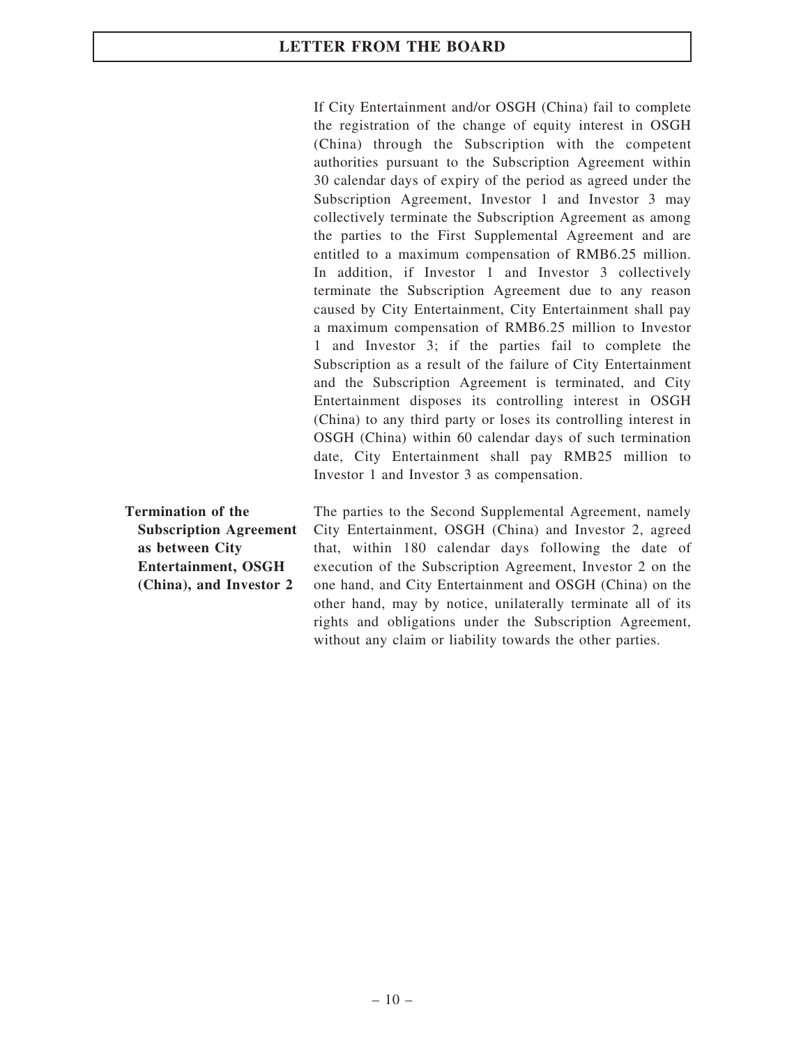If City Entertainment and/or OSGH (China) fail to complete the registration of the change of equity interest in OSGH (China) through the Subscription with the competent authorities pursuant to the Subscription Agreement within 30 calendar days of expiry of the period as agreed under the Subscription Agreement, Investor 1 and Investor 3 may collectively terminate the Subscription Agreement as among the parties to the First Supplemental Agreement and are entitled to a maximum compensation of RMB6.25 million. In addition, if Investor 1 and Investor 3 collectively terminate the Subscription Agreement due to any reason caused by City Entertainment, City Entertainment shall pay a maximum compensation of RMB6.25 million to Investor 1 and Investor 3; if the parties fail to complete the Subscription as a result of the failure of City Entertainment and the Subscription Agreement is terminated, and City Entertainment disposes its controlling interest in OSGH (China) to any third party or loses its controlling interest in OSGH (China) within 60 calendar days of such termination date, City Entertainment shall pay RMB25 million to Investor 1 and Investor 3 as compensation.

**Termination of the Subscription Agreement as between City Entertainment, OSGH (China), and Investor 2**

The parties to the Second Supplemental Agreement, namely City Entertainment, OSGH (China) and Investor 2, agreed that, within 180 calendar days following the date of execution of the Subscription Agreement, Investor 2 on the one hand, and City Entertainment and OSGH (China) on the other hand, may by notice, unilaterally terminate all of its rights and obligations under the Subscription Agreement, without any claim or liability towards the other parties.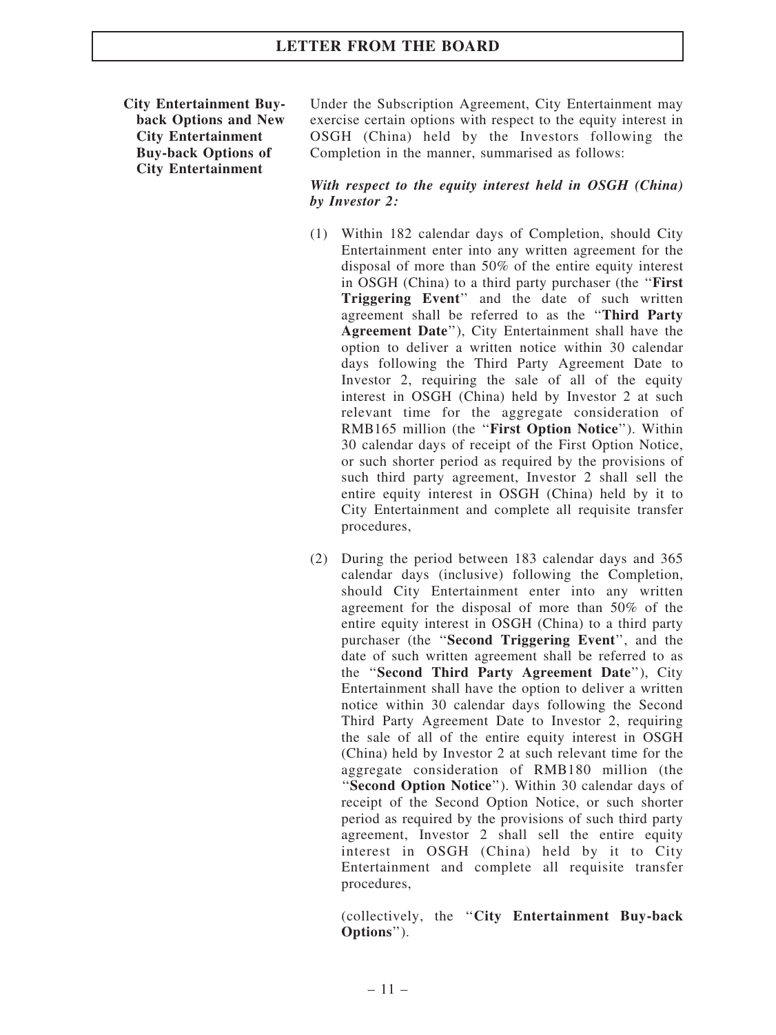**City Entertainment Buy-back Options and New City Entertainment Buy-back Options of City Entertainment**

Under the Subscription Agreement, City Entertainment may exercise certain options with respect to the equity interest in OSGH (China) held by the Investors following the Completion in the manner, summarised as follows:

***With respect to the equity interest held in OSGH (China) by Investor 2:***

(1) Within 182 calendar days of Completion, should City Entertainment enter into any written agreement for the disposal of more than 50% of the entire equity interest in OSGH (China) to a third party purchaser (the "**First Triggering Event**" and the date of such written agreement shall be referred to as the "**Third Party Agreement Date**"), City Entertainment shall have the option to deliver a written notice within 30 calendar days following the Third Party Agreement Date to Investor 2, requiring the sale of all of the equity interest in OSGH (China) held by Investor 2 at such relevant time for the aggregate consideration of RMB165 million (the "**First Option Notice**"). Within 30 calendar days of receipt of the First Option Notice, or such shorter period as required by the provisions of such third party agreement, Investor 2 shall sell the entire equity interest in OSGH (China) held by it to City Entertainment and complete all requisite transfer procedures,

(2) During the period between 183 calendar days and 365 calendar days (inclusive) following the Completion, should City Entertainment enter into any written agreement for the disposal of more than 50% of the entire equity interest in OSGH (China) to a third party purchaser (the "**Second Triggering Event**", and the date of such written agreement shall be referred to as the "**Second Third Party Agreement Date**"), City Entertainment shall have the option to deliver a written notice within 30 calendar days following the Second Third Party Agreement Date to Investor 2, requiring the sale of all of the entire equity interest in OSGH (China) held by Investor 2 at such relevant time for the aggregate consideration of RMB180 million (the "**Second Option Notice**"). Within 30 calendar days of receipt of the Second Option Notice, or such shorter period as required by the provisions of such third party agreement, Investor 2 shall sell the entire equity interest in OSGH (China) held by it to City Entertainment and complete all requisite transfer procedures,

(collectively, the "**City Entertainment Buy-back Options**").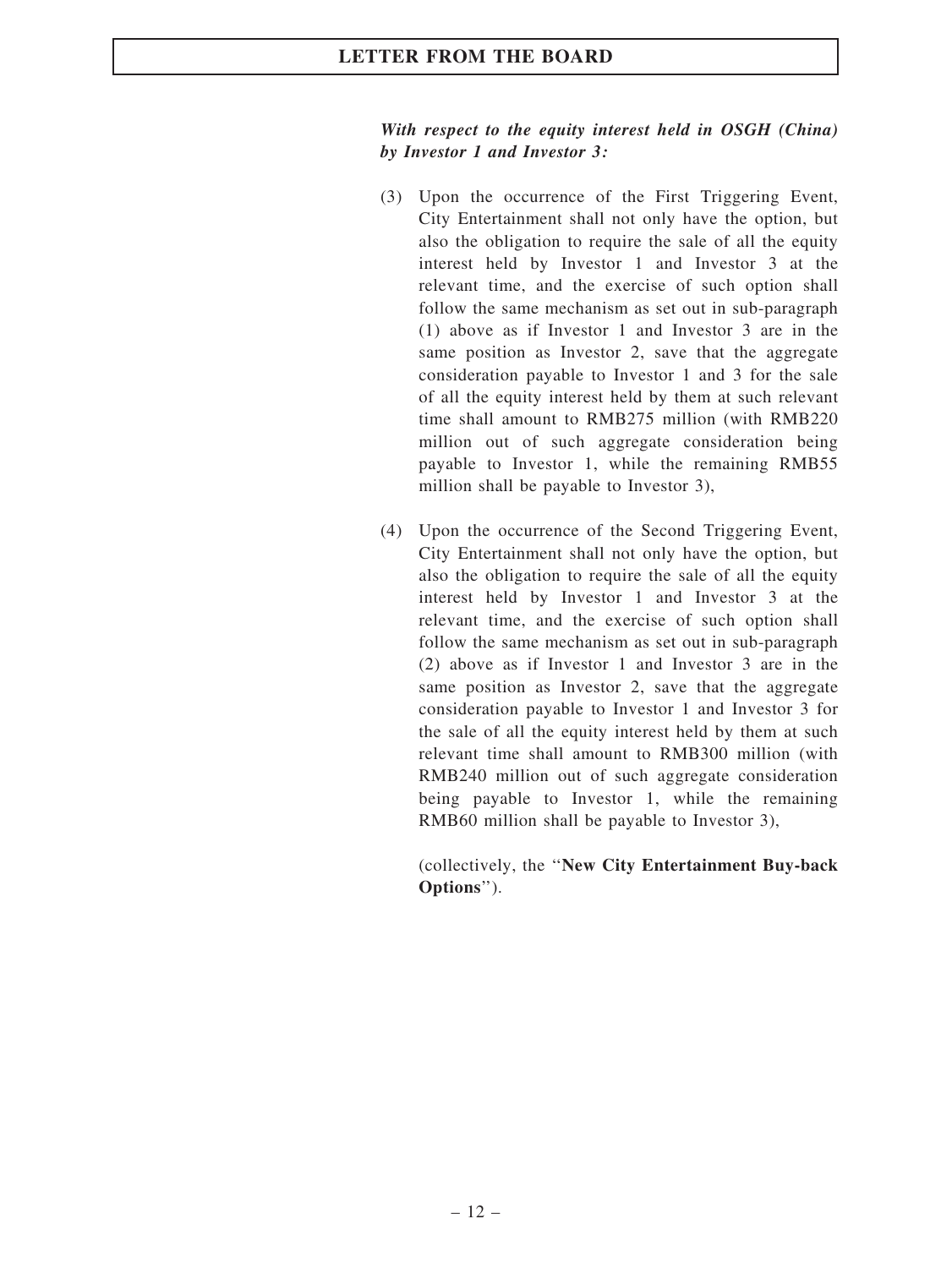***With respect to the equity interest held in OSGH (China) by Investor 1 and Investor 3:***

(3) Upon the occurrence of the First Triggering Event, City Entertainment shall not only have the option, but also the obligation to require the sale of all the equity interest held by Investor 1 and Investor 3 at the relevant time, and the exercise of such option shall follow the same mechanism as set out in sub-paragraph (1) above as if Investor 1 and Investor 3 are in the same position as Investor 2, save that the aggregate consideration payable to Investor 1 and 3 for the sale of all the equity interest held by them at such relevant time shall amount to RMB275 million (with RMB220 million out of such aggregate consideration being payable to Investor 1, while the remaining RMB55 million shall be payable to Investor 3),

(4) Upon the occurrence of the Second Triggering Event, City Entertainment shall not only have the option, but also the obligation to require the sale of all the equity interest held by Investor 1 and Investor 3 at the relevant time, and the exercise of such option shall follow the same mechanism as set out in sub-paragraph (2) above as if Investor 1 and Investor 3 are in the same position as Investor 2, save that the aggregate consideration payable to Investor 1 and Investor 3 for the sale of all the equity interest held by them at such relevant time shall amount to RMB300 million (with RMB240 million out of such aggregate consideration being payable to Investor 1, while the remaining RMB60 million shall be payable to Investor 3),

(collectively, the ''**New City Entertainment Buy-back Options**'').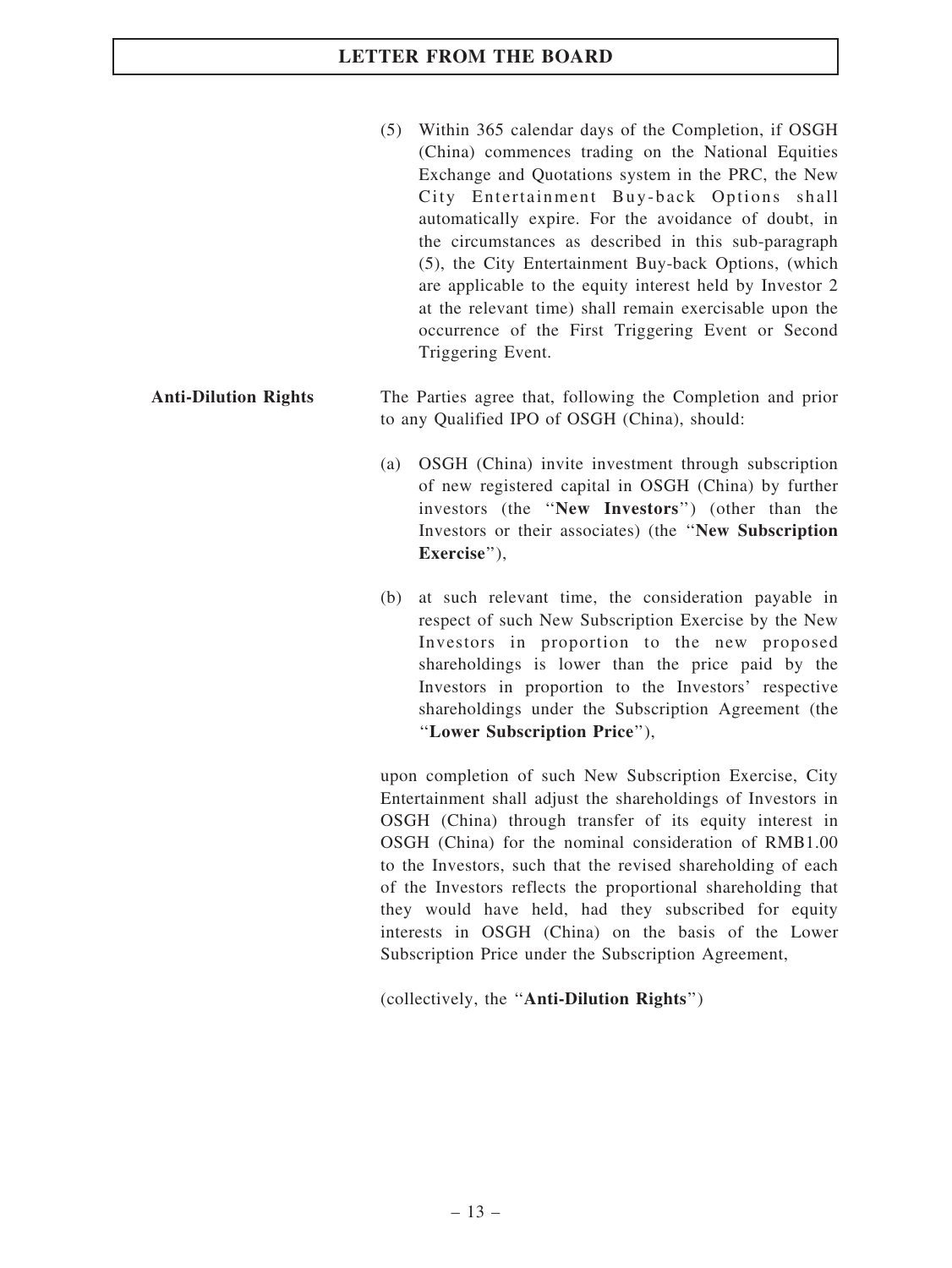(5) Within 365 calendar days of the Completion, if OSGH (China) commences trading on the National Equities Exchange and Quotations system in the PRC, the New City Entertainment Buy-back Options shall automatically expire. For the avoidance of doubt, in the circumstances as described in this sub-paragraph (5), the City Entertainment Buy-back Options, (which are applicable to the equity interest held by Investor 2 at the relevant time) shall remain exercisable upon the occurrence of the First Triggering Event or Second Triggering Event.

**Anti-Dilution Rights**

The Parties agree that, following the Completion and prior to any Qualified IPO of OSGH (China), should:

(a) OSGH (China) invite investment through subscription of new registered capital in OSGH (China) by further investors (the "**New Investors**") (other than the Investors or their associates) (the "**New Subscription Exercise**"),

(b) at such relevant time, the consideration payable in respect of such New Subscription Exercise by the New Investors in proportion to the new proposed shareholdings is lower than the price paid by the Investors in proportion to the Investors' respective shareholdings under the Subscription Agreement (the "**Lower Subscription Price**"),

upon completion of such New Subscription Exercise, City Entertainment shall adjust the shareholdings of Investors in OSGH (China) through transfer of its equity interest in OSGH (China) for the nominal consideration of RMB1.00 to the Investors, such that the revised shareholding of each of the Investors reflects the proportional shareholding that they would have held, had they subscribed for equity interests in OSGH (China) on the basis of the Lower Subscription Price under the Subscription Agreement,

(collectively, the "**Anti-Dilution Rights**")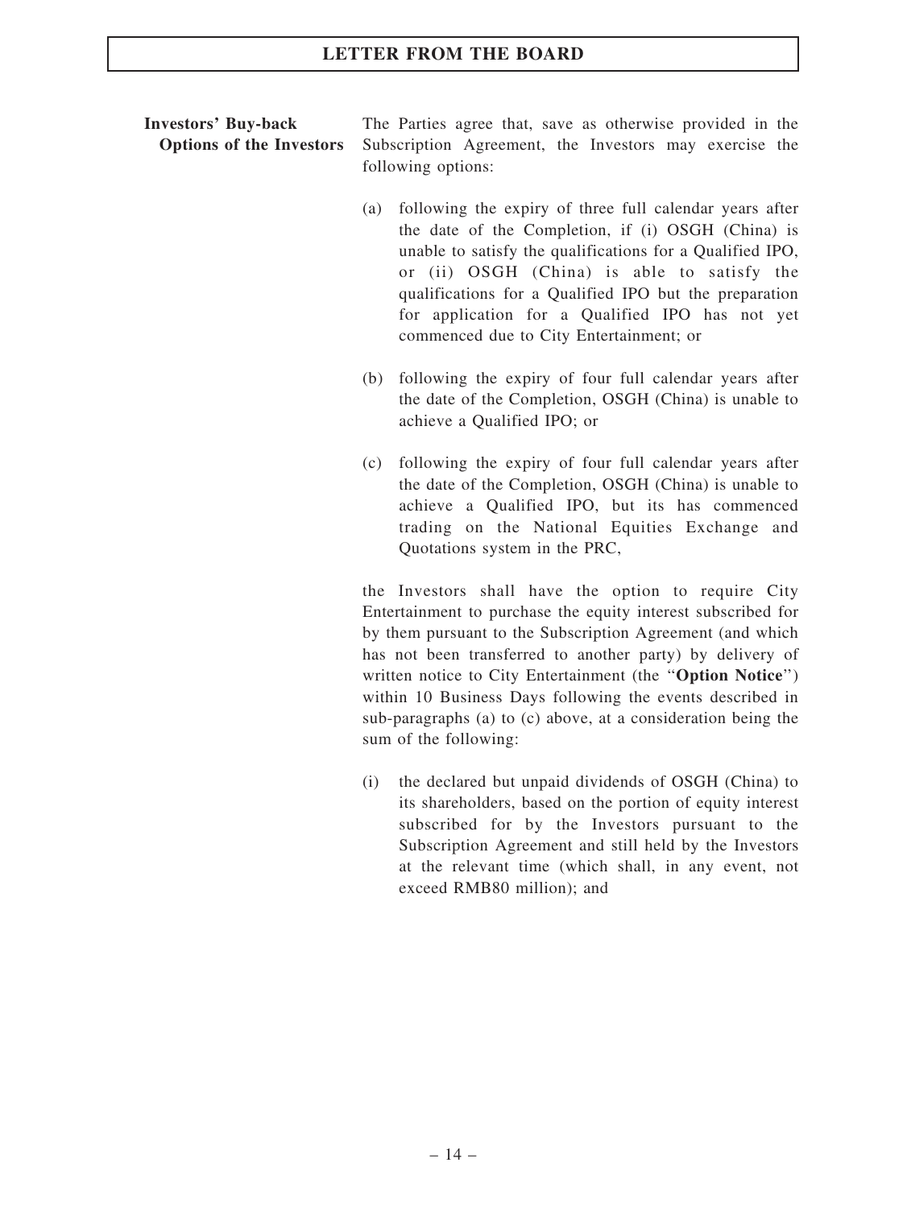**Investors' Buy-back Options of the Investors**

The Parties agree that, save as otherwise provided in the Subscription Agreement, the Investors may exercise the following options:

(a) following the expiry of three full calendar years after the date of the Completion, if (i) OSGH (China) is unable to satisfy the qualifications for a Qualified IPO, or (ii) OSGH (China) is able to satisfy the qualifications for a Qualified IPO but the preparation for application for a Qualified IPO has not yet commenced due to City Entertainment; or

(b) following the expiry of four full calendar years after the date of the Completion, OSGH (China) is unable to achieve a Qualified IPO; or

(c) following the expiry of four full calendar years after the date of the Completion, OSGH (China) is unable to achieve a Qualified IPO, but its has commenced trading on the National Equities Exchange and Quotations system in the PRC,

the Investors shall have the option to require City Entertainment to purchase the equity interest subscribed for by them pursuant to the Subscription Agreement (and which has not been transferred to another party) by delivery of written notice to City Entertainment (the "**Option Notice**") within 10 Business Days following the events described in sub-paragraphs (a) to (c) above, at a consideration being the sum of the following:

(i) the declared but unpaid dividends of OSGH (China) to its shareholders, based on the portion of equity interest subscribed for by the Investors pursuant to the Subscription Agreement and still held by the Investors at the relevant time (which shall, in any event, not exceed RMB80 million); and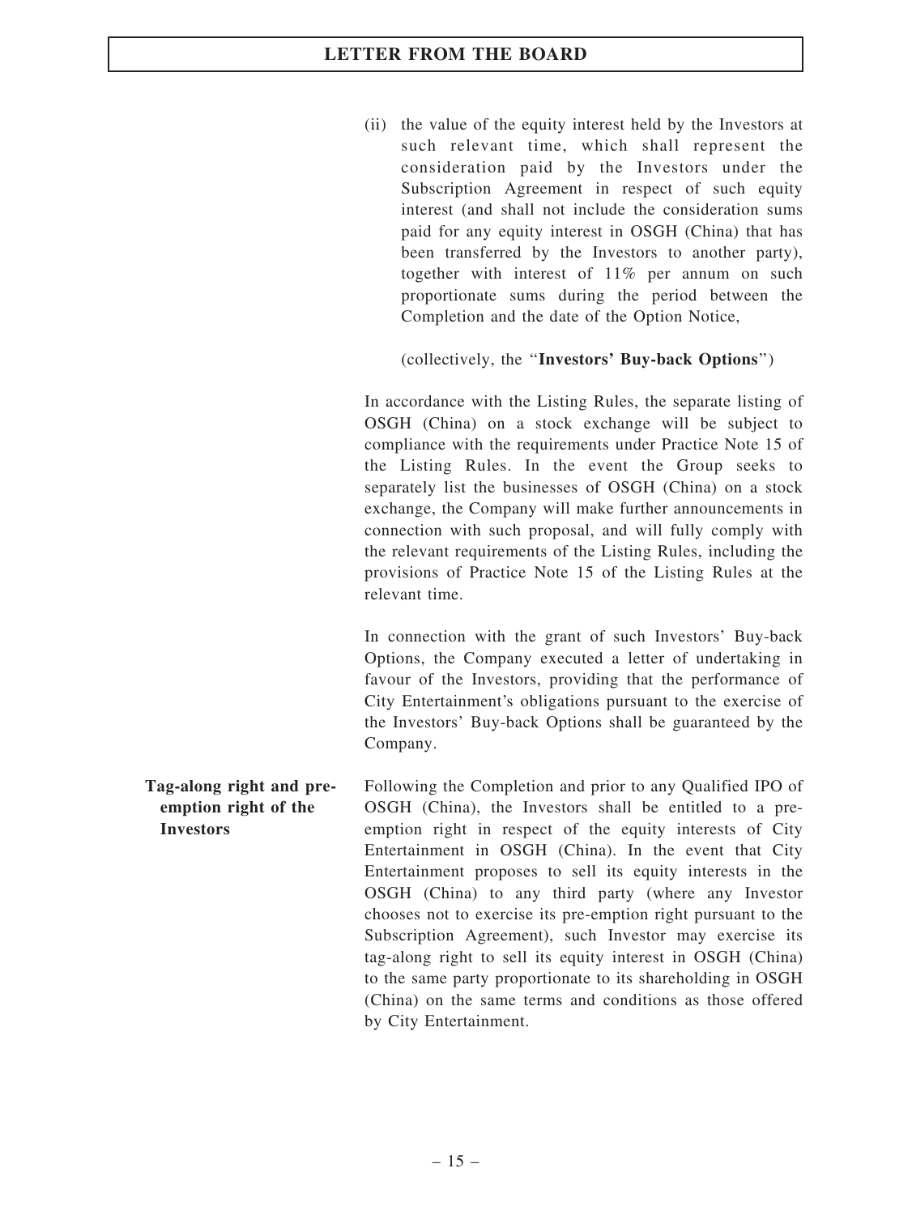(ii) the value of the equity interest held by the Investors at such relevant time, which shall represent the consideration paid by the Investors under the Subscription Agreement in respect of such equity interest (and shall not include the consideration sums paid for any equity interest in OSGH (China) that has been transferred by the Investors to another party), together with interest of 11% per annum on such proportionate sums during the period between the Completion and the date of the Option Notice,

(collectively, the "**Investors' Buy-back Options**")

In accordance with the Listing Rules, the separate listing of OSGH (China) on a stock exchange will be subject to compliance with the requirements under Practice Note 15 of the Listing Rules. In the event the Group seeks to separately list the businesses of OSGH (China) on a stock exchange, the Company will make further announcements in connection with such proposal, and will fully comply with the relevant requirements of the Listing Rules, including the provisions of Practice Note 15 of the Listing Rules at the relevant time.

In connection with the grant of such Investors' Buy-back Options, the Company executed a letter of undertaking in favour of the Investors, providing that the performance of City Entertainment's obligations pursuant to the exercise of the Investors' Buy-back Options shall be guaranteed by the Company.

**Tag-along right and pre-emption right of the Investors**

Following the Completion and prior to any Qualified IPO of OSGH (China), the Investors shall be entitled to a pre-emption right in respect of the equity interests of City Entertainment in OSGH (China). In the event that City Entertainment proposes to sell its equity interests in the OSGH (China) to any third party (where any Investor chooses not to exercise its pre-emption right pursuant to the Subscription Agreement), such Investor may exercise its tag-along right to sell its equity interest in OSGH (China) to the same party proportionate to its shareholding in OSGH (China) on the same terms and conditions as those offered by City Entertainment.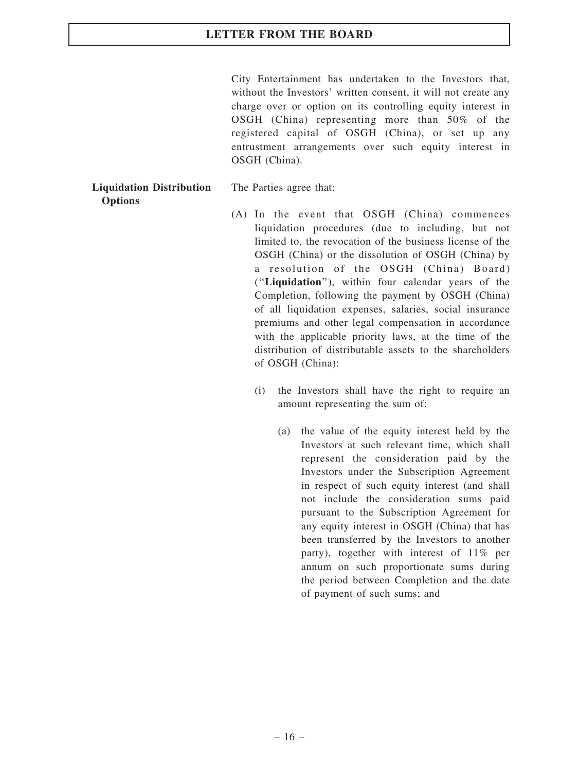City Entertainment has undertaken to the Investors that, without the Investors' written consent, it will not create any charge over or option on its controlling equity interest in OSGH (China) representing more than 50% of the registered capital of OSGH (China), or set up any entrustment arrangements over such equity interest in OSGH (China).

**Liquidation Distribution Options**

The Parties agree that:

(A) In the event that OSGH (China) commences liquidation procedures (due to including, but not limited to, the revocation of the business license of the OSGH (China) or the dissolution of OSGH (China) by a resolution of the OSGH (China) Board) ("**Liquidation**"), within four calendar years of the Completion, following the payment by OSGH (China) of all liquidation expenses, salaries, social insurance premiums and other legal compensation in accordance with the applicable priority laws, at the time of the distribution of distributable assets to the shareholders of OSGH (China):

   (i) the Investors shall have the right to require an amount representing the sum of:

      (a) the value of the equity interest held by the Investors at such relevant time, which shall represent the consideration paid by the Investors under the Subscription Agreement in respect of such equity interest (and shall not include the consideration sums paid pursuant to the Subscription Agreement for any equity interest in OSGH (China) that has been transferred by the Investors to another party), together with interest of 11% per annum on such proportionate sums during the period between Completion and the date of payment of such sums; and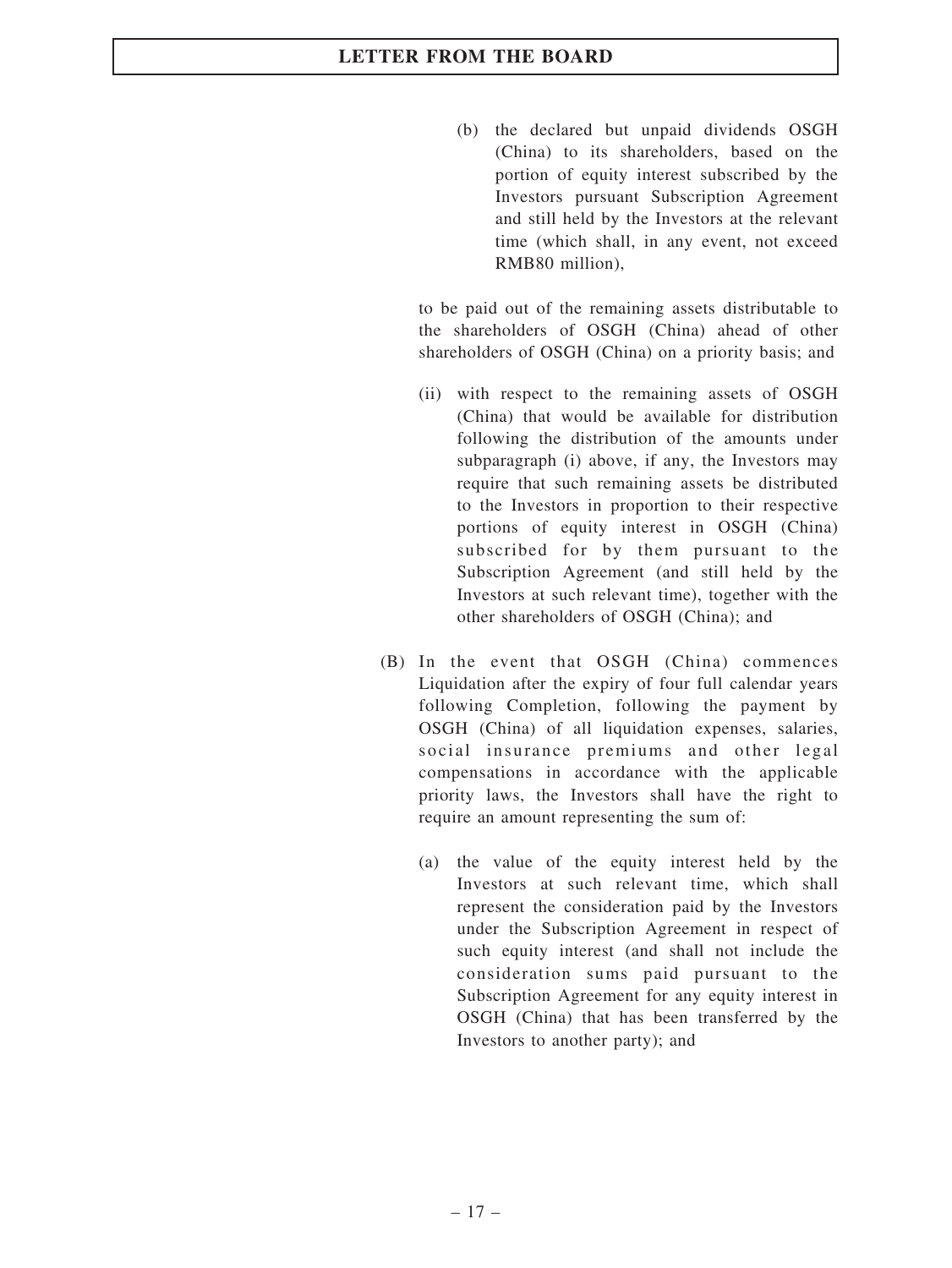(b) the declared but unpaid dividends OSGH (China) to its shareholders, based on the portion of equity interest subscribed by the Investors pursuant Subscription Agreement and still held by the Investors at the relevant time (which shall, in any event, not exceed RMB80 million),

to be paid out of the remaining assets distributable to the shareholders of OSGH (China) ahead of other shareholders of OSGH (China) on a priority basis; and

(ii) with respect to the remaining assets of OSGH (China) that would be available for distribution following the distribution of the amounts under subparagraph (i) above, if any, the Investors may require that such remaining assets be distributed to the Investors in proportion to their respective portions of equity interest in OSGH (China) subscribed for by them pursuant to the Subscription Agreement (and still held by the Investors at such relevant time), together with the other shareholders of OSGH (China); and

(B) In the event that OSGH (China) commences Liquidation after the expiry of four full calendar years following Completion, following the payment by OSGH (China) of all liquidation expenses, salaries, social insurance premiums and other legal compensations in accordance with the applicable priority laws, the Investors shall have the right to require an amount representing the sum of:

(a) the value of the equity interest held by the Investors at such relevant time, which shall represent the consideration paid by the Investors under the Subscription Agreement in respect of such equity interest (and shall not include the consideration sums paid pursuant to the Subscription Agreement for any equity interest in OSGH (China) that has been transferred by the Investors to another party); and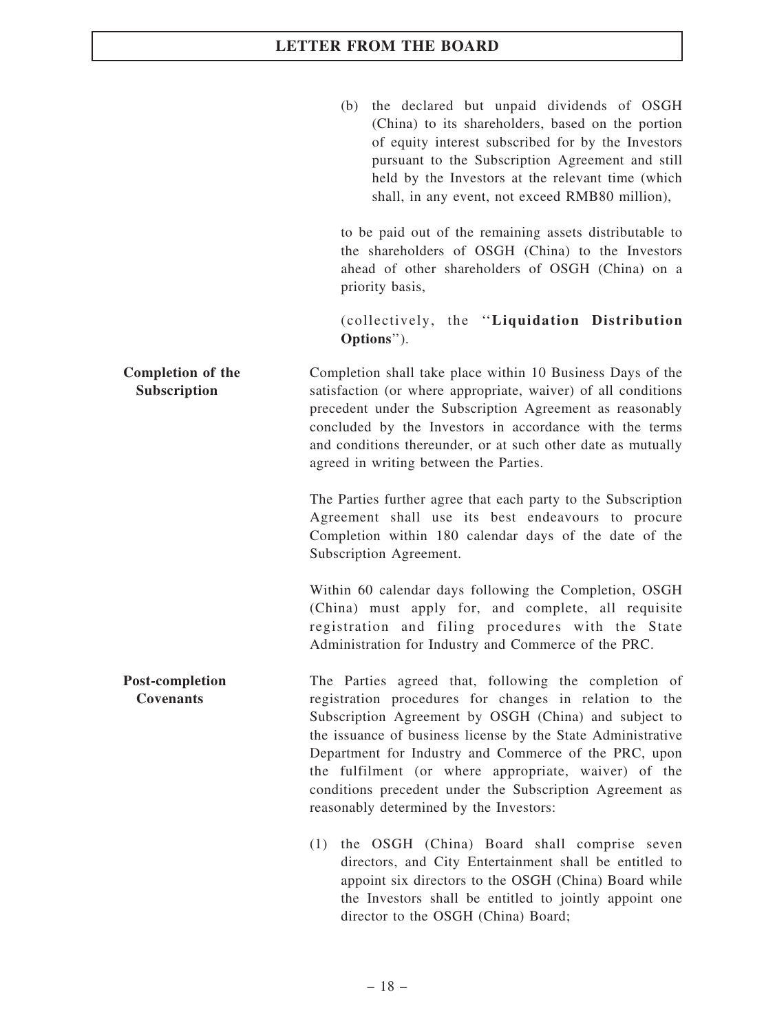(b) the declared but unpaid dividends of OSGH (China) to its shareholders, based on the portion of equity interest subscribed for by the Investors pursuant to the Subscription Agreement and still held by the Investors at the relevant time (which shall, in any event, not exceed RMB80 million),

to be paid out of the remaining assets distributable to the shareholders of OSGH (China) to the Investors ahead of other shareholders of OSGH (China) on a priority basis,

(collectively, the ''**Liquidation Distribution Options**'').

**Completion of the Subscription**

Completion shall take place within 10 Business Days of the satisfaction (or where appropriate, waiver) of all conditions precedent under the Subscription Agreement as reasonably concluded by the Investors in accordance with the terms and conditions thereunder, or at such other date as mutually agreed in writing between the Parties.

The Parties further agree that each party to the Subscription Agreement shall use its best endeavours to procure Completion within 180 calendar days of the date of the Subscription Agreement.

Within 60 calendar days following the Completion, OSGH (China) must apply for, and complete, all requisite registration and filing procedures with the State Administration for Industry and Commerce of the PRC.

**Post-completion Covenants**

The Parties agreed that, following the completion of registration procedures for changes in relation to the Subscription Agreement by OSGH (China) and subject to the issuance of business license by the State Administrative Department for Industry and Commerce of the PRC, upon the fulfilment (or where appropriate, waiver) of the conditions precedent under the Subscription Agreement as reasonably determined by the Investors:

(1) the OSGH (China) Board shall comprise seven directors, and City Entertainment shall be entitled to appoint six directors to the OSGH (China) Board while the Investors shall be entitled to jointly appoint one director to the OSGH (China) Board;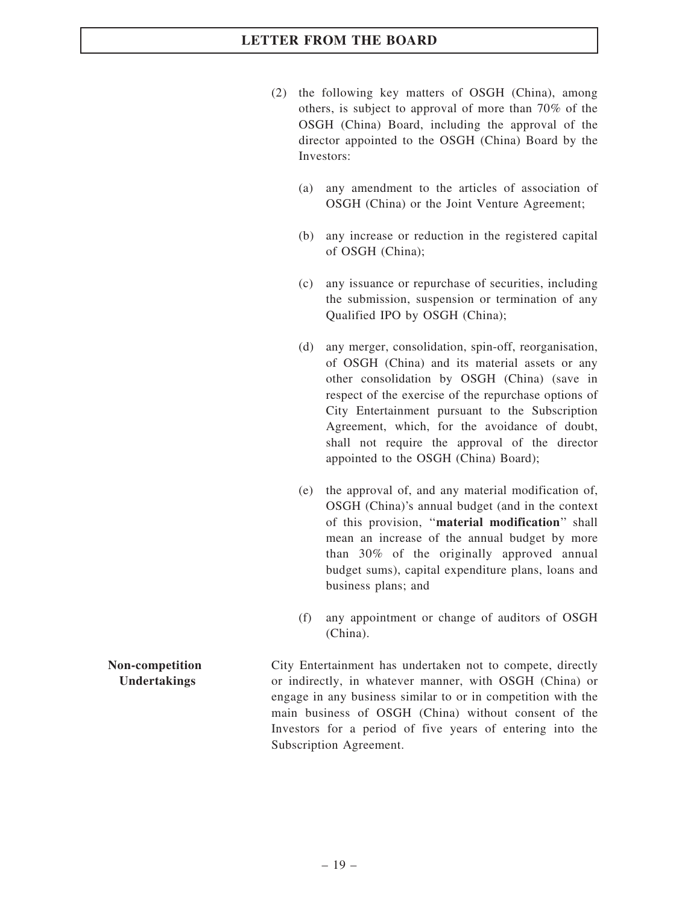(2) the following key matters of OSGH (China), among others, is subject to approval of more than 70% of the OSGH (China) Board, including the approval of the director appointed to the OSGH (China) Board by the Investors:

(a) any amendment to the articles of association of OSGH (China) or the Joint Venture Agreement;

(b) any increase or reduction in the registered capital of OSGH (China);

(c) any issuance or repurchase of securities, including the submission, suspension or termination of any Qualified IPO by OSGH (China);

(d) any merger, consolidation, spin-off, reorganisation, of OSGH (China) and its material assets or any other consolidation by OSGH (China) (save in respect of the exercise of the repurchase options of City Entertainment pursuant to the Subscription Agreement, which, for the avoidance of doubt, shall not require the approval of the director appointed to the OSGH (China) Board);

(e) the approval of, and any material modification of, OSGH (China)'s annual budget (and in the context of this provision, "**material modification**" shall mean an increase of the annual budget by more than 30% of the originally approved annual budget sums), capital expenditure plans, loans and business plans; and

(f) any appointment or change of auditors of OSGH (China).

**Non-competition Undertakings**

City Entertainment has undertaken not to compete, directly or indirectly, in whatever manner, with OSGH (China) or engage in any business similar to or in competition with the main business of OSGH (China) without consent of the Investors for a period of five years of entering into the Subscription Agreement.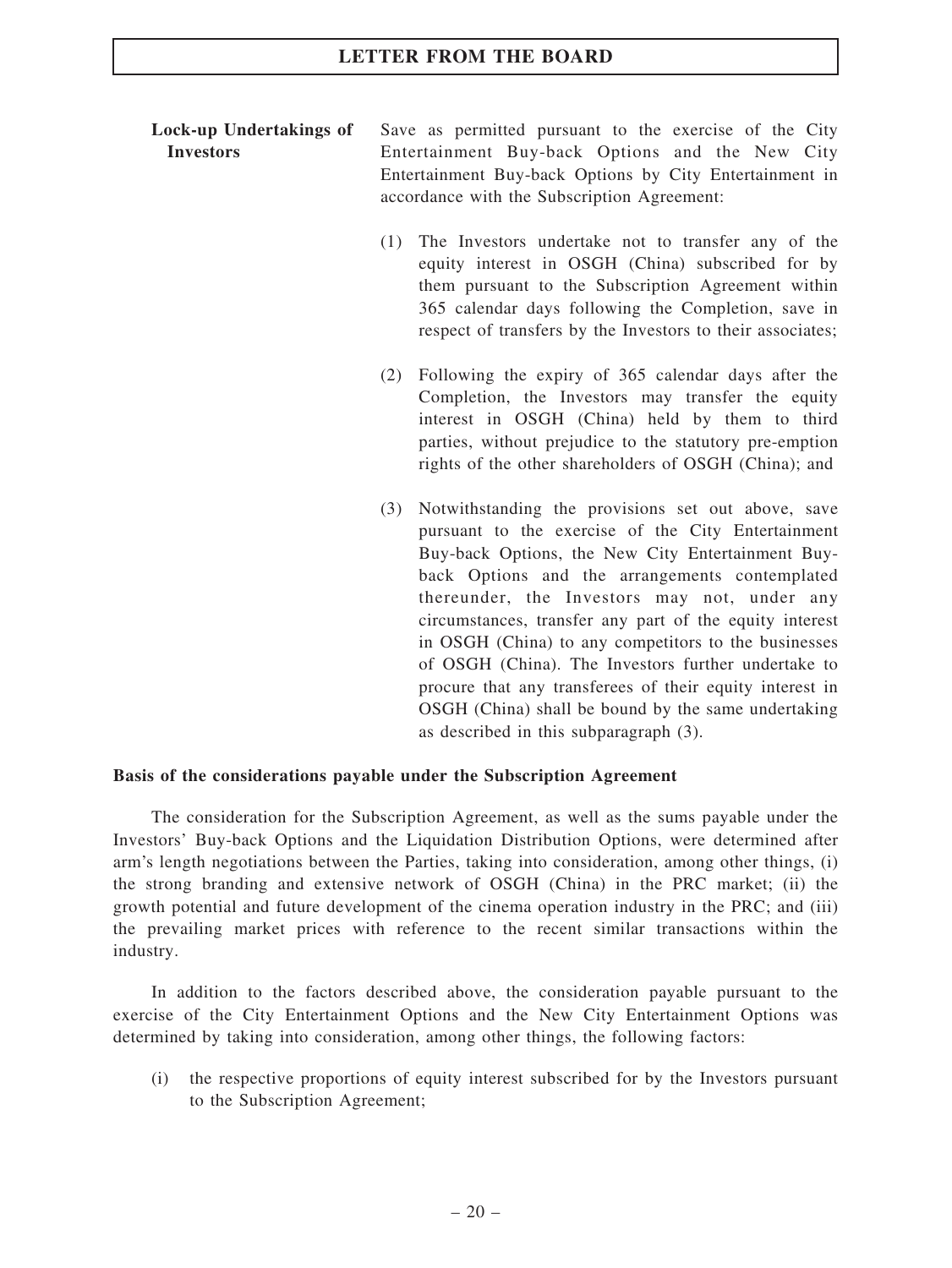**Lock-up Undertakings of Investors**

Save as permitted pursuant to the exercise of the City Entertainment Buy-back Options and the New City Entertainment Buy-back Options by City Entertainment in accordance with the Subscription Agreement:

(1) The Investors undertake not to transfer any of the equity interest in OSGH (China) subscribed for by them pursuant to the Subscription Agreement within 365 calendar days following the Completion, save in respect of transfers by the Investors to their associates;

(2) Following the expiry of 365 calendar days after the Completion, the Investors may transfer the equity interest in OSGH (China) held by them to third parties, without prejudice to the statutory pre-emption rights of the other shareholders of OSGH (China); and

(3) Notwithstanding the provisions set out above, save pursuant to the exercise of the City Entertainment Buy-back Options, the New City Entertainment Buy-back Options and the arrangements contemplated thereunder, the Investors may not, under any circumstances, transfer any part of the equity interest in OSGH (China) to any competitors to the businesses of OSGH (China). The Investors further undertake to procure that any transferees of their equity interest in OSGH (China) shall be bound by the same undertaking as described in this subparagraph (3).

**Basis of the considerations payable under the Subscription Agreement**

The consideration for the Subscription Agreement, as well as the sums payable under the Investors' Buy-back Options and the Liquidation Distribution Options, were determined after arm's length negotiations between the Parties, taking into consideration, among other things, (i) the strong branding and extensive network of OSGH (China) in the PRC market; (ii) the growth potential and future development of the cinema operation industry in the PRC; and (iii) the prevailing market prices with reference to the recent similar transactions within the industry.

In addition to the factors described above, the consideration payable pursuant to the exercise of the City Entertainment Options and the New City Entertainment Options was determined by taking into consideration, among other things, the following factors:

(i) the respective proportions of equity interest subscribed for by the Investors pursuant to the Subscription Agreement;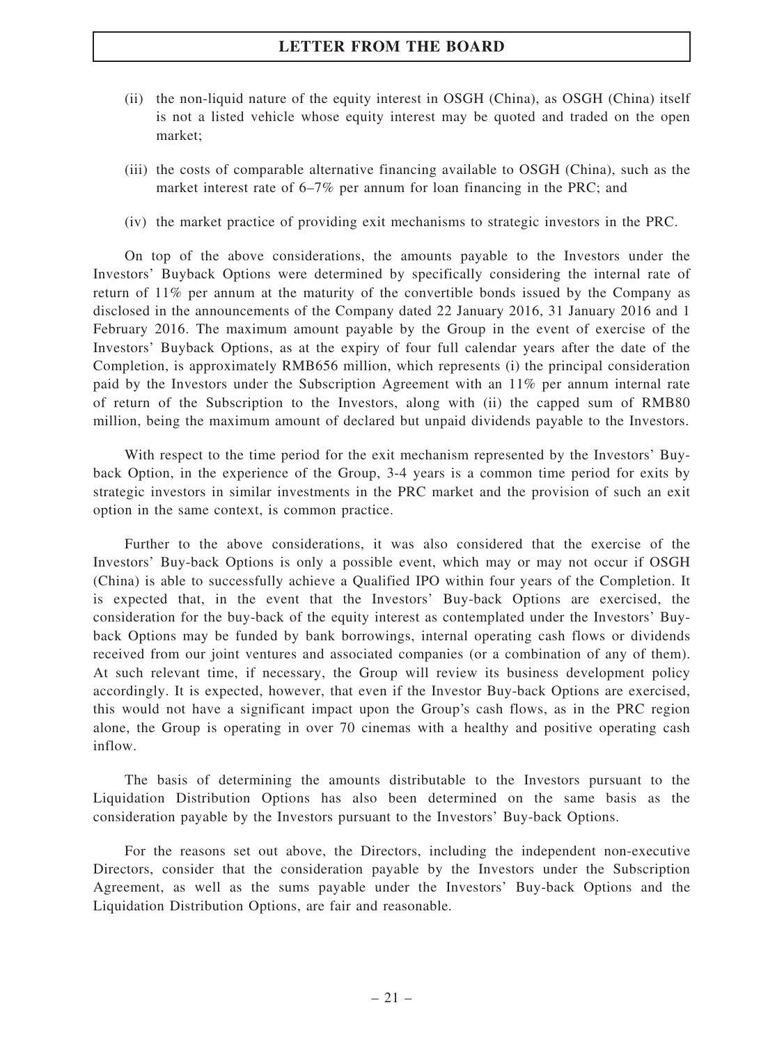(ii) the non-liquid nature of the equity interest in OSGH (China), as OSGH (China) itself is not a listed vehicle whose equity interest may be quoted and traded on the open market;

(iii) the costs of comparable alternative financing available to OSGH (China), such as the market interest rate of 6–7% per annum for loan financing in the PRC; and

(iv) the market practice of providing exit mechanisms to strategic investors in the PRC.

On top of the above considerations, the amounts payable to the Investors under the Investors' Buyback Options were determined by specifically considering the internal rate of return of 11% per annum at the maturity of the convertible bonds issued by the Company as disclosed in the announcements of the Company dated 22 January 2016, 31 January 2016 and 1 February 2016. The maximum amount payable by the Group in the event of exercise of the Investors' Buyback Options, as at the expiry of four full calendar years after the date of the Completion, is approximately RMB656 million, which represents (i) the principal consideration paid by the Investors under the Subscription Agreement with an 11% per annum internal rate of return of the Subscription to the Investors, along with (ii) the capped sum of RMB80 million, being the maximum amount of declared but unpaid dividends payable to the Investors.

With respect to the time period for the exit mechanism represented by the Investors' Buy-back Option, in the experience of the Group, 3-4 years is a common time period for exits by strategic investors in similar investments in the PRC market and the provision of such an exit option in the same context, is common practice.

Further to the above considerations, it was also considered that the exercise of the Investors' Buy-back Options is only a possible event, which may or may not occur if OSGH (China) is able to successfully achieve a Qualified IPO within four years of the Completion. It is expected that, in the event that the Investors' Buy-back Options are exercised, the consideration for the buy-back of the equity interest as contemplated under the Investors' Buy-back Options may be funded by bank borrowings, internal operating cash flows or dividends received from our joint ventures and associated companies (or a combination of any of them). At such relevant time, if necessary, the Group will review its business development policy accordingly. It is expected, however, that even if the Investor Buy-back Options are exercised, this would not have a significant impact upon the Group's cash flows, as in the PRC region alone, the Group is operating in over 70 cinemas with a healthy and positive operating cash inflow.

The basis of determining the amounts distributable to the Investors pursuant to the Liquidation Distribution Options has also been determined on the same basis as the consideration payable by the Investors pursuant to the Investors' Buy-back Options.

For the reasons set out above, the Directors, including the independent non-executive Directors, consider that the consideration payable by the Investors under the Subscription Agreement, as well as the sums payable under the Investors' Buy-back Options and the Liquidation Distribution Options, are fair and reasonable.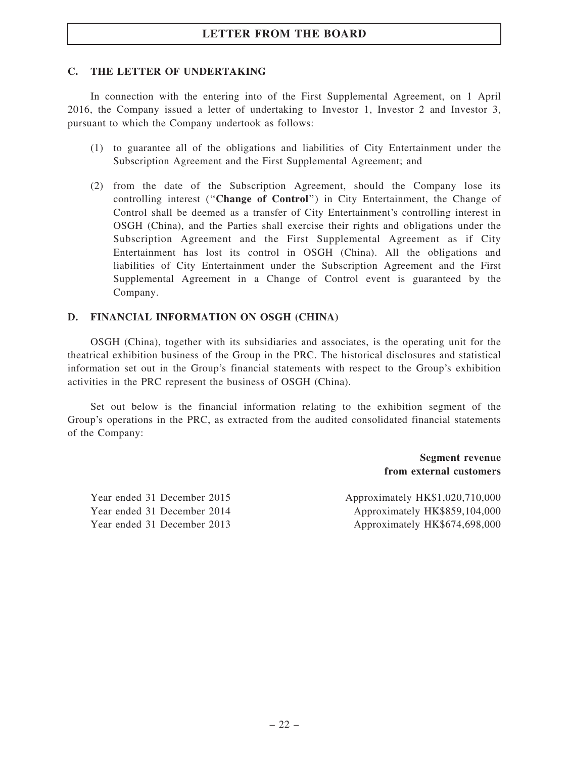## C. THE LETTER OF UNDERTAKING

In connection with the entering into of the First Supplemental Agreement, on 1 April 2016, the Company issued a letter of undertaking to Investor 1, Investor 2 and Investor 3, pursuant to which the Company undertook as follows:

(1) to guarantee all of the obligations and liabilities of City Entertainment under the Subscription Agreement and the First Supplemental Agreement; and

(2) from the date of the Subscription Agreement, should the Company lose its controlling interest ("**Change of Control**") in City Entertainment, the Change of Control shall be deemed as a transfer of City Entertainment's controlling interest in OSGH (China), and the Parties shall exercise their rights and obligations under the Subscription Agreement and the First Supplemental Agreement as if City Entertainment has lost its control in OSGH (China). All the obligations and liabilities of City Entertainment under the Subscription Agreement and the First Supplemental Agreement in a Change of Control event is guaranteed by the Company.

## D. FINANCIAL INFORMATION ON OSGH (CHINA)

OSGH (China), together with its subsidiaries and associates, is the operating unit for the theatrical exhibition business of the Group in the PRC. The historical disclosures and statistical information set out in the Group's financial statements with respect to the Group's exhibition activities in the PRC represent the business of OSGH (China).

Set out below is the financial information relating to the exhibition segment of the Group's operations in the PRC, as extracted from the audited consolidated financial statements of the Company:

| | Segment revenue from external customers |
|---|---|
| Year ended 31 December 2015 | Approximately HK$1,020,710,000 |
| Year ended 31 December 2014 | Approximately HK$859,104,000 |
| Year ended 31 December 2013 | Approximately HK$674,698,000 |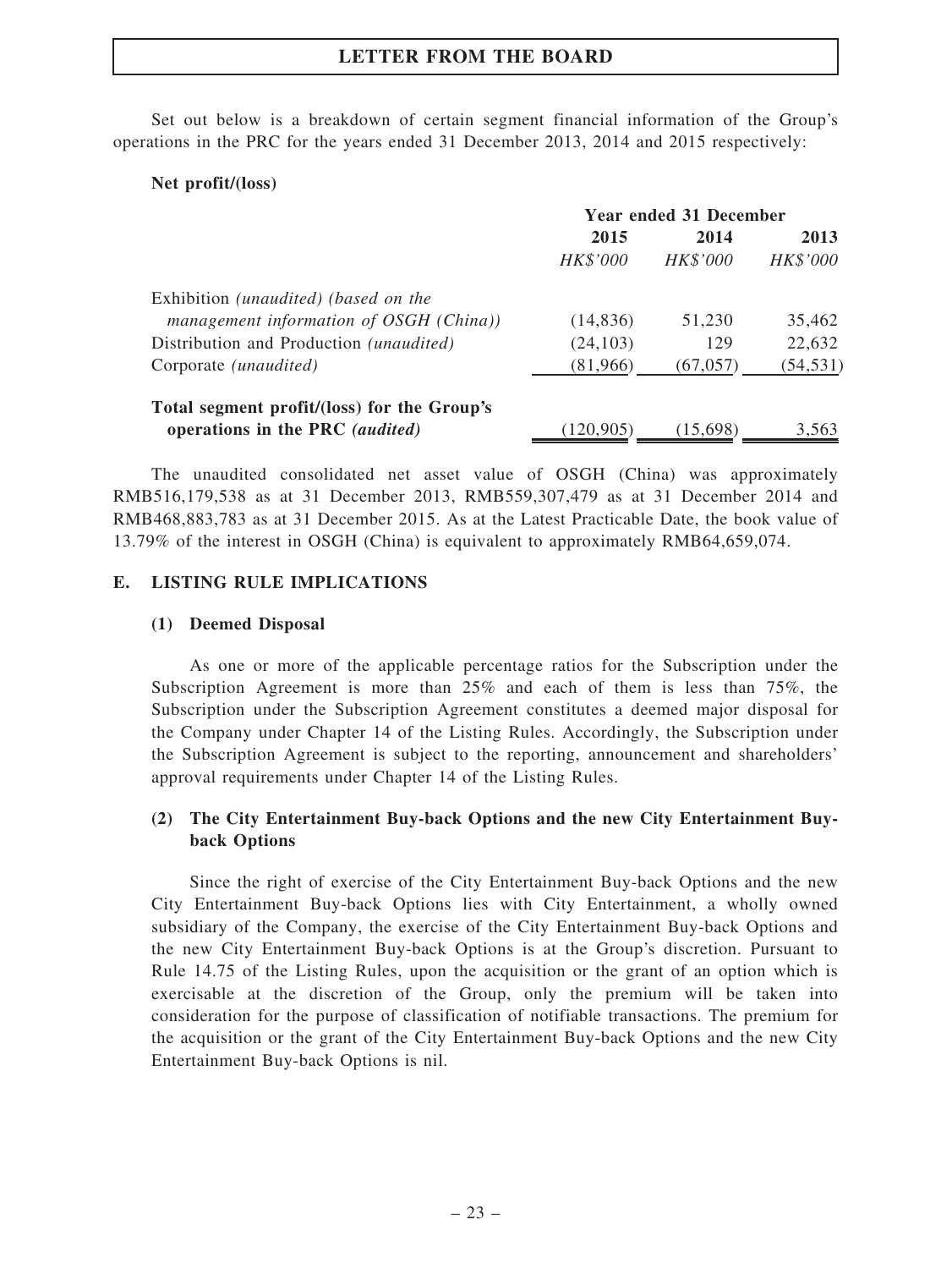Set out below is a breakdown of certain segment financial information of the Group's operations in the PRC for the years ended 31 December 2013, 2014 and 2015 respectively:

**Net profit/(loss)**

| | Year ended 31 December | | |
|---|---|---|---|
| | **2015** | **2014** | **2013** |
| | *HK$'000* | *HK$'000* | *HK$'000* |
| Exhibition *(unaudited) (based on the management information of OSGH (China))* | (14,836) | 51,230 | 35,462 |
| Distribution and Production *(unaudited)* | (24,103) | 129 | 22,632 |
| Corporate *(unaudited)* | (81,966) | (67,057) | (54,531) |
| **Total segment profit/(loss) for the Group's operations in the PRC** ***(audited)*** | (120,905) | (15,698) | 3,563 |

The unaudited consolidated net asset value of OSGH (China) was approximately RMB516,179,538 as at 31 December 2013, RMB559,307,479 as at 31 December 2014 and RMB468,883,783 as at 31 December 2015. As at the Latest Practicable Date, the book value of 13.79% of the interest in OSGH (China) is equivalent to approximately RMB64,659,074.

## E. LISTING RULE IMPLICATIONS

### (1) Deemed Disposal

As one or more of the applicable percentage ratios for the Subscription under the Subscription Agreement is more than 25% and each of them is less than 75%, the Subscription under the Subscription Agreement constitutes a deemed major disposal for the Company under Chapter 14 of the Listing Rules. Accordingly, the Subscription under the Subscription Agreement is subject to the reporting, announcement and shareholders' approval requirements under Chapter 14 of the Listing Rules.

### (2) The City Entertainment Buy-back Options and the new City Entertainment Buy-back Options

Since the right of exercise of the City Entertainment Buy-back Options and the new City Entertainment Buy-back Options lies with City Entertainment, a wholly owned subsidiary of the Company, the exercise of the City Entertainment Buy-back Options and the new City Entertainment Buy-back Options is at the Group's discretion. Pursuant to Rule 14.75 of the Listing Rules, upon the acquisition or the grant of an option which is exercisable at the discretion of the Group, only the premium will be taken into consideration for the purpose of classification of notifiable transactions. The premium for the acquisition or the grant of the City Entertainment Buy-back Options and the new City Entertainment Buy-back Options is nil.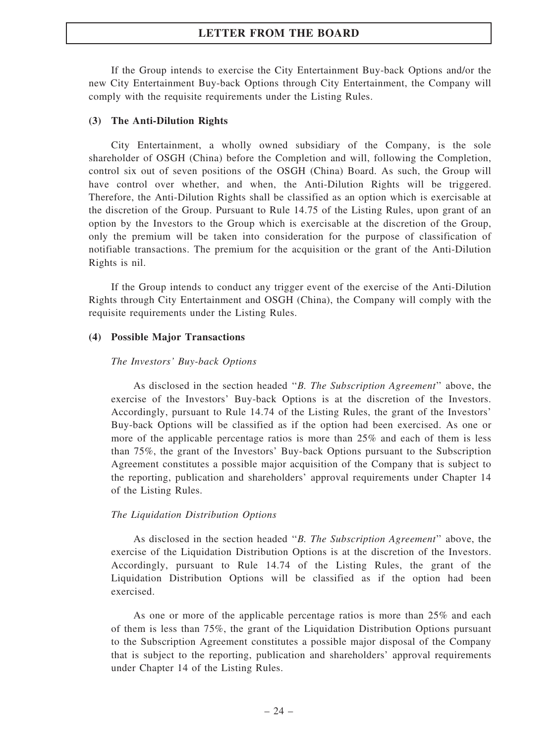If the Group intends to exercise the City Entertainment Buy-back Options and/or the new City Entertainment Buy-back Options through City Entertainment, the Company will comply with the requisite requirements under the Listing Rules.

### (3) The Anti-Dilution Rights

City Entertainment, a wholly owned subsidiary of the Company, is the sole shareholder of OSGH (China) before the Completion and will, following the Completion, control six out of seven positions of the OSGH (China) Board. As such, the Group will have control over whether, and when, the Anti-Dilution Rights will be triggered. Therefore, the Anti-Dilution Rights shall be classified as an option which is exercisable at the discretion of the Group. Pursuant to Rule 14.75 of the Listing Rules, upon grant of an option by the Investors to the Group which is exercisable at the discretion of the Group, only the premium will be taken into consideration for the purpose of classification of notifiable transactions. The premium for the acquisition or the grant of the Anti-Dilution Rights is nil.

If the Group intends to conduct any trigger event of the exercise of the Anti-Dilution Rights through City Entertainment and OSGH (China), the Company will comply with the requisite requirements under the Listing Rules.

### (4) Possible Major Transactions

*The Investors' Buy-back Options*

As disclosed in the section headed "*B. The Subscription Agreement*" above, the exercise of the Investors' Buy-back Options is at the discretion of the Investors. Accordingly, pursuant to Rule 14.74 of the Listing Rules, the grant of the Investors' Buy-back Options will be classified as if the option had been exercised. As one or more of the applicable percentage ratios is more than 25% and each of them is less than 75%, the grant of the Investors' Buy-back Options pursuant to the Subscription Agreement constitutes a possible major acquisition of the Company that is subject to the reporting, publication and shareholders' approval requirements under Chapter 14 of the Listing Rules.

*The Liquidation Distribution Options*

As disclosed in the section headed "*B. The Subscription Agreement*" above, the exercise of the Liquidation Distribution Options is at the discretion of the Investors. Accordingly, pursuant to Rule 14.74 of the Listing Rules, the grant of the Liquidation Distribution Options will be classified as if the option had been exercised.

As one or more of the applicable percentage ratios is more than 25% and each of them is less than 75%, the grant of the Liquidation Distribution Options pursuant to the Subscription Agreement constitutes a possible major disposal of the Company that is subject to the reporting, publication and shareholders' approval requirements under Chapter 14 of the Listing Rules.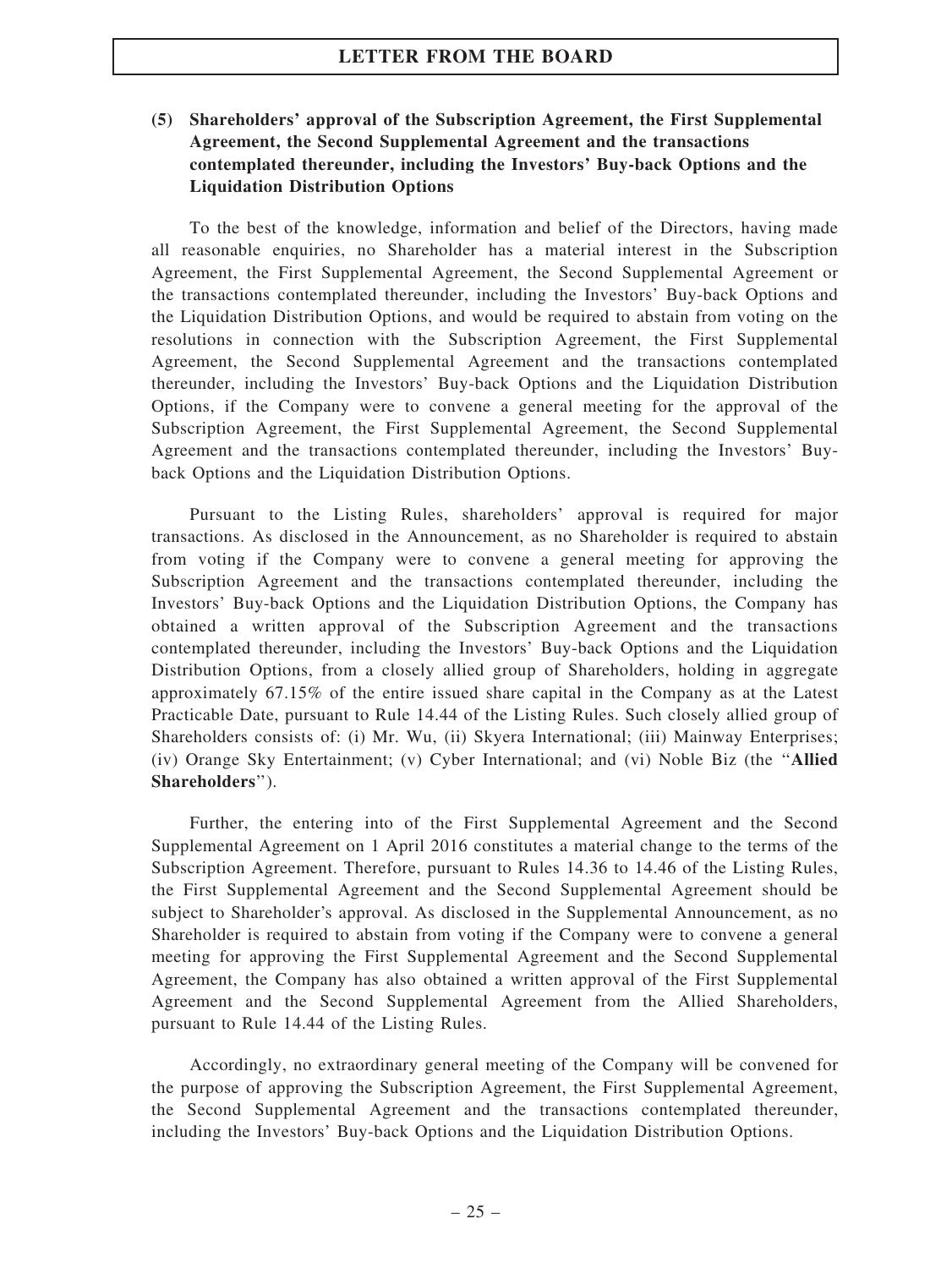### (5) Shareholders' approval of the Subscription Agreement, the First Supplemental Agreement, the Second Supplemental Agreement and the transactions contemplated thereunder, including the Investors' Buy-back Options and the Liquidation Distribution Options

To the best of the knowledge, information and belief of the Directors, having made all reasonable enquiries, no Shareholder has a material interest in the Subscription Agreement, the First Supplemental Agreement, the Second Supplemental Agreement or the transactions contemplated thereunder, including the Investors' Buy-back Options and the Liquidation Distribution Options, and would be required to abstain from voting on the resolutions in connection with the Subscription Agreement, the First Supplemental Agreement, the Second Supplemental Agreement and the transactions contemplated thereunder, including the Investors' Buy-back Options and the Liquidation Distribution Options, if the Company were to convene a general meeting for the approval of the Subscription Agreement, the First Supplemental Agreement, the Second Supplemental Agreement and the transactions contemplated thereunder, including the Investors' Buy-back Options and the Liquidation Distribution Options.

Pursuant to the Listing Rules, shareholders' approval is required for major transactions. As disclosed in the Announcement, as no Shareholder is required to abstain from voting if the Company were to convene a general meeting for approving the Subscription Agreement and the transactions contemplated thereunder, including the Investors' Buy-back Options and the Liquidation Distribution Options, the Company has obtained a written approval of the Subscription Agreement and the transactions contemplated thereunder, including the Investors' Buy-back Options and the Liquidation Distribution Options, from a closely allied group of Shareholders, holding in aggregate approximately 67.15% of the entire issued share capital in the Company as at the Latest Practicable Date, pursuant to Rule 14.44 of the Listing Rules. Such closely allied group of Shareholders consists of: (i) Mr. Wu, (ii) Skyera International; (iii) Mainway Enterprises; (iv) Orange Sky Entertainment; (v) Cyber International; and (vi) Noble Biz (the "**Allied Shareholders**").

Further, the entering into of the First Supplemental Agreement and the Second Supplemental Agreement on 1 April 2016 constitutes a material change to the terms of the Subscription Agreement. Therefore, pursuant to Rules 14.36 to 14.46 of the Listing Rules, the First Supplemental Agreement and the Second Supplemental Agreement should be subject to Shareholder's approval. As disclosed in the Supplemental Announcement, as no Shareholder is required to abstain from voting if the Company were to convene a general meeting for approving the First Supplemental Agreement and the Second Supplemental Agreement, the Company has also obtained a written approval of the First Supplemental Agreement and the Second Supplemental Agreement from the Allied Shareholders, pursuant to Rule 14.44 of the Listing Rules.

Accordingly, no extraordinary general meeting of the Company will be convened for the purpose of approving the Subscription Agreement, the First Supplemental Agreement, the Second Supplemental Agreement and the transactions contemplated thereunder, including the Investors' Buy-back Options and the Liquidation Distribution Options.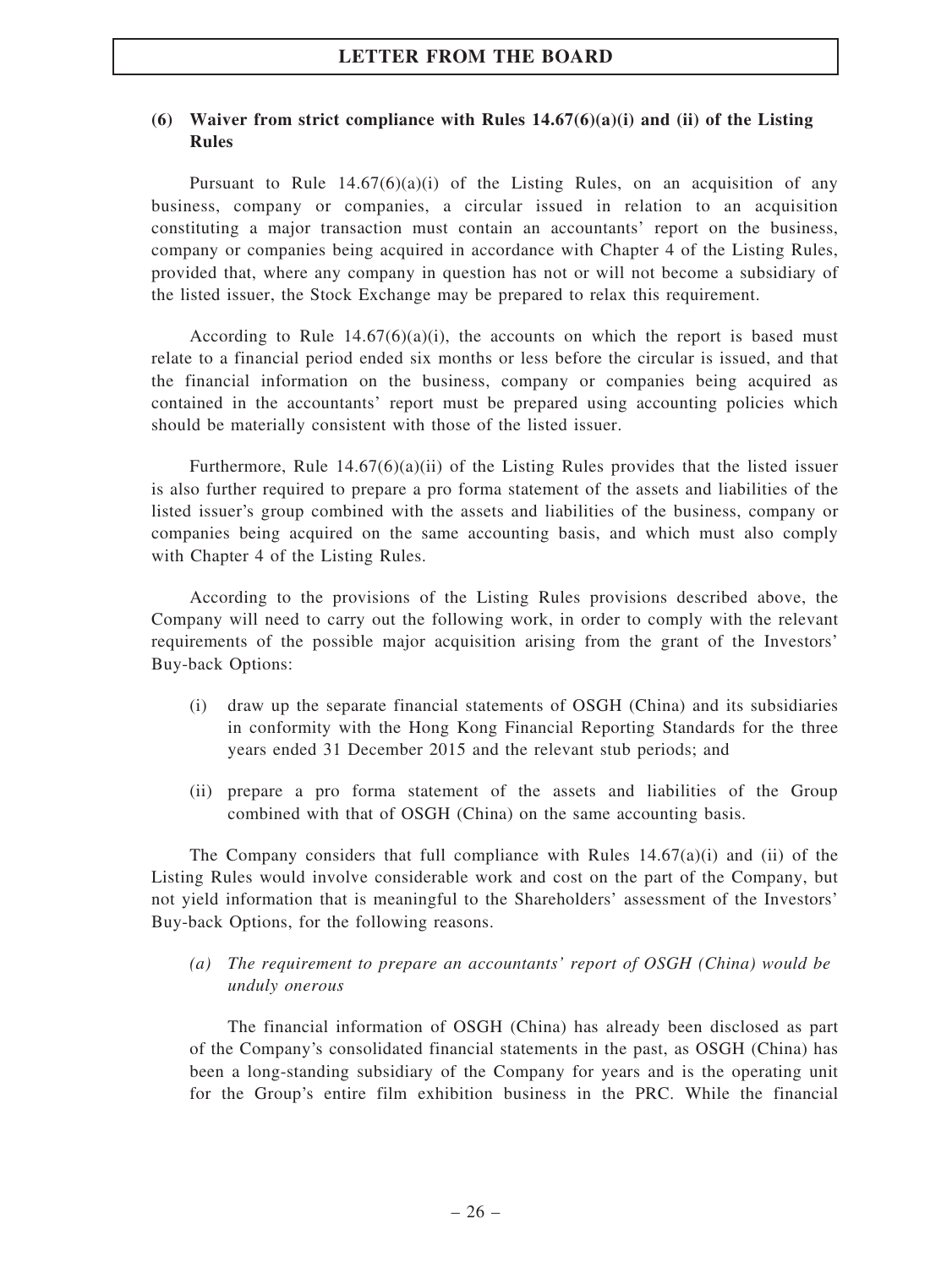### (6) Waiver from strict compliance with Rules 14.67(6)(a)(i) and (ii) of the Listing Rules

Pursuant to Rule 14.67(6)(a)(i) of the Listing Rules, on an acquisition of any business, company or companies, a circular issued in relation to an acquisition constituting a major transaction must contain an accountants' report on the business, company or companies being acquired in accordance with Chapter 4 of the Listing Rules, provided that, where any company in question has not or will not become a subsidiary of the listed issuer, the Stock Exchange may be prepared to relax this requirement.

According to Rule 14.67(6)(a)(i), the accounts on which the report is based must relate to a financial period ended six months or less before the circular is issued, and that the financial information on the business, company or companies being acquired as contained in the accountants' report must be prepared using accounting policies which should be materially consistent with those of the listed issuer.

Furthermore, Rule 14.67(6)(a)(ii) of the Listing Rules provides that the listed issuer is also further required to prepare a pro forma statement of the assets and liabilities of the listed issuer's group combined with the assets and liabilities of the business, company or companies being acquired on the same accounting basis, and which must also comply with Chapter 4 of the Listing Rules.

According to the provisions of the Listing Rules provisions described above, the Company will need to carry out the following work, in order to comply with the relevant requirements of the possible major acquisition arising from the grant of the Investors' Buy-back Options:

(i) draw up the separate financial statements of OSGH (China) and its subsidiaries in conformity with the Hong Kong Financial Reporting Standards for the three years ended 31 December 2015 and the relevant stub periods; and

(ii) prepare a pro forma statement of the assets and liabilities of the Group combined with that of OSGH (China) on the same accounting basis.

The Company considers that full compliance with Rules 14.67(a)(i) and (ii) of the Listing Rules would involve considerable work and cost on the part of the Company, but not yield information that is meaningful to the Shareholders' assessment of the Investors' Buy-back Options, for the following reasons.

*(a) The requirement to prepare an accountants' report of OSGH (China) would be unduly onerous*

The financial information of OSGH (China) has already been disclosed as part of the Company's consolidated financial statements in the past, as OSGH (China) has been a long-standing subsidiary of the Company for years and is the operating unit for the Group's entire film exhibition business in the PRC. While the financial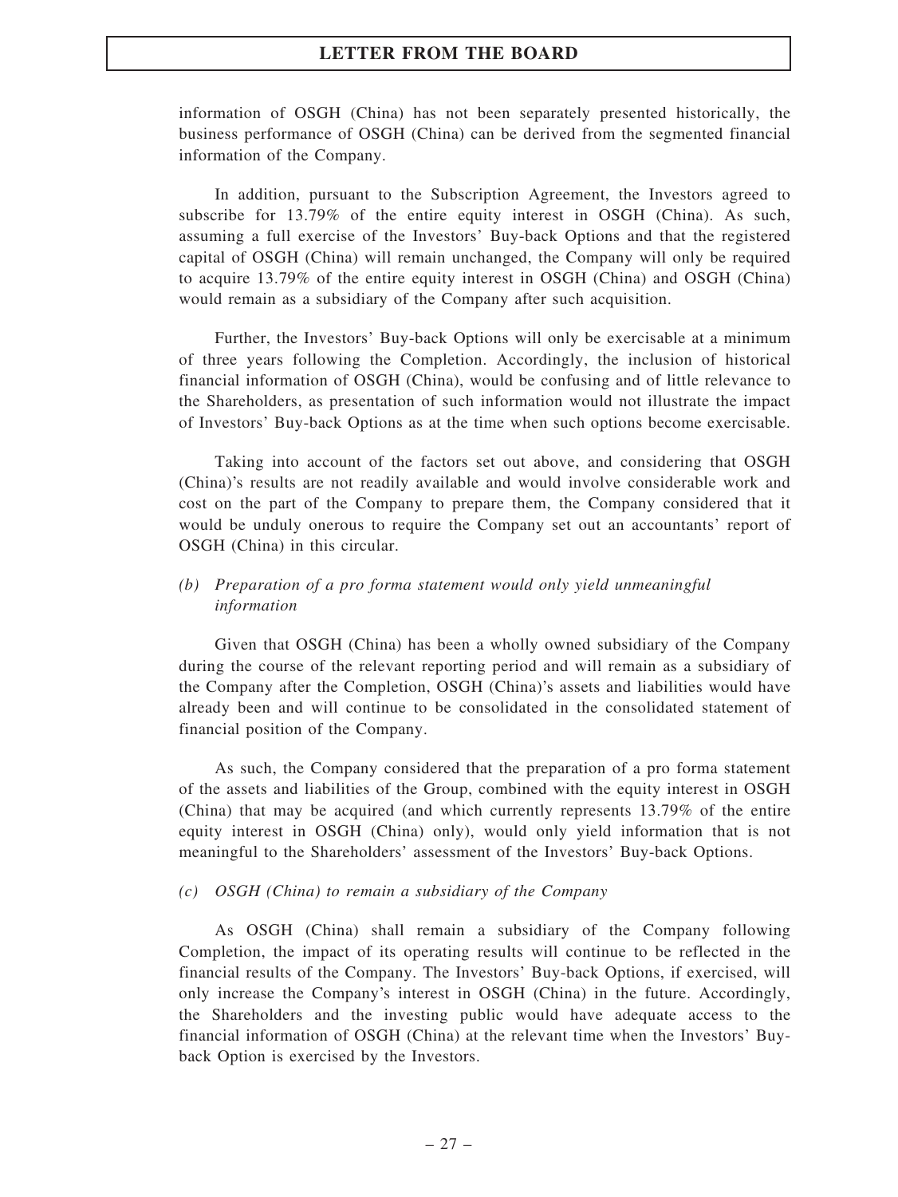information of OSGH (China) has not been separately presented historically, the business performance of OSGH (China) can be derived from the segmented financial information of the Company.

In addition, pursuant to the Subscription Agreement, the Investors agreed to subscribe for 13.79% of the entire equity interest in OSGH (China). As such, assuming a full exercise of the Investors' Buy-back Options and that the registered capital of OSGH (China) will remain unchanged, the Company will only be required to acquire 13.79% of the entire equity interest in OSGH (China) and OSGH (China) would remain as a subsidiary of the Company after such acquisition.

Further, the Investors' Buy-back Options will only be exercisable at a minimum of three years following the Completion. Accordingly, the inclusion of historical financial information of OSGH (China), would be confusing and of little relevance to the Shareholders, as presentation of such information would not illustrate the impact of Investors' Buy-back Options as at the time when such options become exercisable.

Taking into account of the factors set out above, and considering that OSGH (China)'s results are not readily available and would involve considerable work and cost on the part of the Company to prepare them, the Company considered that it would be unduly onerous to require the Company set out an accountants' report of OSGH (China) in this circular.

*(b) Preparation of a pro forma statement would only yield unmeaningful information*

Given that OSGH (China) has been a wholly owned subsidiary of the Company during the course of the relevant reporting period and will remain as a subsidiary of the Company after the Completion, OSGH (China)'s assets and liabilities would have already been and will continue to be consolidated in the consolidated statement of financial position of the Company.

As such, the Company considered that the preparation of a pro forma statement of the assets and liabilities of the Group, combined with the equity interest in OSGH (China) that may be acquired (and which currently represents 13.79% of the entire equity interest in OSGH (China) only), would only yield information that is not meaningful to the Shareholders' assessment of the Investors' Buy-back Options.

*(c) OSGH (China) to remain a subsidiary of the Company*

As OSGH (China) shall remain a subsidiary of the Company following Completion, the impact of its operating results will continue to be reflected in the financial results of the Company. The Investors' Buy-back Options, if exercised, will only increase the Company's interest in OSGH (China) in the future. Accordingly, the Shareholders and the investing public would have adequate access to the financial information of OSGH (China) at the relevant time when the Investors' Buy-back Option is exercised by the Investors.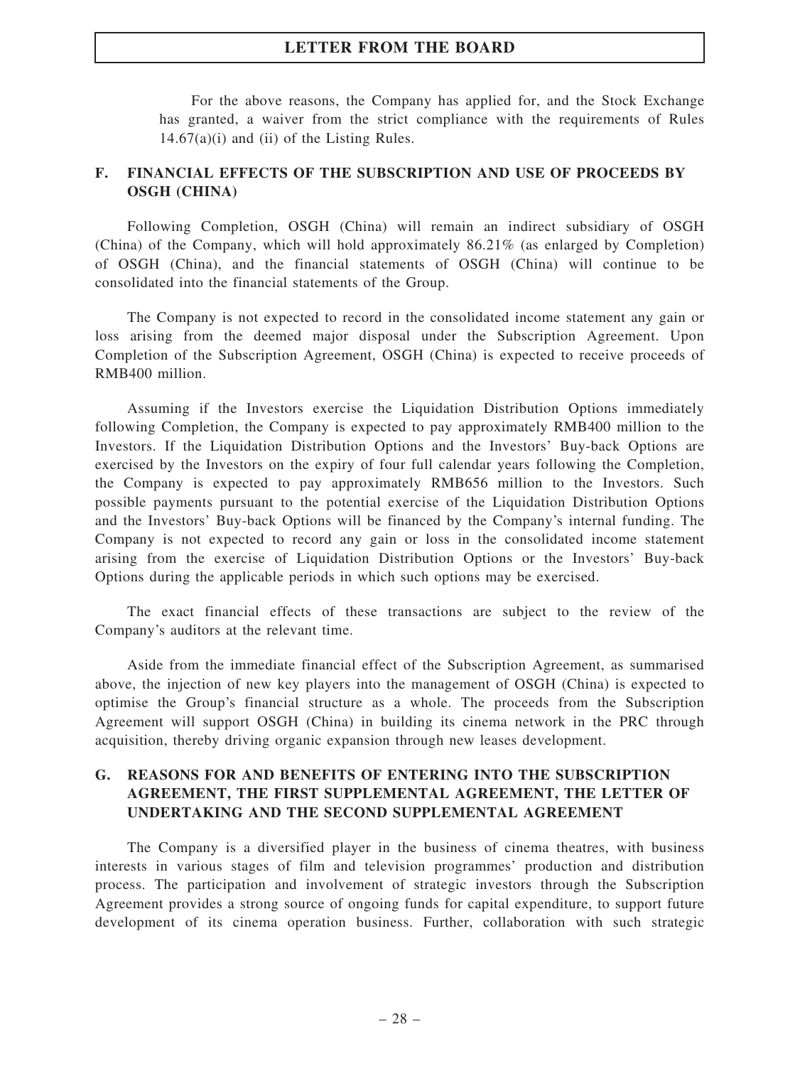For the above reasons, the Company has applied for, and the Stock Exchange has granted, a waiver from the strict compliance with the requirements of Rules 14.67(a)(i) and (ii) of the Listing Rules.

## F. FINANCIAL EFFECTS OF THE SUBSCRIPTION AND USE OF PROCEEDS BY OSGH (CHINA)

Following Completion, OSGH (China) will remain an indirect subsidiary of OSGH (China) of the Company, which will hold approximately 86.21% (as enlarged by Completion) of OSGH (China), and the financial statements of OSGH (China) will continue to be consolidated into the financial statements of the Group.

The Company is not expected to record in the consolidated income statement any gain or loss arising from the deemed major disposal under the Subscription Agreement. Upon Completion of the Subscription Agreement, OSGH (China) is expected to receive proceeds of RMB400 million.

Assuming if the Investors exercise the Liquidation Distribution Options immediately following Completion, the Company is expected to pay approximately RMB400 million to the Investors. If the Liquidation Distribution Options and the Investors' Buy-back Options are exercised by the Investors on the expiry of four full calendar years following the Completion, the Company is expected to pay approximately RMB656 million to the Investors. Such possible payments pursuant to the potential exercise of the Liquidation Distribution Options and the Investors' Buy-back Options will be financed by the Company's internal funding. The Company is not expected to record any gain or loss in the consolidated income statement arising from the exercise of Liquidation Distribution Options or the Investors' Buy-back Options during the applicable periods in which such options may be exercised.

The exact financial effects of these transactions are subject to the review of the Company's auditors at the relevant time.

Aside from the immediate financial effect of the Subscription Agreement, as summarised above, the injection of new key players into the management of OSGH (China) is expected to optimise the Group's financial structure as a whole. The proceeds from the Subscription Agreement will support OSGH (China) in building its cinema network in the PRC through acquisition, thereby driving organic expansion through new leases development.

## G. REASONS FOR AND BENEFITS OF ENTERING INTO THE SUBSCRIPTION AGREEMENT, THE FIRST SUPPLEMENTAL AGREEMENT, THE LETTER OF UNDERTAKING AND THE SECOND SUPPLEMENTAL AGREEMENT

The Company is a diversified player in the business of cinema theatres, with business interests in various stages of film and television programmes' production and distribution process. The participation and involvement of strategic investors through the Subscription Agreement provides a strong source of ongoing funds for capital expenditure, to support future development of its cinema operation business. Further, collaboration with such strategic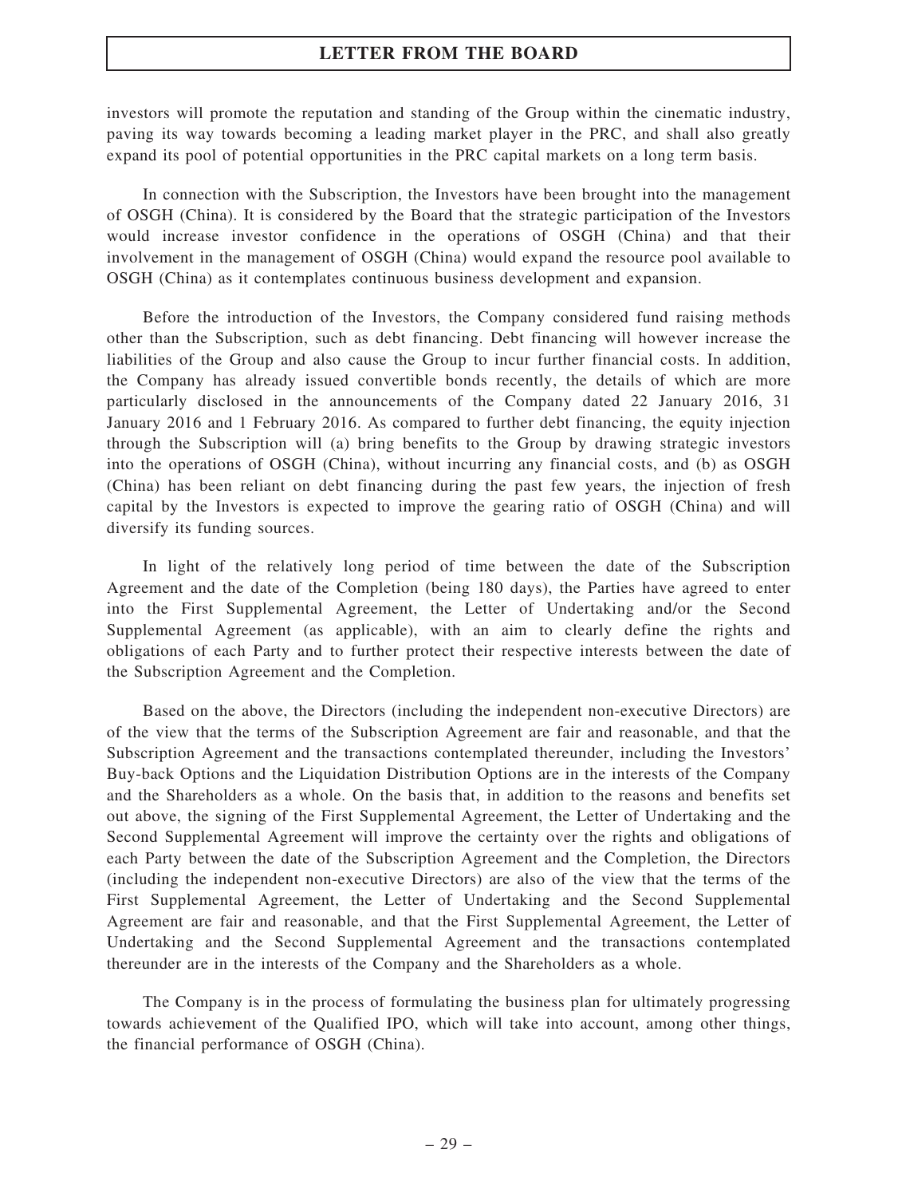investors will promote the reputation and standing of the Group within the cinematic industry, paving its way towards becoming a leading market player in the PRC, and shall also greatly expand its pool of potential opportunities in the PRC capital markets on a long term basis.

In connection with the Subscription, the Investors have been brought into the management of OSGH (China). It is considered by the Board that the strategic participation of the Investors would increase investor confidence in the operations of OSGH (China) and that their involvement in the management of OSGH (China) would expand the resource pool available to OSGH (China) as it contemplates continuous business development and expansion.

Before the introduction of the Investors, the Company considered fund raising methods other than the Subscription, such as debt financing. Debt financing will however increase the liabilities of the Group and also cause the Group to incur further financial costs. In addition, the Company has already issued convertible bonds recently, the details of which are more particularly disclosed in the announcements of the Company dated 22 January 2016, 31 January 2016 and 1 February 2016. As compared to further debt financing, the equity injection through the Subscription will (a) bring benefits to the Group by drawing strategic investors into the operations of OSGH (China), without incurring any financial costs, and (b) as OSGH (China) has been reliant on debt financing during the past few years, the injection of fresh capital by the Investors is expected to improve the gearing ratio of OSGH (China) and will diversify its funding sources.

In light of the relatively long period of time between the date of the Subscription Agreement and the date of the Completion (being 180 days), the Parties have agreed to enter into the First Supplemental Agreement, the Letter of Undertaking and/or the Second Supplemental Agreement (as applicable), with an aim to clearly define the rights and obligations of each Party and to further protect their respective interests between the date of the Subscription Agreement and the Completion.

Based on the above, the Directors (including the independent non-executive Directors) are of the view that the terms of the Subscription Agreement are fair and reasonable, and that the Subscription Agreement and the transactions contemplated thereunder, including the Investors' Buy-back Options and the Liquidation Distribution Options are in the interests of the Company and the Shareholders as a whole. On the basis that, in addition to the reasons and benefits set out above, the signing of the First Supplemental Agreement, the Letter of Undertaking and the Second Supplemental Agreement will improve the certainty over the rights and obligations of each Party between the date of the Subscription Agreement and the Completion, the Directors (including the independent non-executive Directors) are also of the view that the terms of the First Supplemental Agreement, the Letter of Undertaking and the Second Supplemental Agreement are fair and reasonable, and that the First Supplemental Agreement, the Letter of Undertaking and the Second Supplemental Agreement and the transactions contemplated thereunder are in the interests of the Company and the Shareholders as a whole.

The Company is in the process of formulating the business plan for ultimately progressing towards achievement of the Qualified IPO, which will take into account, among other things, the financial performance of OSGH (China).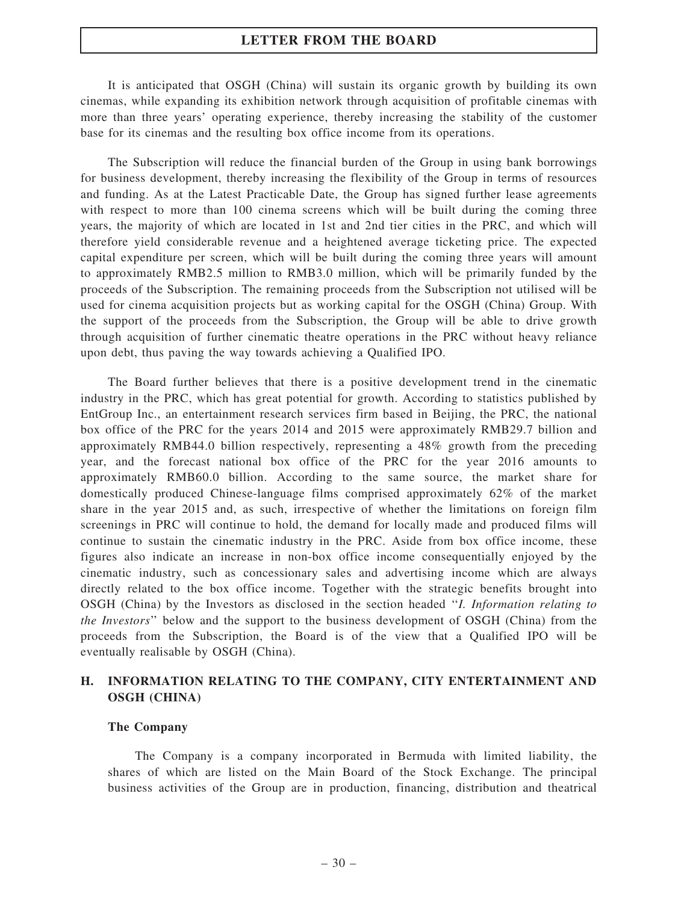It is anticipated that OSGH (China) will sustain its organic growth by building its own cinemas, while expanding its exhibition network through acquisition of profitable cinemas with more than three years' operating experience, thereby increasing the stability of the customer base for its cinemas and the resulting box office income from its operations.

The Subscription will reduce the financial burden of the Group in using bank borrowings for business development, thereby increasing the flexibility of the Group in terms of resources and funding. As at the Latest Practicable Date, the Group has signed further lease agreements with respect to more than 100 cinema screens which will be built during the coming three years, the majority of which are located in 1st and 2nd tier cities in the PRC, and which will therefore yield considerable revenue and a heightened average ticketing price. The expected capital expenditure per screen, which will be built during the coming three years will amount to approximately RMB2.5 million to RMB3.0 million, which will be primarily funded by the proceeds of the Subscription. The remaining proceeds from the Subscription not utilised will be used for cinema acquisition projects but as working capital for the OSGH (China) Group. With the support of the proceeds from the Subscription, the Group will be able to drive growth through acquisition of further cinematic theatre operations in the PRC without heavy reliance upon debt, thus paving the way towards achieving a Qualified IPO.

The Board further believes that there is a positive development trend in the cinematic industry in the PRC, which has great potential for growth. According to statistics published by EntGroup Inc., an entertainment research services firm based in Beijing, the PRC, the national box office of the PRC for the years 2014 and 2015 were approximately RMB29.7 billion and approximately RMB44.0 billion respectively, representing a 48% growth from the preceding year, and the forecast national box office of the PRC for the year 2016 amounts to approximately RMB60.0 billion. According to the same source, the market share for domestically produced Chinese-language films comprised approximately 62% of the market share in the year 2015 and, as such, irrespective of whether the limitations on foreign film screenings in PRC will continue to hold, the demand for locally made and produced films will continue to sustain the cinematic industry in the PRC. Aside from box office income, these figures also indicate an increase in non-box office income consequentially enjoyed by the cinematic industry, such as concessionary sales and advertising income which are always directly related to the box office income. Together with the strategic benefits brought into OSGH (China) by the Investors as disclosed in the section headed "*I. Information relating to the Investors*" below and the support to the business development of OSGH (China) from the proceeds from the Subscription, the Board is of the view that a Qualified IPO will be eventually realisable by OSGH (China).

## H. INFORMATION RELATING TO THE COMPANY, CITY ENTERTAINMENT AND OSGH (CHINA)

**The Company**

The Company is a company incorporated in Bermuda with limited liability, the shares of which are listed on the Main Board of the Stock Exchange. The principal business activities of the Group are in production, financing, distribution and theatrical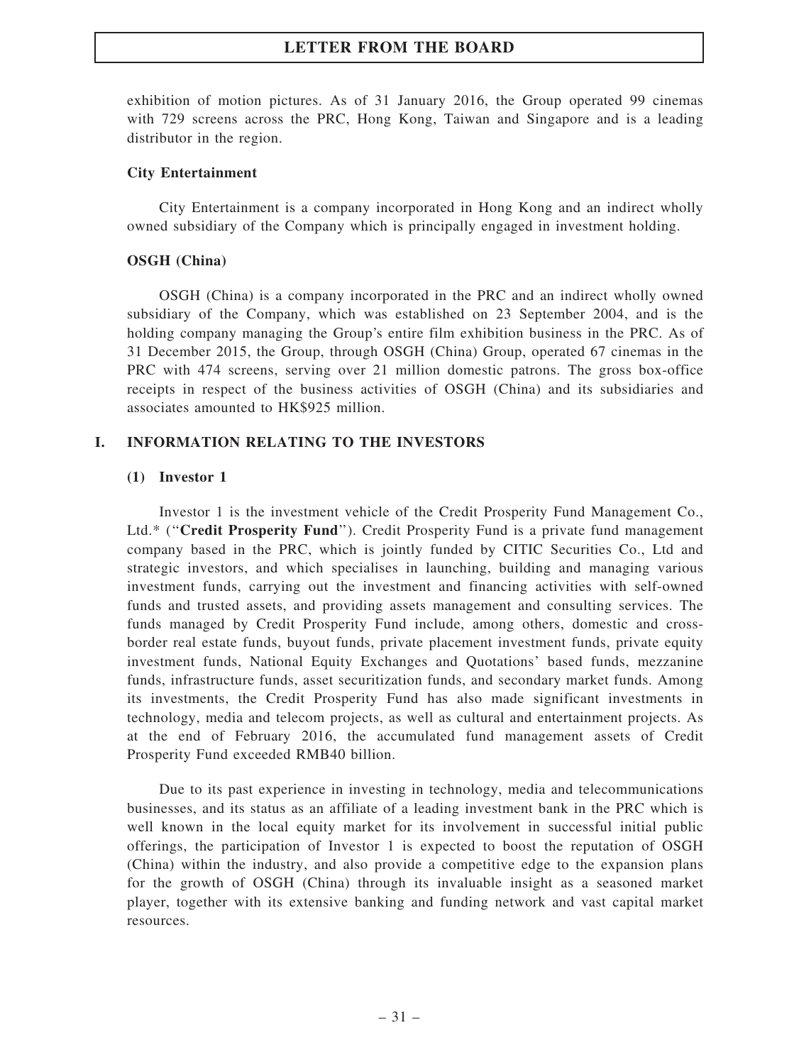exhibition of motion pictures. As of 31 January 2016, the Group operated 99 cinemas with 729 screens across the PRC, Hong Kong, Taiwan and Singapore and is a leading distributor in the region.

**City Entertainment**

City Entertainment is a company incorporated in Hong Kong and an indirect wholly owned subsidiary of the Company which is principally engaged in investment holding.

**OSGH (China)**

OSGH (China) is a company incorporated in the PRC and an indirect wholly owned subsidiary of the Company, which was established on 23 September 2004, and is the holding company managing the Group's entire film exhibition business in the PRC. As of 31 December 2015, the Group, through OSGH (China) Group, operated 67 cinemas in the PRC with 474 screens, serving over 21 million domestic patrons. The gross box-office receipts in respect of the business activities of OSGH (China) and its subsidiaries and associates amounted to HK$925 million.

## I. INFORMATION RELATING TO THE INVESTORS

### (1) Investor 1

Investor 1 is the investment vehicle of the Credit Prosperity Fund Management Co., Ltd.* ("**Credit Prosperity Fund**"). Credit Prosperity Fund is a private fund management company based in the PRC, which is jointly funded by CITIC Securities Co., Ltd and strategic investors, and which specialises in launching, building and managing various investment funds, carrying out the investment and financing activities with self-owned funds and trusted assets, and providing assets management and consulting services. The funds managed by Credit Prosperity Fund include, among others, domestic and cross-border real estate funds, buyout funds, private placement investment funds, private equity investment funds, National Equity Exchanges and Quotations' based funds, mezzanine funds, infrastructure funds, asset securitization funds, and secondary market funds. Among its investments, the Credit Prosperity Fund has also made significant investments in technology, media and telecom projects, as well as cultural and entertainment projects. As at the end of February 2016, the accumulated fund management assets of Credit Prosperity Fund exceeded RMB40 billion.

Due to its past experience in investing in technology, media and telecommunications businesses, and its status as an affiliate of a leading investment bank in the PRC which is well known in the local equity market for its involvement in successful initial public offerings, the participation of Investor 1 is expected to boost the reputation of OSGH (China) within the industry, and also provide a competitive edge to the expansion plans for the growth of OSGH (China) through its invaluable insight as a seasoned market player, together with its extensive banking and funding network and vast capital market resources.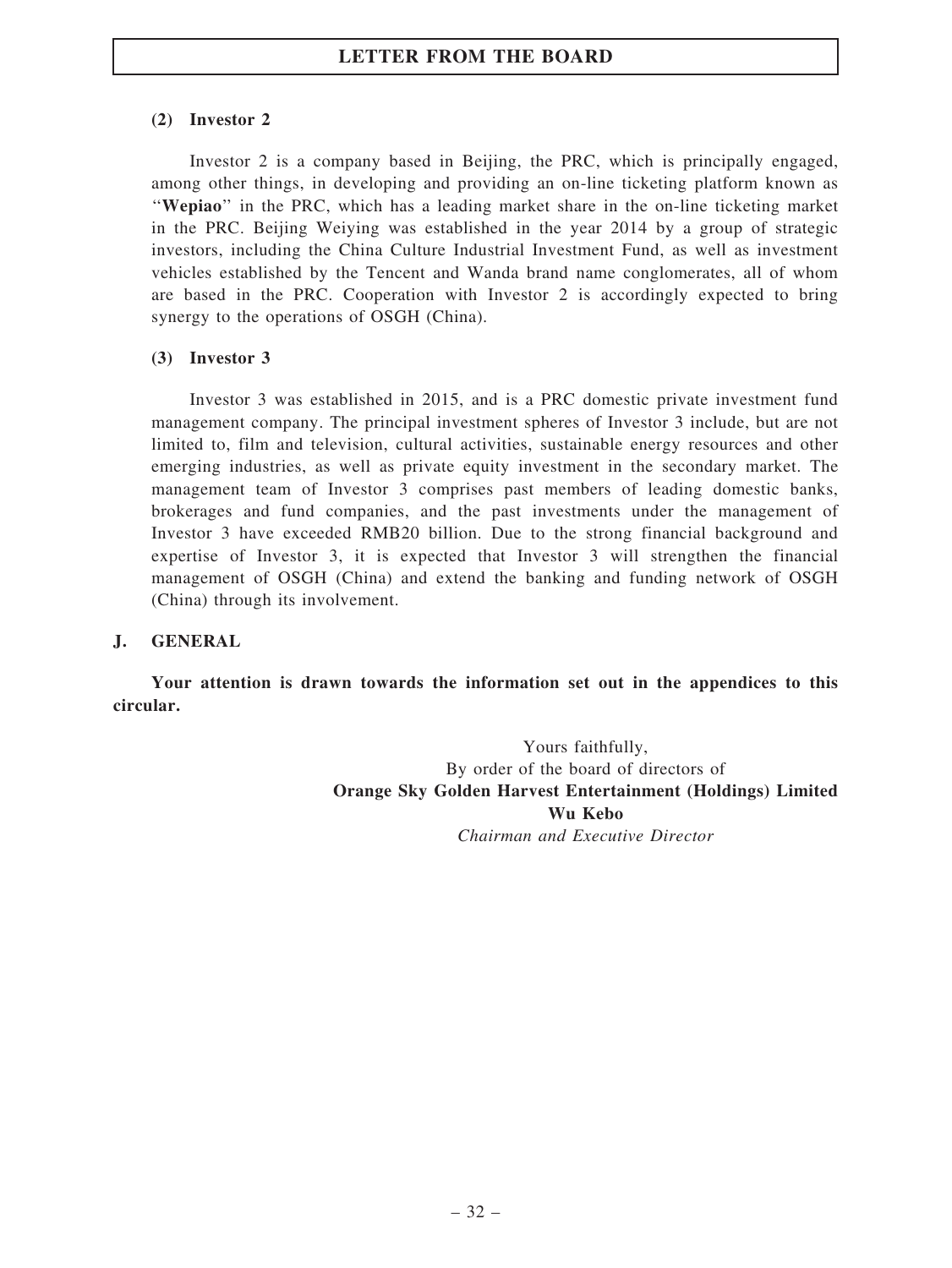#### (2) Investor 2

Investor 2 is a company based in Beijing, the PRC, which is principally engaged, among other things, in developing and providing an on-line ticketing platform known as "**Wepiao**" in the PRC, which has a leading market share in the on-line ticketing market in the PRC. Beijing Weiying was established in the year 2014 by a group of strategic investors, including the China Culture Industrial Investment Fund, as well as investment vehicles established by the Tencent and Wanda brand name conglomerates, all of whom are based in the PRC. Cooperation with Investor 2 is accordingly expected to bring synergy to the operations of OSGH (China).

#### (3) Investor 3

Investor 3 was established in 2015, and is a PRC domestic private investment fund management company. The principal investment spheres of Investor 3 include, but are not limited to, film and television, cultural activities, sustainable energy resources and other emerging industries, as well as private equity investment in the secondary market. The management team of Investor 3 comprises past members of leading domestic banks, brokerages and fund companies, and the past investments under the management of Investor 3 have exceeded RMB20 billion. Due to the strong financial background and expertise of Investor 3, it is expected that Investor 3 will strengthen the financial management of OSGH (China) and extend the banking and funding network of OSGH (China) through its involvement.

### J. GENERAL

**Your attention is drawn towards the information set out in the appendices to this circular.**

Yours faithfully,
By order of the board of directors of
**Orange Sky Golden Harvest Entertainment (Holdings) Limited**
**Wu Kebo**
*Chairman and Executive Director*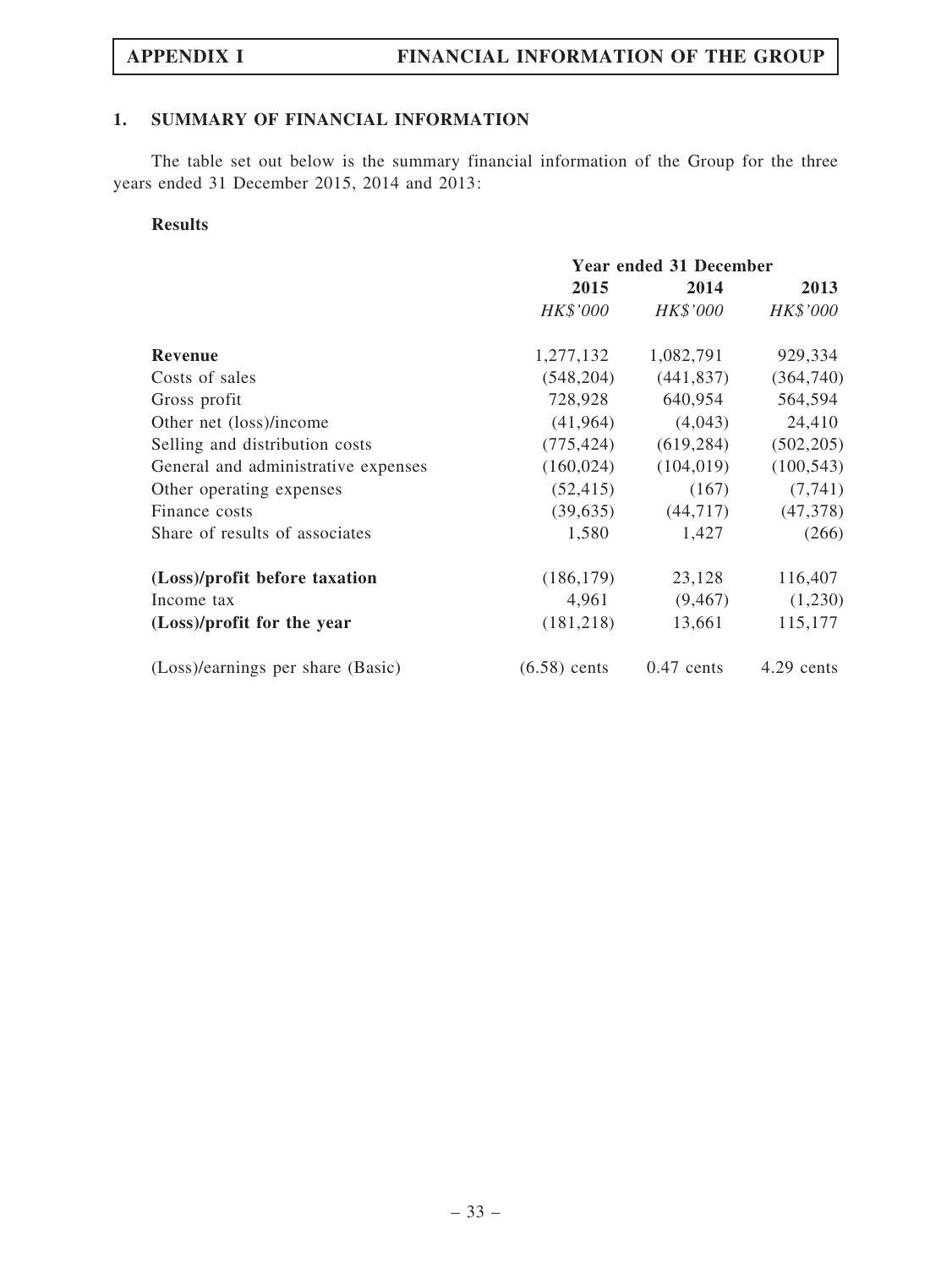## 1. SUMMARY OF FINANCIAL INFORMATION

The table set out below is the summary financial information of the Group for the three years ended 31 December 2015, 2014 and 2013:

**Results**

| | Year ended 31 December | | |
|---|---|---|---|
| | **2015** | **2014** | **2013** |
| | *HK$'000* | *HK$'000* | *HK$'000* |
| **Revenue** | 1,277,132 | 1,082,791 | 929,334 |
| Costs of sales | (548,204) | (441,837) | (364,740) |
| Gross profit | 728,928 | 640,954 | 564,594 |
| Other net (loss)/income | (41,964) | (4,043) | 24,410 |
| Selling and distribution costs | (775,424) | (619,284) | (502,205) |
| General and administrative expenses | (160,024) | (104,019) | (100,543) |
| Other operating expenses | (52,415) | (167) | (7,741) |
| Finance costs | (39,635) | (44,717) | (47,378) |
| Share of results of associates | 1,580 | 1,427 | (266) |
| **(Loss)/profit before taxation** | (186,179) | 23,128 | 116,407 |
| Income tax | 4,961 | (9,467) | (1,230) |
| **(Loss)/profit for the year** | (181,218) | 13,661 | 115,177 |
| (Loss)/earnings per share (Basic) | (6.58) cents | 0.47 cents | 4.29 cents |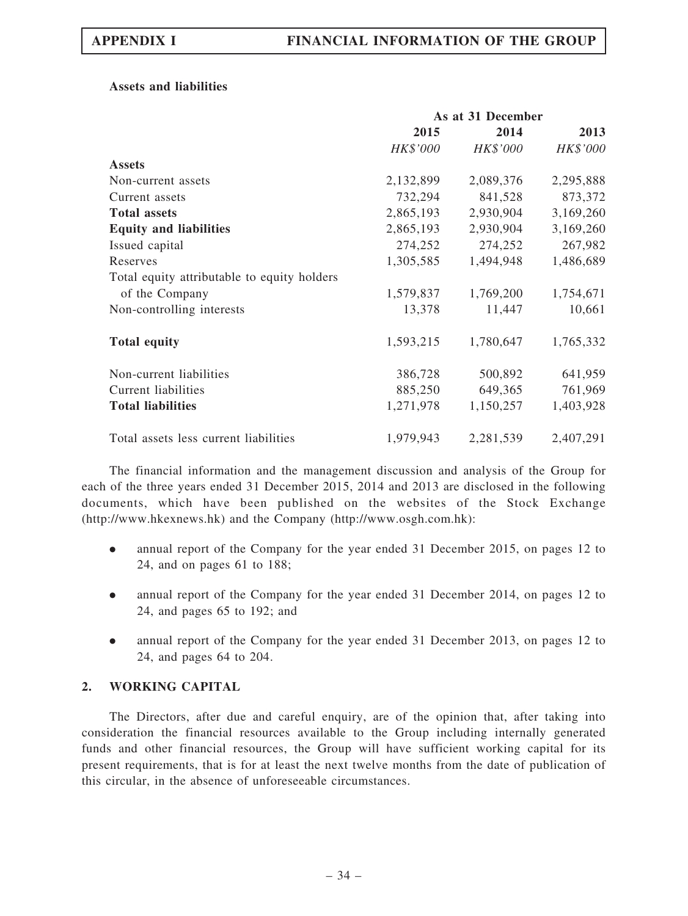### Assets and liabilities

| | As at 31 December | | |
|---|---|---|---|
| | 2015 | 2014 | 2013 |
| | *HK$'000* | *HK$'000* | *HK$'000* |
| **Assets** | | | |
| Non-current assets | 2,132,899 | 2,089,376 | 2,295,888 |
| Current assets | 732,294 | 841,528 | 873,372 |
| **Total assets** | 2,865,193 | 2,930,904 | 3,169,260 |
| **Equity and liabilities** | 2,865,193 | 2,930,904 | 3,169,260 |
| Issued capital | 274,252 | 274,252 | 267,982 |
| Reserves | 1,305,585 | 1,494,948 | 1,486,689 |
| Total equity attributable to equity holders of the Company | 1,579,837 | 1,769,200 | 1,754,671 |
| Non-controlling interests | 13,378 | 11,447 | 10,661 |
| **Total equity** | 1,593,215 | 1,780,647 | 1,765,332 |
| Non-current liabilities | 386,728 | 500,892 | 641,959 |
| Current liabilities | 885,250 | 649,365 | 761,969 |
| **Total liabilities** | 1,271,978 | 1,150,257 | 1,403,928 |
| Total assets less current liabilities | 1,979,943 | 2,281,539 | 2,407,291 |

The financial information and the management discussion and analysis of the Group for each of the three years ended 31 December 2015, 2014 and 2013 are disclosed in the following documents, which have been published on the websites of the Stock Exchange (http://www.hkexnews.hk) and the Company (http://www.osgh.com.hk):

- annual report of the Company for the year ended 31 December 2015, on pages 12 to 24, and on pages 61 to 188;
- annual report of the Company for the year ended 31 December 2014, on pages 12 to 24, and pages 65 to 192; and
- annual report of the Company for the year ended 31 December 2013, on pages 12 to 24, and pages 64 to 204.

## 2. WORKING CAPITAL

The Directors, after due and careful enquiry, are of the opinion that, after taking into consideration the financial resources available to the Group including internally generated funds and other financial resources, the Group will have sufficient working capital for its present requirements, that is for at least the next twelve months from the date of publication of this circular, in the absence of unforeseeable circumstances.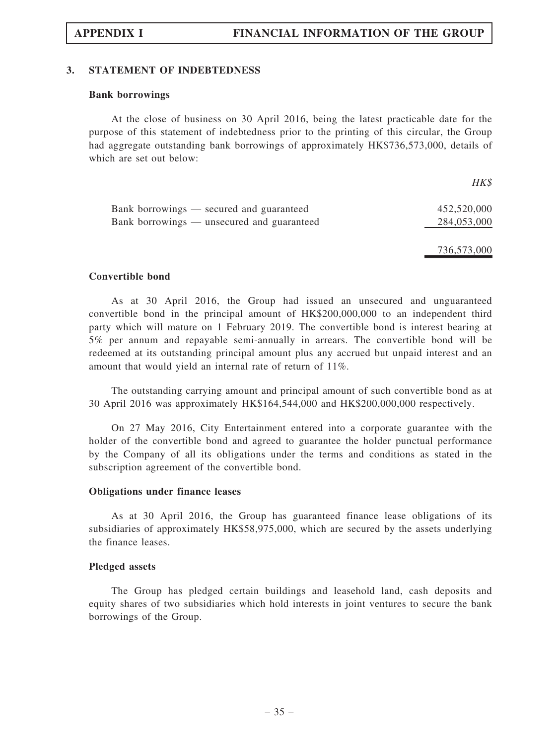## 3. STATEMENT OF INDEBTEDNESS

### Bank borrowings

At the close of business on 30 April 2016, being the latest practicable date for the purpose of this statement of indebtedness prior to the printing of this circular, the Group had aggregate outstanding bank borrowings of approximately HK$736,573,000, details of which are set out below:

| | *HK$* |
|---|---|
| Bank borrowings — secured and guaranteed | 452,520,000 |
| Bank borrowings — unsecured and guaranteed | 284,053,000 |
| | 736,573,000 |

### Convertible bond

As at 30 April 2016, the Group had issued an unsecured and unguaranteed convertible bond in the principal amount of HK$200,000,000 to an independent third party which will mature on 1 February 2019. The convertible bond is interest bearing at 5% per annum and repayable semi-annually in arrears. The convertible bond will be redeemed at its outstanding principal amount plus any accrued but unpaid interest and an amount that would yield an internal rate of return of 11%.

The outstanding carrying amount and principal amount of such convertible bond as at 30 April 2016 was approximately HK$164,544,000 and HK$200,000,000 respectively.

On 27 May 2016, City Entertainment entered into a corporate guarantee with the holder of the convertible bond and agreed to guarantee the holder punctual performance by the Company of all its obligations under the terms and conditions as stated in the subscription agreement of the convertible bond.

### Obligations under finance leases

As at 30 April 2016, the Group has guaranteed finance lease obligations of its subsidiaries of approximately HK$58,975,000, which are secured by the assets underlying the finance leases.

### Pledged assets

The Group has pledged certain buildings and leasehold land, cash deposits and equity shares of two subsidiaries which hold interests in joint ventures to secure the bank borrowings of the Group.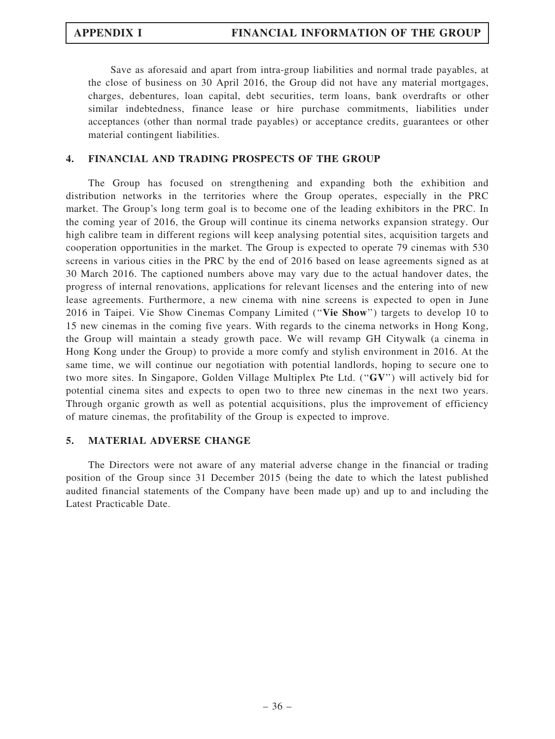Save as aforesaid and apart from intra-group liabilities and normal trade payables, at the close of business on 30 April 2016, the Group did not have any material mortgages, charges, debentures, loan capital, debt securities, term loans, bank overdrafts or other similar indebtedness, finance lease or hire purchase commitments, liabilities under acceptances (other than normal trade payables) or acceptance credits, guarantees or other material contingent liabilities.

## 4. FINANCIAL AND TRADING PROSPECTS OF THE GROUP

The Group has focused on strengthening and expanding both the exhibition and distribution networks in the territories where the Group operates, especially in the PRC market. The Group's long term goal is to become one of the leading exhibitors in the PRC. In the coming year of 2016, the Group will continue its cinema networks expansion strategy. Our high calibre team in different regions will keep analysing potential sites, acquisition targets and cooperation opportunities in the market. The Group is expected to operate 79 cinemas with 530 screens in various cities in the PRC by the end of 2016 based on lease agreements signed as at 30 March 2016. The captioned numbers above may vary due to the actual handover dates, the progress of internal renovations, applications for relevant licenses and the entering into of new lease agreements. Furthermore, a new cinema with nine screens is expected to open in June 2016 in Taipei. Vie Show Cinemas Company Limited ("**Vie Show**") targets to develop 10 to 15 new cinemas in the coming five years. With regards to the cinema networks in Hong Kong, the Group will maintain a steady growth pace. We will revamp GH Citywalk (a cinema in Hong Kong under the Group) to provide a more comfy and stylish environment in 2016. At the same time, we will continue our negotiation with potential landlords, hoping to secure one to two more sites. In Singapore, Golden Village Multiplex Pte Ltd. ("**GV**") will actively bid for potential cinema sites and expects to open two to three new cinemas in the next two years. Through organic growth as well as potential acquisitions, plus the improvement of efficiency of mature cinemas, the profitability of the Group is expected to improve.

## 5. MATERIAL ADVERSE CHANGE

The Directors were not aware of any material adverse change in the financial or trading position of the Group since 31 December 2015 (being the date to which the latest published audited financial statements of the Company have been made up) and up to and including the Latest Practicable Date.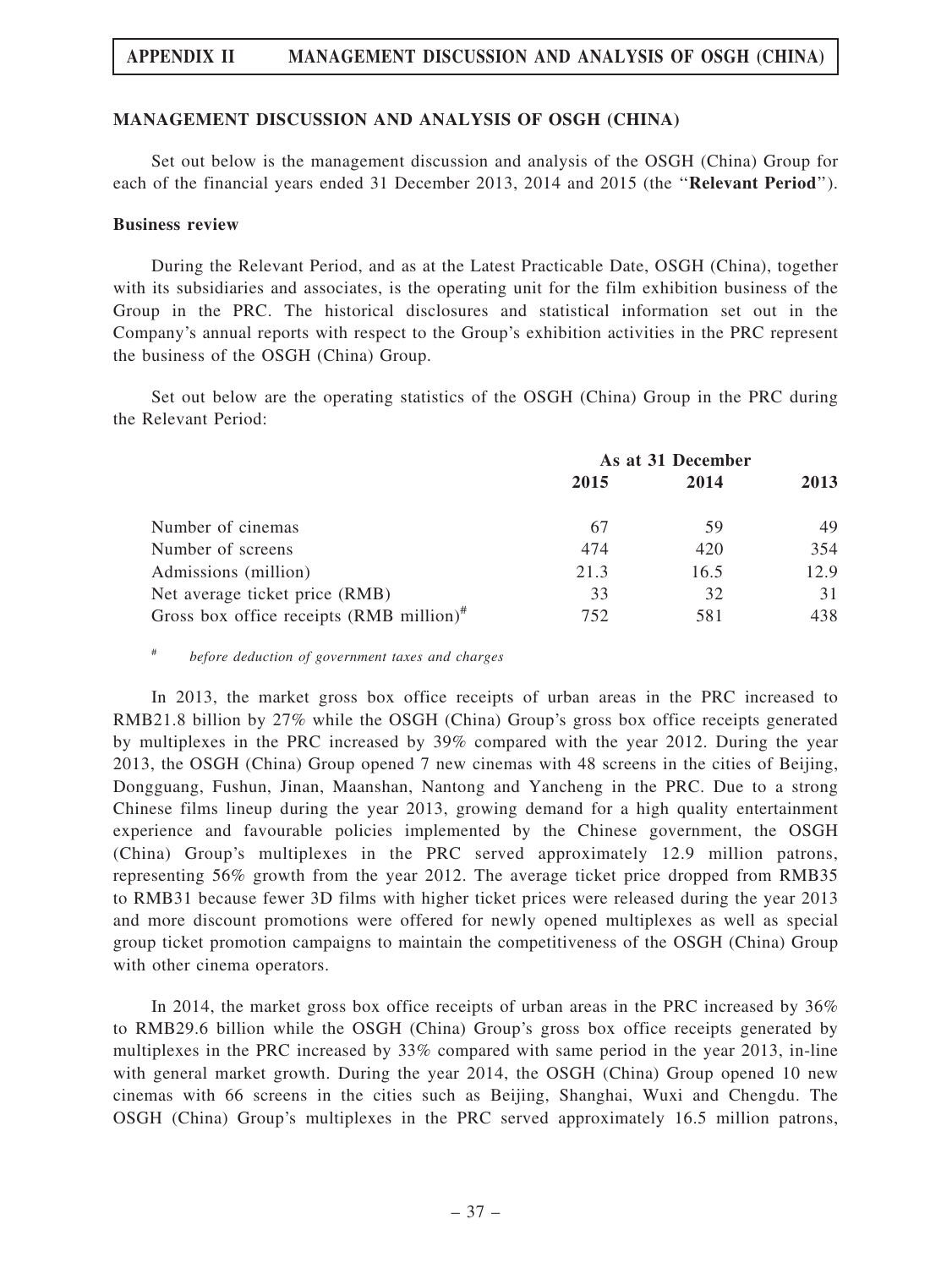## MANAGEMENT DISCUSSION AND ANALYSIS OF OSGH (CHINA)

Set out below is the management discussion and analysis of the OSGH (China) Group for each of the financial years ended 31 December 2013, 2014 and 2015 (the "**Relevant Period**").

### Business review

During the Relevant Period, and as at the Latest Practicable Date, OSGH (China), together with its subsidiaries and associates, is the operating unit for the film exhibition business of the Group in the PRC. The historical disclosures and statistical information set out in the Company's annual reports with respect to the Group's exhibition activities in the PRC represent the business of the OSGH (China) Group.

Set out below are the operating statistics of the OSGH (China) Group in the PRC during the Relevant Period:

| | As at 31 December | | |
|---|---|---|---|
| | 2015 | 2014 | 2013 |
| Number of cinemas | 67 | 59 | 49 |
| Number of screens | 474 | 420 | 354 |
| Admissions (million) | 21.3 | 16.5 | 12.9 |
| Net average ticket price (RMB) | 33 | 32 | 31 |
| Gross box office receipts (RMB million)# | 752 | 581 | 438 |

# *before deduction of government taxes and charges*

In 2013, the market gross box office receipts of urban areas in the PRC increased to RMB21.8 billion by 27% while the OSGH (China) Group's gross box office receipts generated by multiplexes in the PRC increased by 39% compared with the year 2012. During the year 2013, the OSGH (China) Group opened 7 new cinemas with 48 screens in the cities of Beijing, Dongguang, Fushun, Jinan, Maanshan, Nantong and Yancheng in the PRC. Due to a strong Chinese films lineup during the year 2013, growing demand for a high quality entertainment experience and favourable policies implemented by the Chinese government, the OSGH (China) Group's multiplexes in the PRC served approximately 12.9 million patrons, representing 56% growth from the year 2012. The average ticket price dropped from RMB35 to RMB31 because fewer 3D films with higher ticket prices were released during the year 2013 and more discount promotions were offered for newly opened multiplexes as well as special group ticket promotion campaigns to maintain the competitiveness of the OSGH (China) Group with other cinema operators.

In 2014, the market gross box office receipts of urban areas in the PRC increased by 36% to RMB29.6 billion while the OSGH (China) Group's gross box office receipts generated by multiplexes in the PRC increased by 33% compared with same period in the year 2013, in-line with general market growth. During the year 2014, the OSGH (China) Group opened 10 new cinemas with 66 screens in the cities such as Beijing, Shanghai, Wuxi and Chengdu. The OSGH (China) Group's multiplexes in the PRC served approximately 16.5 million patrons,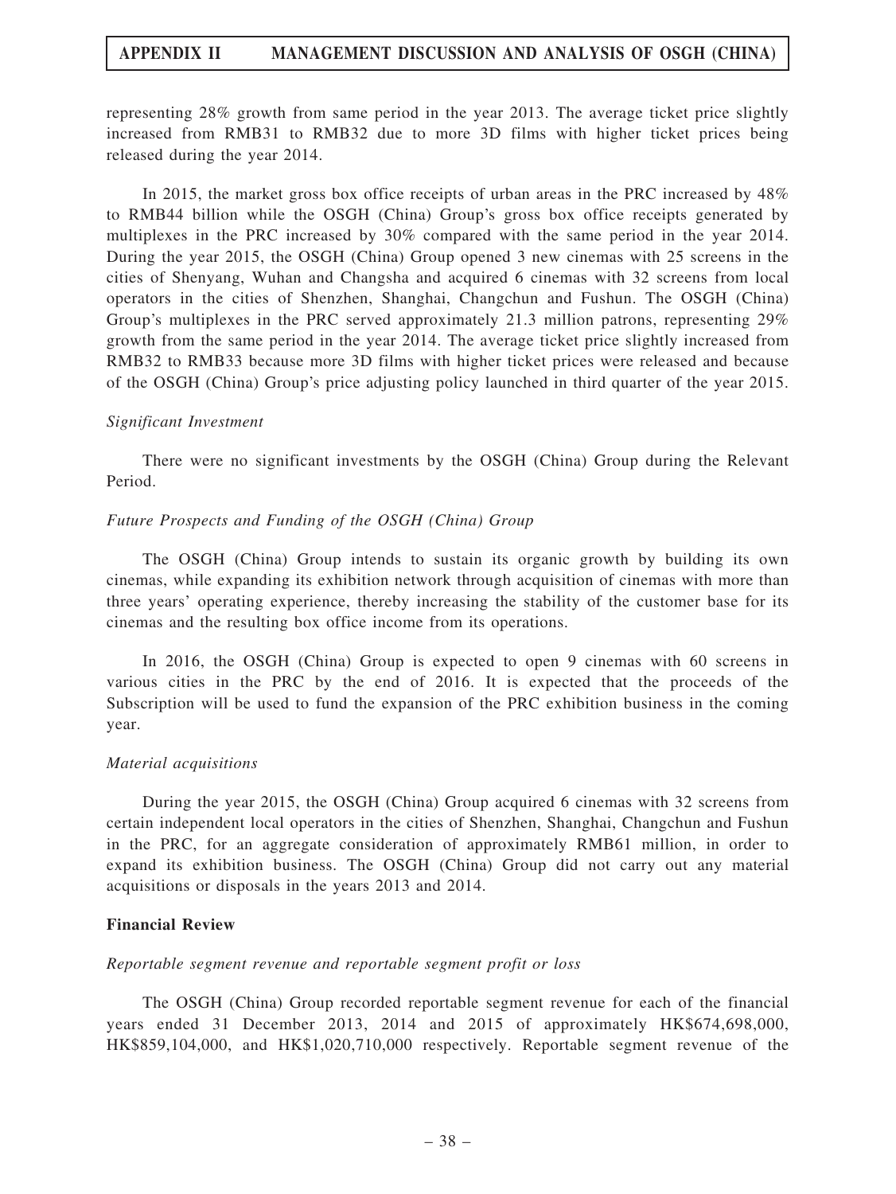representing 28% growth from same period in the year 2013. The average ticket price slightly increased from RMB31 to RMB32 due to more 3D films with higher ticket prices being released during the year 2014.

In 2015, the market gross box office receipts of urban areas in the PRC increased by 48% to RMB44 billion while the OSGH (China) Group's gross box office receipts generated by multiplexes in the PRC increased by 30% compared with the same period in the year 2014. During the year 2015, the OSGH (China) Group opened 3 new cinemas with 25 screens in the cities of Shenyang, Wuhan and Changsha and acquired 6 cinemas with 32 screens from local operators in the cities of Shenzhen, Shanghai, Changchun and Fushun. The OSGH (China) Group's multiplexes in the PRC served approximately 21.3 million patrons, representing 29% growth from the same period in the year 2014. The average ticket price slightly increased from RMB32 to RMB33 because more 3D films with higher ticket prices were released and because of the OSGH (China) Group's price adjusting policy launched in third quarter of the year 2015.

*Significant Investment*

There were no significant investments by the OSGH (China) Group during the Relevant Period.

*Future Prospects and Funding of the OSGH (China) Group*

The OSGH (China) Group intends to sustain its organic growth by building its own cinemas, while expanding its exhibition network through acquisition of cinemas with more than three years' operating experience, thereby increasing the stability of the customer base for its cinemas and the resulting box office income from its operations.

In 2016, the OSGH (China) Group is expected to open 9 cinemas with 60 screens in various cities in the PRC by the end of 2016. It is expected that the proceeds of the Subscription will be used to fund the expansion of the PRC exhibition business in the coming year.

*Material acquisitions*

During the year 2015, the OSGH (China) Group acquired 6 cinemas with 32 screens from certain independent local operators in the cities of Shenzhen, Shanghai, Changchun and Fushun in the PRC, for an aggregate consideration of approximately RMB61 million, in order to expand its exhibition business. The OSGH (China) Group did not carry out any material acquisitions or disposals in the years 2013 and 2014.

**Financial Review**

*Reportable segment revenue and reportable segment profit or loss*

The OSGH (China) Group recorded reportable segment revenue for each of the financial years ended 31 December 2013, 2014 and 2015 of approximately HK$674,698,000, HK$859,104,000, and HK$1,020,710,000 respectively. Reportable segment revenue of the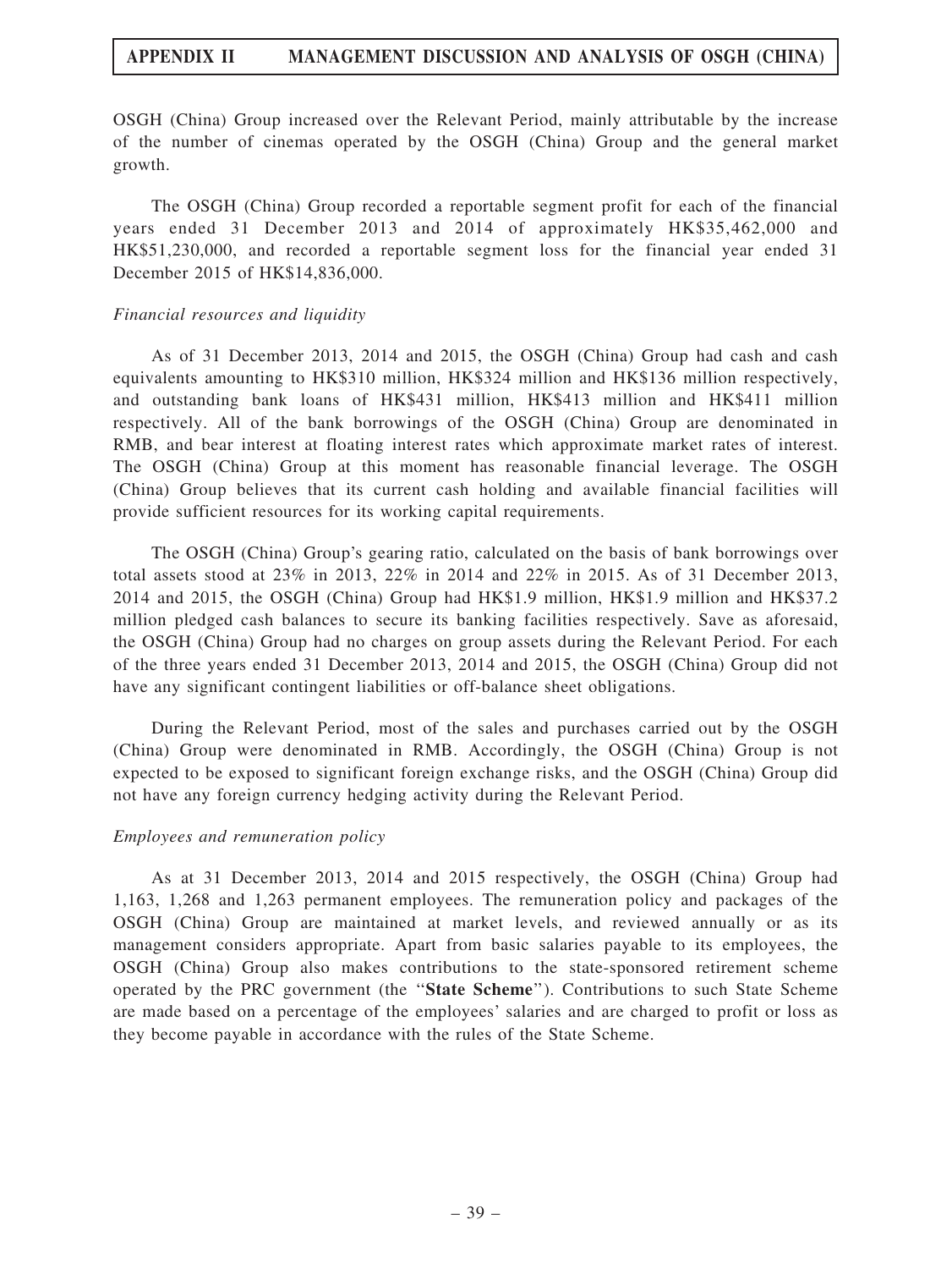OSGH (China) Group increased over the Relevant Period, mainly attributable by the increase of the number of cinemas operated by the OSGH (China) Group and the general market growth.

The OSGH (China) Group recorded a reportable segment profit for each of the financial years ended 31 December 2013 and 2014 of approximately HK$35,462,000 and HK$51,230,000, and recorded a reportable segment loss for the financial year ended 31 December 2015 of HK$14,836,000.

*Financial resources and liquidity*

As of 31 December 2013, 2014 and 2015, the OSGH (China) Group had cash and cash equivalents amounting to HK$310 million, HK$324 million and HK$136 million respectively, and outstanding bank loans of HK$431 million, HK$413 million and HK$411 million respectively. All of the bank borrowings of the OSGH (China) Group are denominated in RMB, and bear interest at floating interest rates which approximate market rates of interest. The OSGH (China) Group at this moment has reasonable financial leverage. The OSGH (China) Group believes that its current cash holding and available financial facilities will provide sufficient resources for its working capital requirements.

The OSGH (China) Group's gearing ratio, calculated on the basis of bank borrowings over total assets stood at 23% in 2013, 22% in 2014 and 22% in 2015. As of 31 December 2013, 2014 and 2015, the OSGH (China) Group had HK$1.9 million, HK$1.9 million and HK$37.2 million pledged cash balances to secure its banking facilities respectively. Save as aforesaid, the OSGH (China) Group had no charges on group assets during the Relevant Period. For each of the three years ended 31 December 2013, 2014 and 2015, the OSGH (China) Group did not have any significant contingent liabilities or off-balance sheet obligations.

During the Relevant Period, most of the sales and purchases carried out by the OSGH (China) Group were denominated in RMB. Accordingly, the OSGH (China) Group is not expected to be exposed to significant foreign exchange risks, and the OSGH (China) Group did not have any foreign currency hedging activity during the Relevant Period.

*Employees and remuneration policy*

As at 31 December 2013, 2014 and 2015 respectively, the OSGH (China) Group had 1,163, 1,268 and 1,263 permanent employees. The remuneration policy and packages of the OSGH (China) Group are maintained at market levels, and reviewed annually or as its management considers appropriate. Apart from basic salaries payable to its employees, the OSGH (China) Group also makes contributions to the state-sponsored retirement scheme operated by the PRC government (the "**State Scheme**"). Contributions to such State Scheme are made based on a percentage of the employees' salaries and are charged to profit or loss as they become payable in accordance with the rules of the State Scheme.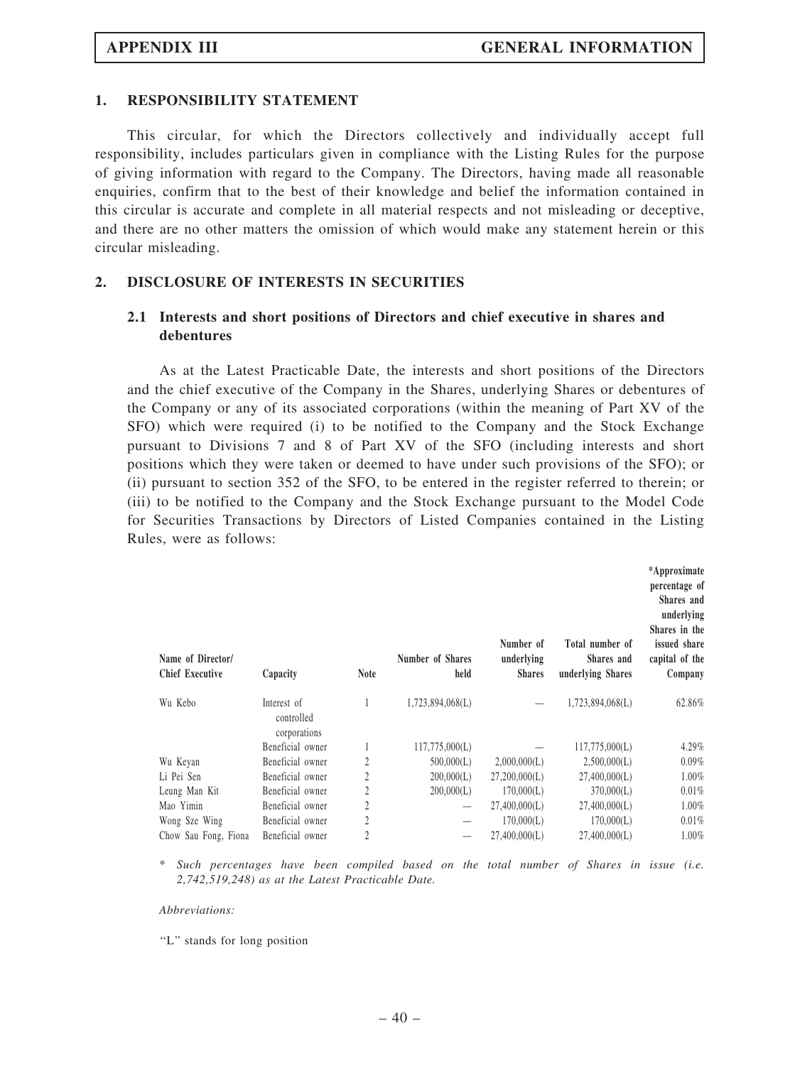## 1. RESPONSIBILITY STATEMENT

This circular, for which the Directors collectively and individually accept full responsibility, includes particulars given in compliance with the Listing Rules for the purpose of giving information with regard to the Company. The Directors, having made all reasonable enquiries, confirm that to the best of their knowledge and belief the information contained in this circular is accurate and complete in all material respects and not misleading or deceptive, and there are no other matters the omission of which would make any statement herein or this circular misleading.

## 2. DISCLOSURE OF INTERESTS IN SECURITIES

### 2.1 Interests and short positions of Directors and chief executive in shares and debentures

As at the Latest Practicable Date, the interests and short positions of the Directors and the chief executive of the Company in the Shares, underlying Shares or debentures of the Company or any of its associated corporations (within the meaning of Part XV of the SFO) which were required (i) to be notified to the Company and the Stock Exchange pursuant to Divisions 7 and 8 of Part XV of the SFO (including interests and short positions which they were taken or deemed to have under such provisions of the SFO); or (ii) pursuant to section 352 of the SFO, to be entered in the register referred to therein; or (iii) to be notified to the Company and the Stock Exchange pursuant to the Model Code for Securities Transactions by Directors of Listed Companies contained in the Listing Rules, were as follows:

| Name of Director/ Chief Executive | Capacity | Note | Number of Shares held | Number of underlying Shares | Total number of Shares and underlying Shares | *Approximate percentage of Shares and underlying Shares in the issued share capital of the Company |
|---|---|---|---|---|---|---|
| Wu Kebo | Interest of controlled corporations | 1 | 1,723,894,068(L) | — | 1,723,894,068(L) | 62.86% |
| | Beneficial owner | 1 | 117,775,000(L) | — | 117,775,000(L) | 4.29% |
| Wu Keyan | Beneficial owner | 2 | 500,000(L) | 2,000,000(L) | 2,500,000(L) | 0.09% |
| Li Pei Sen | Beneficial owner | 2 | 200,000(L) | 27,200,000(L) | 27,400,000(L) | 1.00% |
| Leung Man Kit | Beneficial owner | 2 | 200,000(L) | 170,000(L) | 370,000(L) | 0.01% |
| Mao Yimin | Beneficial owner | 2 | — | 27,400,000(L) | 27,400,000(L) | 1.00% |
| Wong Sze Wing | Beneficial owner | 2 | — | 170,000(L) | 170,000(L) | 0.01% |
| Chow Sau Fong, Fiona | Beneficial owner | 2 | — | 27,400,000(L) | 27,400,000(L) | 1.00% |

* *Such percentages have been compiled based on the total number of Shares in issue (i.e. 2,742,519,248) as at the Latest Practicable Date.*

*Abbreviations:*

"L" stands for long position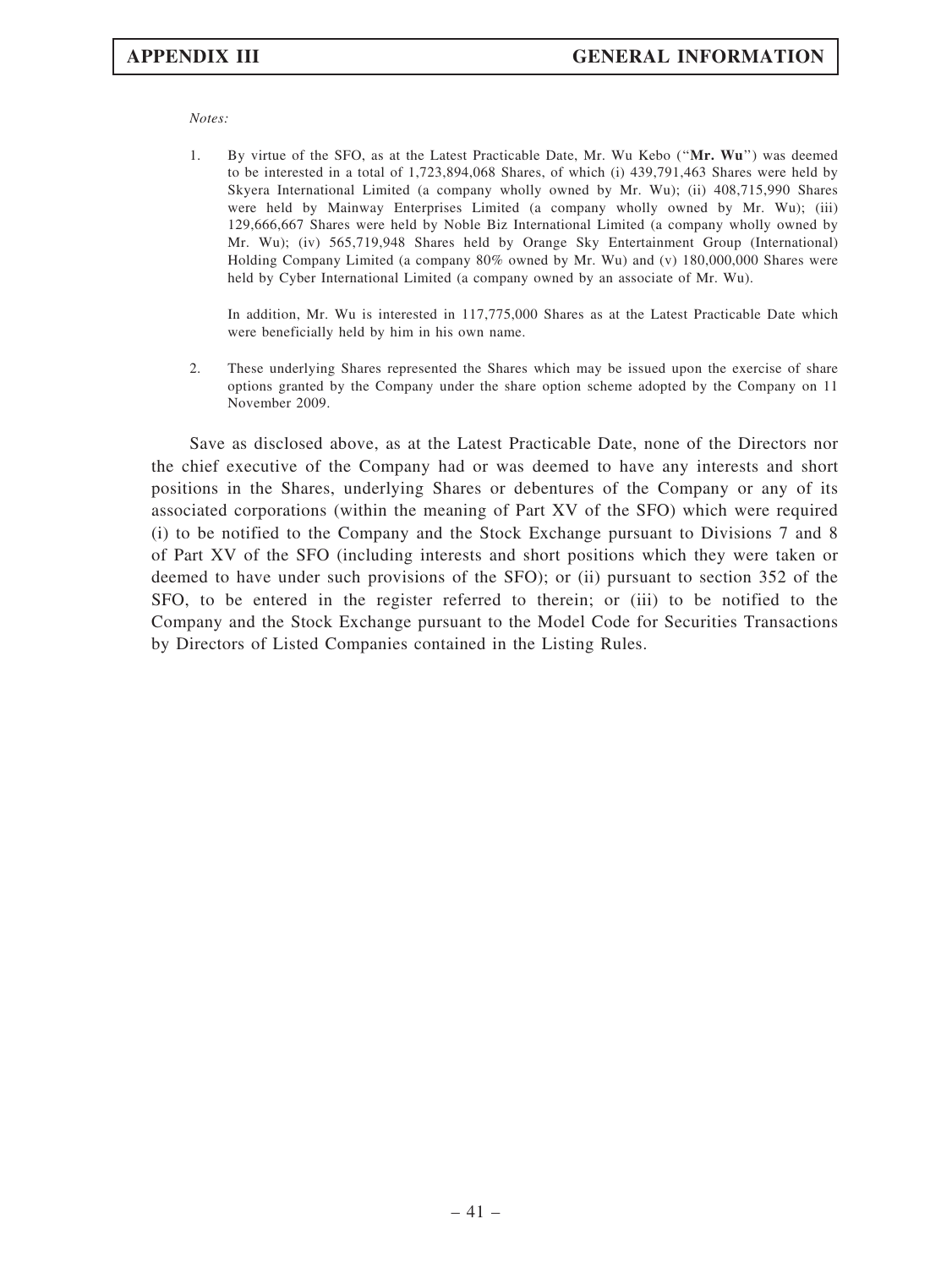*Notes:*

1. By virtue of the SFO, as at the Latest Practicable Date, Mr. Wu Kebo ("**Mr. Wu**") was deemed to be interested in a total of 1,723,894,068 Shares, of which (i) 439,791,463 Shares were held by Skyera International Limited (a company wholly owned by Mr. Wu); (ii) 408,715,990 Shares were held by Mainway Enterprises Limited (a company wholly owned by Mr. Wu); (iii) 129,666,667 Shares were held by Noble Biz International Limited (a company wholly owned by Mr. Wu); (iv) 565,719,948 Shares held by Orange Sky Entertainment Group (International) Holding Company Limited (a company 80% owned by Mr. Wu) and (v) 180,000,000 Shares were held by Cyber International Limited (a company owned by an associate of Mr. Wu).

   In addition, Mr. Wu is interested in 117,775,000 Shares as at the Latest Practicable Date which were beneficially held by him in his own name.

2. These underlying Shares represented the Shares which may be issued upon the exercise of share options granted by the Company under the share option scheme adopted by the Company on 11 November 2009.

Save as disclosed above, as at the Latest Practicable Date, none of the Directors nor the chief executive of the Company had or was deemed to have any interests and short positions in the Shares, underlying Shares or debentures of the Company or any of its associated corporations (within the meaning of Part XV of the SFO) which were required (i) to be notified to the Company and the Stock Exchange pursuant to Divisions 7 and 8 of Part XV of the SFO (including interests and short positions which they were taken or deemed to have under such provisions of the SFO); or (ii) pursuant to section 352 of the SFO, to be entered in the register referred to therein; or (iii) to be notified to the Company and the Stock Exchange pursuant to the Model Code for Securities Transactions by Directors of Listed Companies contained in the Listing Rules.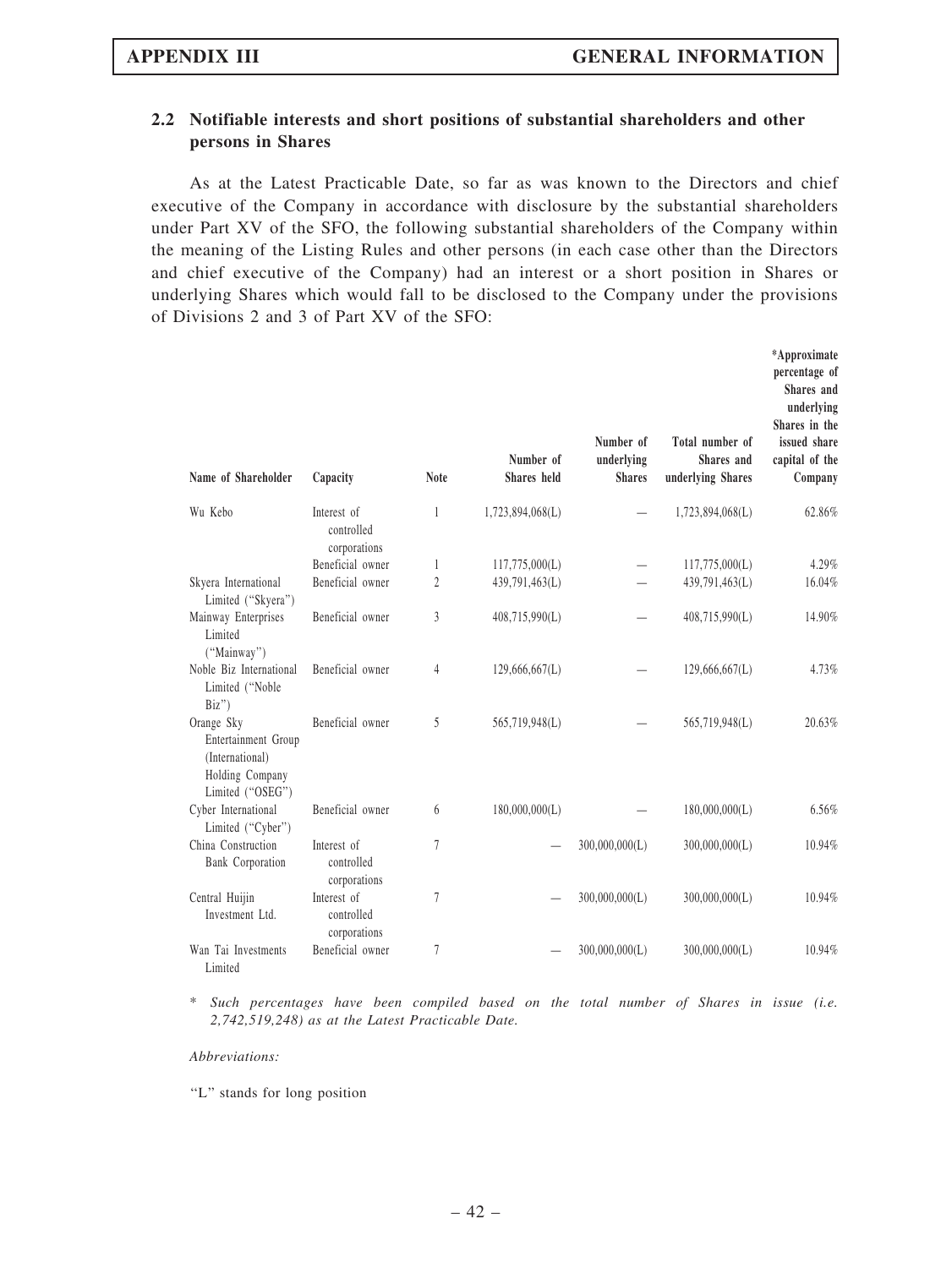## 2.2 Notifiable interests and short positions of substantial shareholders and other persons in Shares

As at the Latest Practicable Date, so far as was known to the Directors and chief executive of the Company in accordance with disclosure by the substantial shareholders under Part XV of the SFO, the following substantial shareholders of the Company within the meaning of the Listing Rules and other persons (in each case other than the Directors and chief executive of the Company) had an interest or a short position in Shares or underlying Shares which would fall to be disclosed to the Company under the provisions of Divisions 2 and 3 of Part XV of the SFO:

| Name of Shareholder | Capacity | Note | Number of Shares held | Number of underlying Shares | Total number of Shares and underlying Shares | *Approximate percentage of Shares and underlying Shares in the issued share capital of the Company |
|---|---|---|---|---|---|---|
| Wu Kebo | Interest of controlled corporations | 1 | 1,723,894,068(L) | — | 1,723,894,068(L) | 62.86% |
| | Beneficial owner | 1 | 117,775,000(L) | — | 117,775,000(L) | 4.29% |
| Skyera International Limited ("Skyera") | Beneficial owner | 2 | 439,791,463(L) | — | 439,791,463(L) | 16.04% |
| Mainway Enterprises Limited ("Mainway") | Beneficial owner | 3 | 408,715,990(L) | — | 408,715,990(L) | 14.90% |
| Noble Biz International Limited ("Noble Biz") | Beneficial owner | 4 | 129,666,667(L) | — | 129,666,667(L) | 4.73% |
| Orange Sky Entertainment Group (International) Holding Company Limited ("OSEG") | Beneficial owner | 5 | 565,719,948(L) | — | 565,719,948(L) | 20.63% |
| Cyber International Limited ("Cyber") | Beneficial owner | 6 | 180,000,000(L) | — | 180,000,000(L) | 6.56% |
| China Construction Bank Corporation | Interest of controlled corporations | 7 | — | 300,000,000(L) | 300,000,000(L) | 10.94% |
| Central Huijin Investment Ltd. | Interest of controlled corporations | 7 | — | 300,000,000(L) | 300,000,000(L) | 10.94% |
| Wan Tai Investments Limited | Beneficial owner | 7 | — | 300,000,000(L) | 300,000,000(L) | 10.94% |

* *Such percentages have been compiled based on the total number of Shares in issue (i.e. 2,742,519,248) as at the Latest Practicable Date.*

*Abbreviations:*

"L" stands for long position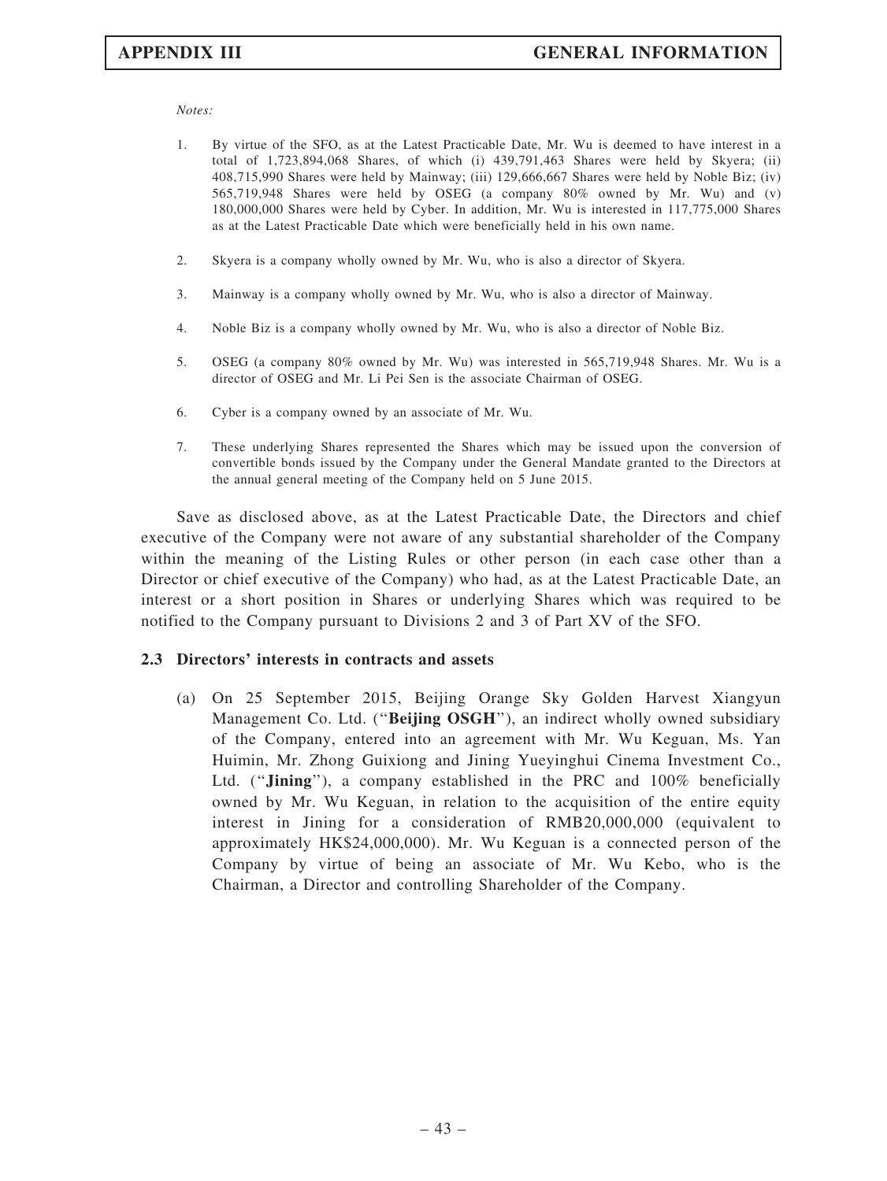*Notes:*

1. By virtue of the SFO, as at the Latest Practicable Date, Mr. Wu is deemed to have interest in a total of 1,723,894,068 Shares, of which (i) 439,791,463 Shares were held by Skyera; (ii) 408,715,990 Shares were held by Mainway; (iii) 129,666,667 Shares were held by Noble Biz; (iv) 565,719,948 Shares were held by OSEG (a company 80% owned by Mr. Wu) and (v) 180,000,000 Shares were held by Cyber. In addition, Mr. Wu is interested in 117,775,000 Shares as at the Latest Practicable Date which were beneficially held in his own name.

2. Skyera is a company wholly owned by Mr. Wu, who is also a director of Skyera.

3. Mainway is a company wholly owned by Mr. Wu, who is also a director of Mainway.

4. Noble Biz is a company wholly owned by Mr. Wu, who is also a director of Noble Biz.

5. OSEG (a company 80% owned by Mr. Wu) was interested in 565,719,948 Shares. Mr. Wu is a director of OSEG and Mr. Li Pei Sen is the associate Chairman of OSEG.

6. Cyber is a company owned by an associate of Mr. Wu.

7. These underlying Shares represented the Shares which may be issued upon the conversion of convertible bonds issued by the Company under the General Mandate granted to the Directors at the annual general meeting of the Company held on 5 June 2015.

Save as disclosed above, as at the Latest Practicable Date, the Directors and chief executive of the Company were not aware of any substantial shareholder of the Company within the meaning of the Listing Rules or other person (in each case other than a Director or chief executive of the Company) who had, as at the Latest Practicable Date, an interest or a short position in Shares or underlying Shares which was required to be notified to the Company pursuant to Divisions 2 and 3 of Part XV of the SFO.

### 2.3 Directors' interests in contracts and assets

(a) On 25 September 2015, Beijing Orange Sky Golden Harvest Xiangyun Management Co. Ltd. ("**Beijing OSGH**"), an indirect wholly owned subsidiary of the Company, entered into an agreement with Mr. Wu Keguan, Ms. Yan Huimin, Mr. Zhong Guixiong and Jining Yueyinghui Cinema Investment Co., Ltd. ("**Jining**"), a company established in the PRC and 100% beneficially owned by Mr. Wu Keguan, in relation to the acquisition of the entire equity interest in Jining for a consideration of RMB20,000,000 (equivalent to approximately HK$24,000,000). Mr. Wu Keguan is a connected person of the Company by virtue of being an associate of Mr. Wu Kebo, who is the Chairman, a Director and controlling Shareholder of the Company.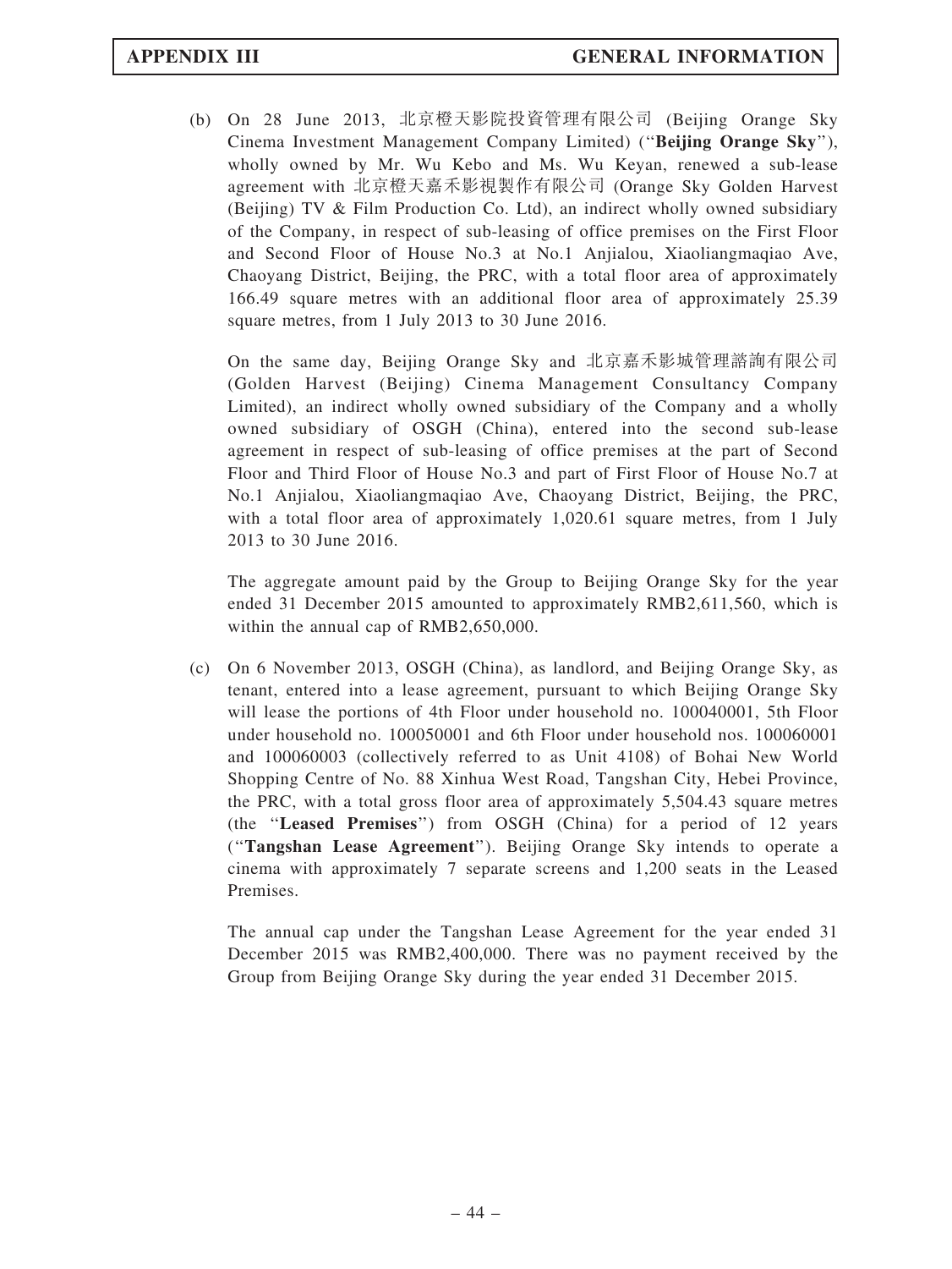(b) On 28 June 2013, 北京橙天影院投資管理有限公司 (Beijing Orange Sky Cinema Investment Management Company Limited) ("**Beijing Orange Sky**"), wholly owned by Mr. Wu Kebo and Ms. Wu Keyan, renewed a sub-lease agreement with 北京橙天嘉禾影視製作有限公司 (Orange Sky Golden Harvest (Beijing) TV & Film Production Co. Ltd), an indirect wholly owned subsidiary of the Company, in respect of sub-leasing of office premises on the First Floor and Second Floor of House No.3 at No.1 Anjialou, Xiaoliangmaqiao Ave, Chaoyang District, Beijing, the PRC, with a total floor area of approximately 166.49 square metres with an additional floor area of approximately 25.39 square metres, from 1 July 2013 to 30 June 2016.

On the same day, Beijing Orange Sky and 北京嘉禾影城管理諮詢有限公司 (Golden Harvest (Beijing) Cinema Management Consultancy Company Limited), an indirect wholly owned subsidiary of the Company and a wholly owned subsidiary of OSGH (China), entered into the second sub-lease agreement in respect of sub-leasing of office premises at the part of Second Floor and Third Floor of House No.3 and part of First Floor of House No.7 at No.1 Anjialou, Xiaoliangmaqiao Ave, Chaoyang District, Beijing, the PRC, with a total floor area of approximately 1,020.61 square metres, from 1 July 2013 to 30 June 2016.

The aggregate amount paid by the Group to Beijing Orange Sky for the year ended 31 December 2015 amounted to approximately RMB2,611,560, which is within the annual cap of RMB2,650,000.

(c) On 6 November 2013, OSGH (China), as landlord, and Beijing Orange Sky, as tenant, entered into a lease agreement, pursuant to which Beijing Orange Sky will lease the portions of 4th Floor under household no. 100040001, 5th Floor under household no. 100050001 and 6th Floor under household nos. 100060001 and 100060003 (collectively referred to as Unit 4108) of Bohai New World Shopping Centre of No. 88 Xinhua West Road, Tangshan City, Hebei Province, the PRC, with a total gross floor area of approximately 5,504.43 square metres (the "**Leased Premises**") from OSGH (China) for a period of 12 years ("**Tangshan Lease Agreement**"). Beijing Orange Sky intends to operate a cinema with approximately 7 separate screens and 1,200 seats in the Leased Premises.

The annual cap under the Tangshan Lease Agreement for the year ended 31 December 2015 was RMB2,400,000. There was no payment received by the Group from Beijing Orange Sky during the year ended 31 December 2015.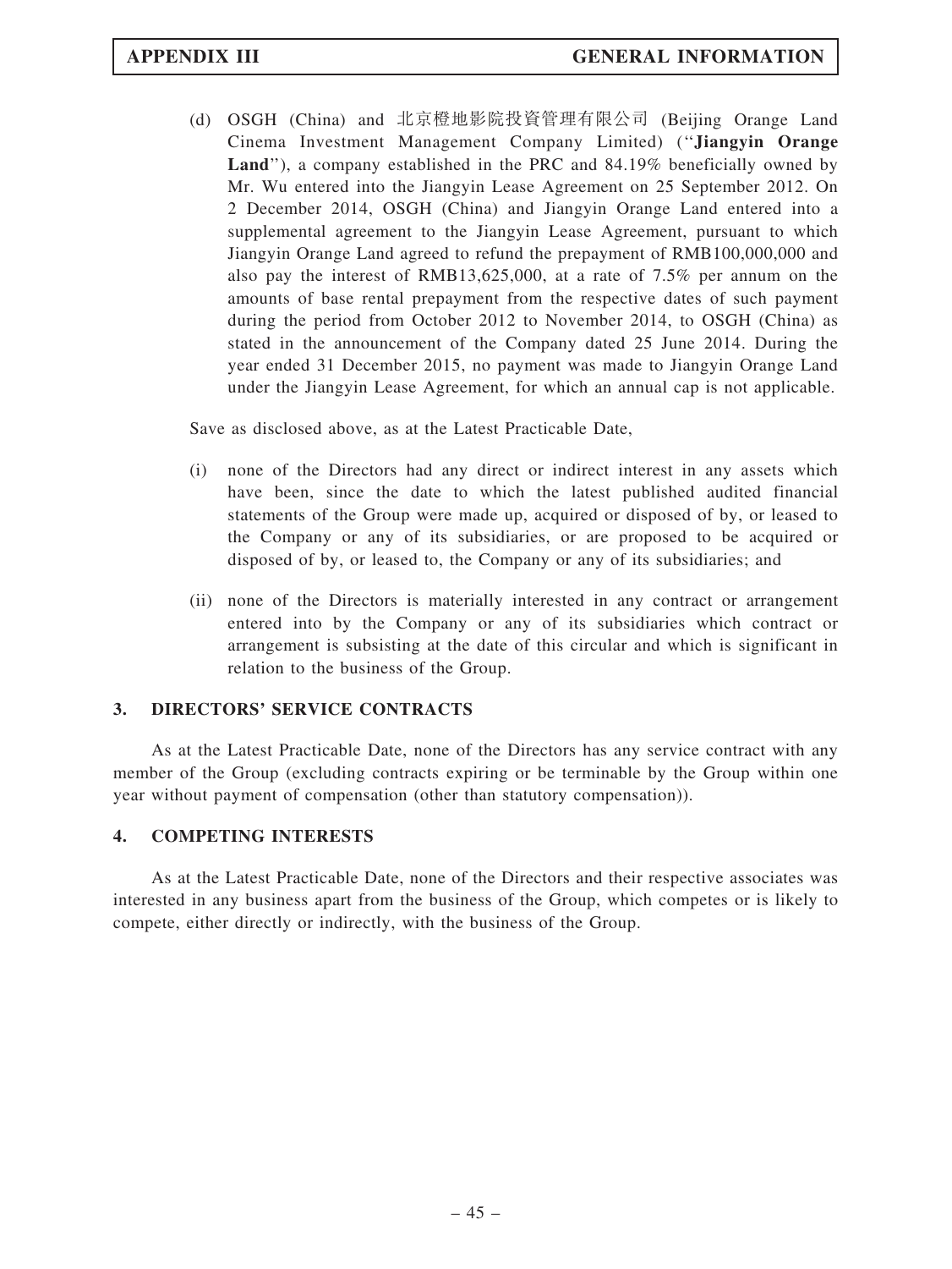(d) OSGH (China) and 北京橙地影院投資管理有限公司 (Beijing Orange Land Cinema Investment Management Company Limited) ("**Jiangyin Orange Land**"), a company established in the PRC and 84.19% beneficially owned by Mr. Wu entered into the Jiangyin Lease Agreement on 25 September 2012. On 2 December 2014, OSGH (China) and Jiangyin Orange Land entered into a supplemental agreement to the Jiangyin Lease Agreement, pursuant to which Jiangyin Orange Land agreed to refund the prepayment of RMB100,000,000 and also pay the interest of RMB13,625,000, at a rate of 7.5% per annum on the amounts of base rental prepayment from the respective dates of such payment during the period from October 2012 to November 2014, to OSGH (China) as stated in the announcement of the Company dated 25 June 2014. During the year ended 31 December 2015, no payment was made to Jiangyin Orange Land under the Jiangyin Lease Agreement, for which an annual cap is not applicable.

Save as disclosed above, as at the Latest Practicable Date,

(i) none of the Directors had any direct or indirect interest in any assets which have been, since the date to which the latest published audited financial statements of the Group were made up, acquired or disposed of by, or leased to the Company or any of its subsidiaries, or are proposed to be acquired or disposed of by, or leased to, the Company or any of its subsidiaries; and

(ii) none of the Directors is materially interested in any contract or arrangement entered into by the Company or any of its subsidiaries which contract or arrangement is subsisting at the date of this circular and which is significant in relation to the business of the Group.

## 3. DIRECTORS' SERVICE CONTRACTS

As at the Latest Practicable Date, none of the Directors has any service contract with any member of the Group (excluding contracts expiring or be terminable by the Group within one year without payment of compensation (other than statutory compensation)).

## 4. COMPETING INTERESTS

As at the Latest Practicable Date, none of the Directors and their respective associates was interested in any business apart from the business of the Group, which competes or is likely to compete, either directly or indirectly, with the business of the Group.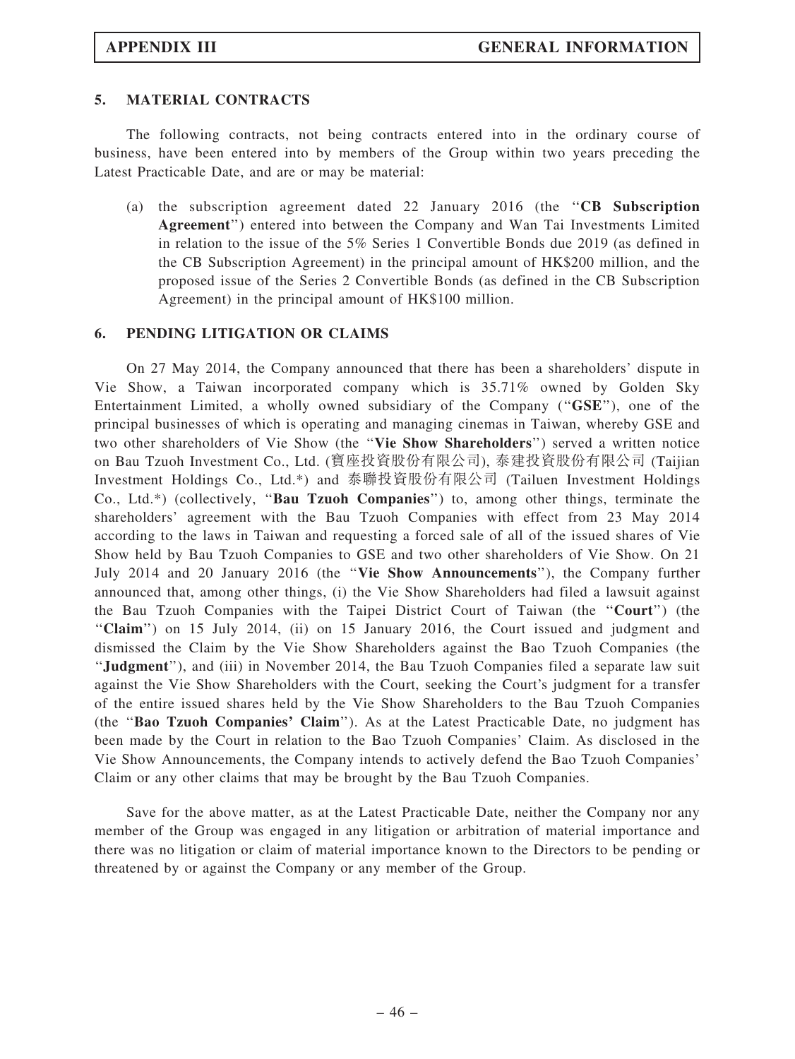## 5. MATERIAL CONTRACTS

The following contracts, not being contracts entered into in the ordinary course of business, have been entered into by members of the Group within two years preceding the Latest Practicable Date, and are or may be material:

(a) the subscription agreement dated 22 January 2016 (the "**CB Subscription Agreement**") entered into between the Company and Wan Tai Investments Limited in relation to the issue of the 5% Series 1 Convertible Bonds due 2019 (as defined in the CB Subscription Agreement) in the principal amount of HK$200 million, and the proposed issue of the Series 2 Convertible Bonds (as defined in the CB Subscription Agreement) in the principal amount of HK$100 million.

## 6. PENDING LITIGATION OR CLAIMS

On 27 May 2014, the Company announced that there has been a shareholders' dispute in Vie Show, a Taiwan incorporated company which is 35.71% owned by Golden Sky Entertainment Limited, a wholly owned subsidiary of the Company ("**GSE**"), one of the principal businesses of which is operating and managing cinemas in Taiwan, whereby GSE and two other shareholders of Vie Show (the "**Vie Show Shareholders**") served a written notice on Bau Tzuoh Investment Co., Ltd. (寶座投資股份有限公司), 泰建投資股份有限公司 (Taijian Investment Holdings Co., Ltd.*) and 泰聯投資股份有限公司 (Tailuen Investment Holdings Co., Ltd.*) (collectively, "**Bau Tzuoh Companies**") to, among other things, terminate the shareholders' agreement with the Bau Tzuoh Companies with effect from 23 May 2014 according to the laws in Taiwan and requesting a forced sale of all of the issued shares of Vie Show held by Bau Tzuoh Companies to GSE and two other shareholders of Vie Show. On 21 July 2014 and 20 January 2016 (the "**Vie Show Announcements**"), the Company further announced that, among other things, (i) the Vie Show Shareholders had filed a lawsuit against the Bau Tzuoh Companies with the Taipei District Court of Taiwan (the "**Court**") (the "**Claim**") on 15 July 2014, (ii) on 15 January 2016, the Court issued and judgment and dismissed the Claim by the Vie Show Shareholders against the Bao Tzuoh Companies (the "**Judgment**"), and (iii) in November 2014, the Bau Tzuoh Companies filed a separate law suit against the Vie Show Shareholders with the Court, seeking the Court's judgment for a transfer of the entire issued shares held by the Vie Show Shareholders to the Bau Tzuoh Companies (the "**Bao Tzuoh Companies' Claim**"). As at the Latest Practicable Date, no judgment has been made by the Court in relation to the Bao Tzuoh Companies' Claim. As disclosed in the Vie Show Announcements, the Company intends to actively defend the Bao Tzuoh Companies' Claim or any other claims that may be brought by the Bau Tzuoh Companies.

Save for the above matter, as at the Latest Practicable Date, neither the Company nor any member of the Group was engaged in any litigation or arbitration of material importance and there was no litigation or claim of material importance known to the Directors to be pending or threatened by or against the Company or any member of the Group.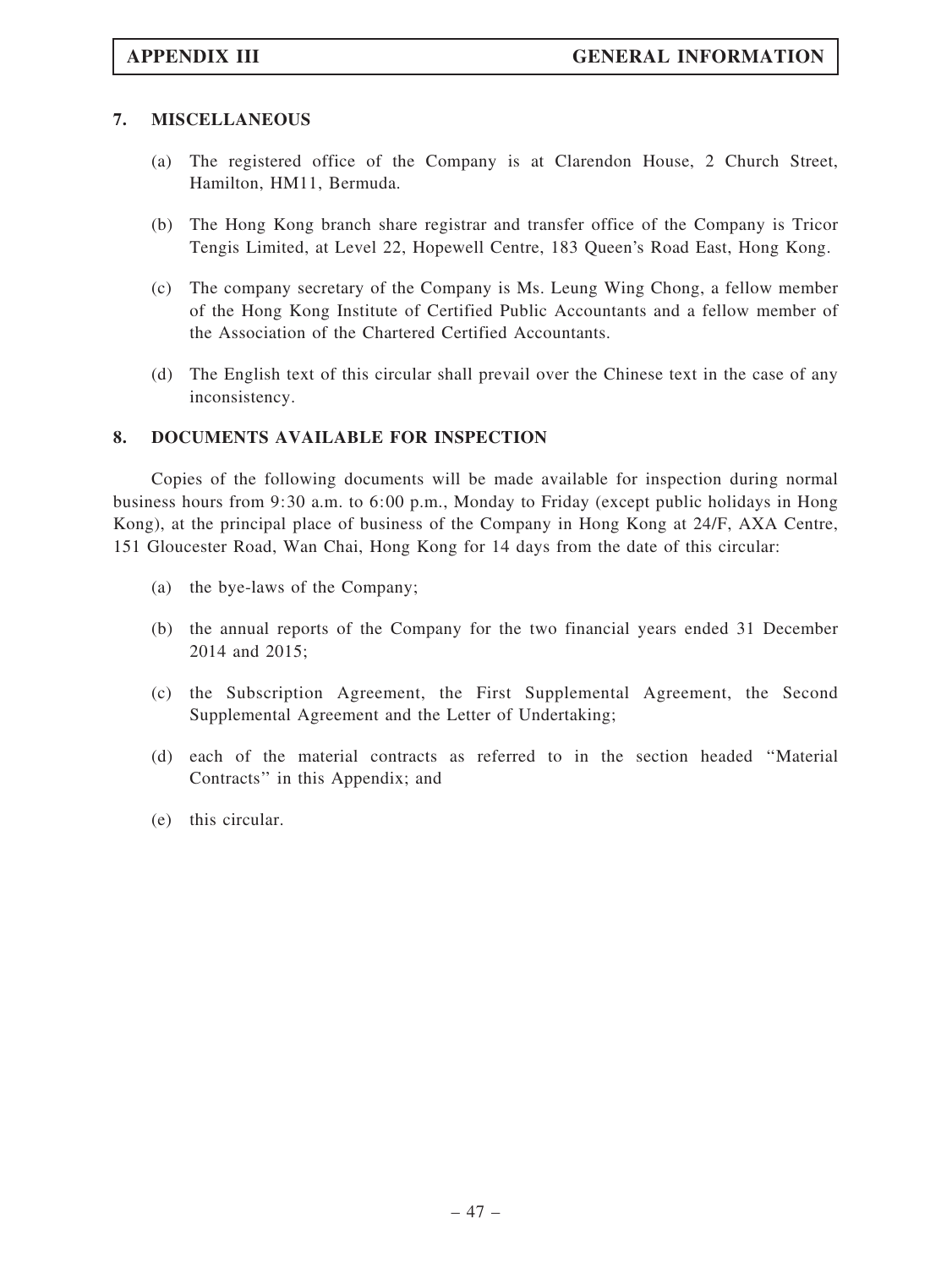## 7. MISCELLANEOUS

(a) The registered office of the Company is at Clarendon House, 2 Church Street, Hamilton, HM11, Bermuda.

(b) The Hong Kong branch share registrar and transfer office of the Company is Tricor Tengis Limited, at Level 22, Hopewell Centre, 183 Queen's Road East, Hong Kong.

(c) The company secretary of the Company is Ms. Leung Wing Chong, a fellow member of the Hong Kong Institute of Certified Public Accountants and a fellow member of the Association of the Chartered Certified Accountants.

(d) The English text of this circular shall prevail over the Chinese text in the case of any inconsistency.

## 8. DOCUMENTS AVAILABLE FOR INSPECTION

Copies of the following documents will be made available for inspection during normal business hours from 9:30 a.m. to 6:00 p.m., Monday to Friday (except public holidays in Hong Kong), at the principal place of business of the Company in Hong Kong at 24/F, AXA Centre, 151 Gloucester Road, Wan Chai, Hong Kong for 14 days from the date of this circular:

(a) the bye-laws of the Company;

(b) the annual reports of the Company for the two financial years ended 31 December 2014 and 2015;

(c) the Subscription Agreement, the First Supplemental Agreement, the Second Supplemental Agreement and the Letter of Undertaking;

(d) each of the material contracts as referred to in the section headed "Material Contracts" in this Appendix; and

(e) this circular.